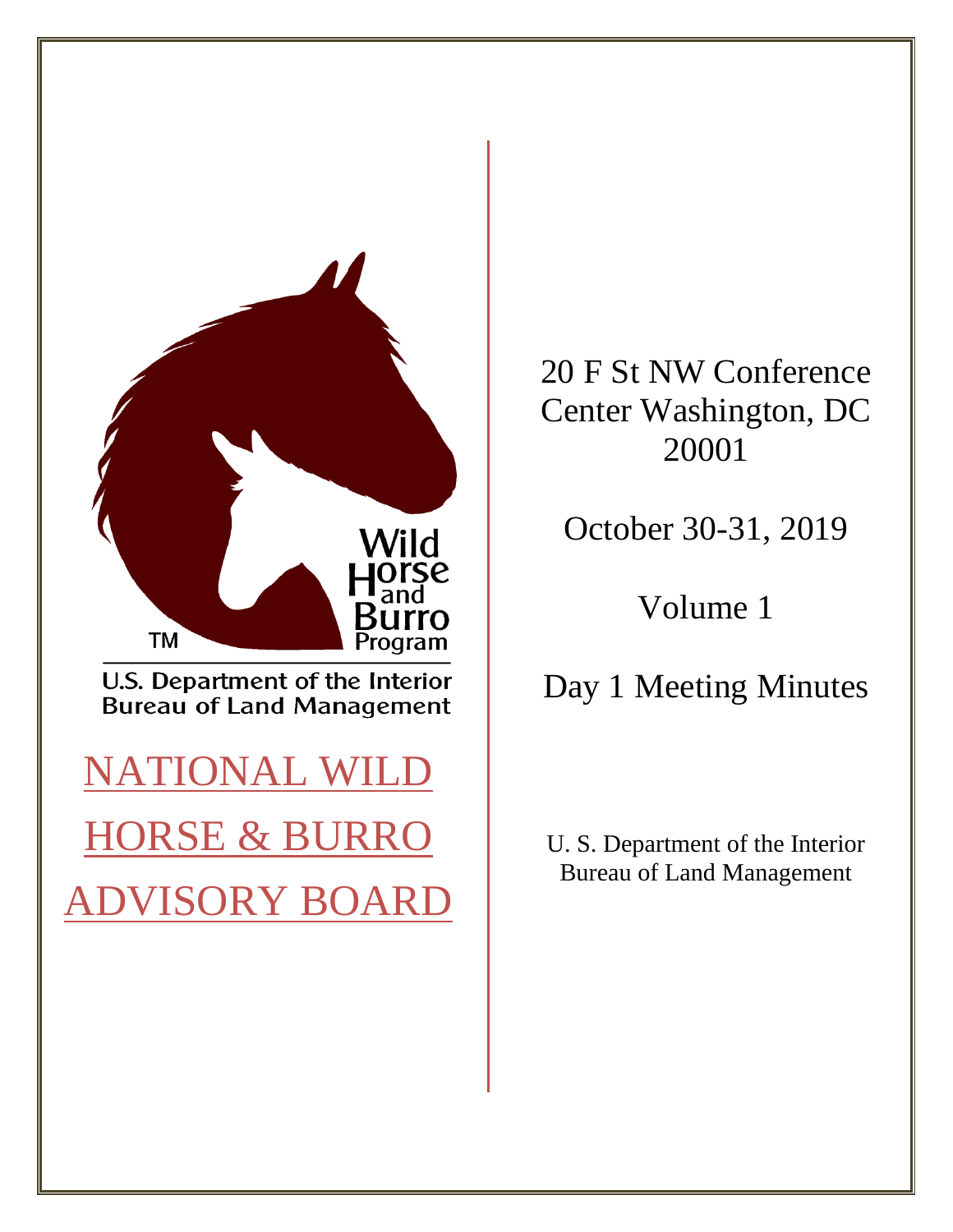Wild Horse and Burro Program

U.S. Department of the Interior
Bureau of Land Management

# NATIONAL WILD HORSE & BURRO ADVISORY BOARD

20 F St NW Conference Center Washington, DC 20001

October 30-31, 2019

Volume 1

Day 1 Meeting Minutes

U. S. Department of the Interior
Bureau of Land Management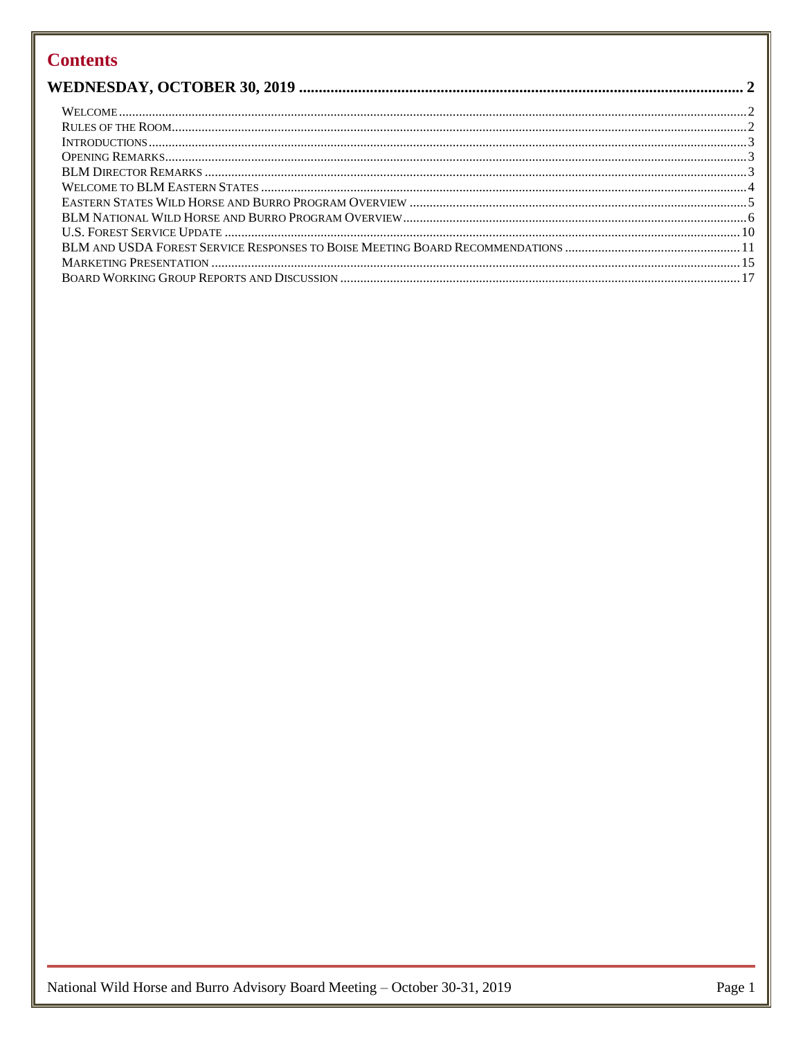# Contents

**WEDNESDAY, OCTOBER 30, 2019 .......... 2**

- WELCOME .......... 2
- RULES OF THE ROOM .......... 2
- INTRODUCTIONS .......... 3
- OPENING REMARKS .......... 3
- BLM DIRECTOR REMARKS .......... 3
- WELCOME TO BLM EASTERN STATES .......... 4
- EASTERN STATES WILD HORSE AND BURRO PROGRAM OVERVIEW .......... 5
- BLM NATIONAL WILD HORSE AND BURRO PROGRAM OVERVIEW .......... 6
- U.S. FOREST SERVICE UPDATE .......... 10
- BLM AND USDA FOREST SERVICE RESPONSES TO BOISE MEETING BOARD RECOMMENDATIONS .......... 11
- MARKETING PRESENTATION .......... 15
- BOARD WORKING GROUP REPORTS AND DISCUSSION .......... 17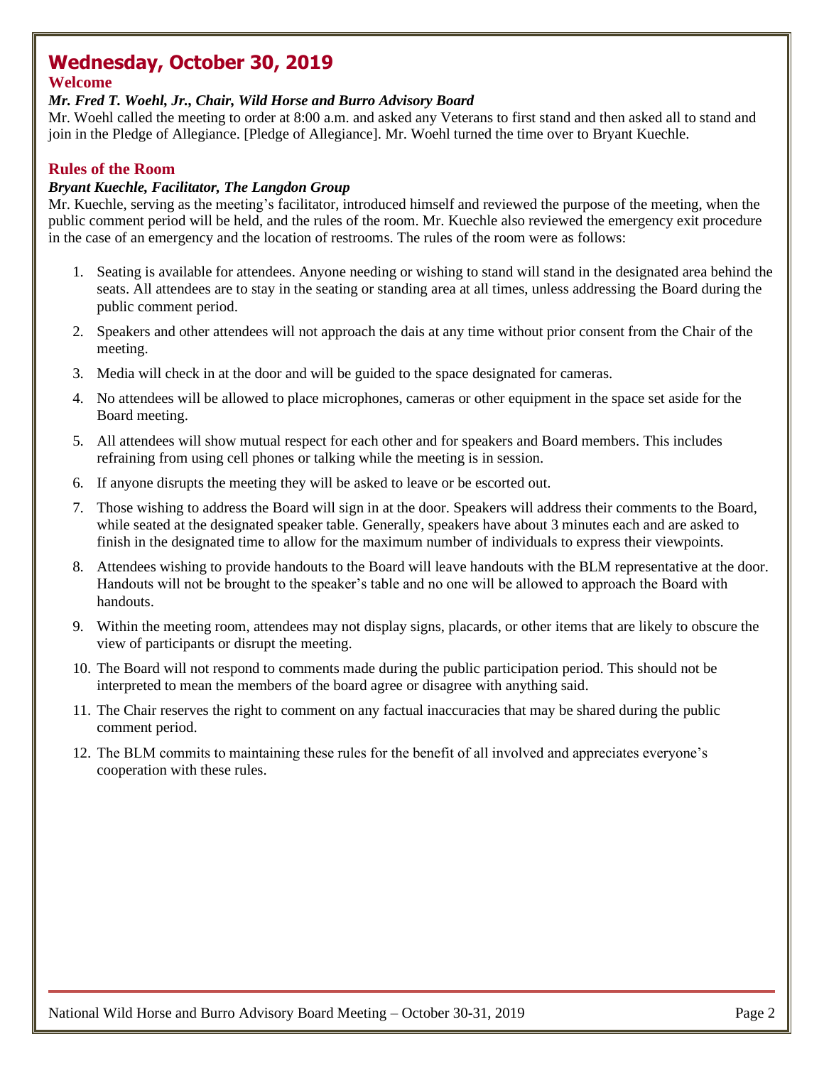# Wednesday, October 30, 2019

## Welcome

***Mr. Fred T. Woehl, Jr., Chair, Wild Horse and Burro Advisory Board***

Mr. Woehl called the meeting to order at 8:00 a.m. and asked any Veterans to first stand and then asked all to stand and join in the Pledge of Allegiance. [Pledge of Allegiance]. Mr. Woehl turned the time over to Bryant Kuechle.

## Rules of the Room

***Bryant Kuechle, Facilitator, The Langdon Group***

Mr. Kuechle, serving as the meeting's facilitator, introduced himself and reviewed the purpose of the meeting, when the public comment period will be held, and the rules of the room. Mr. Kuechle also reviewed the emergency exit procedure in the case of an emergency and the location of restrooms. The rules of the room were as follows:

1. Seating is available for attendees. Anyone needing or wishing to stand will stand in the designated area behind the seats. All attendees are to stay in the seating or standing area at all times, unless addressing the Board during the public comment period.
2. Speakers and other attendees will not approach the dais at any time without prior consent from the Chair of the meeting.
3. Media will check in at the door and will be guided to the space designated for cameras.
4. No attendees will be allowed to place microphones, cameras or other equipment in the space set aside for the Board meeting.
5. All attendees will show mutual respect for each other and for speakers and Board members. This includes refraining from using cell phones or talking while the meeting is in session.
6. If anyone disrupts the meeting they will be asked to leave or be escorted out.
7. Those wishing to address the Board will sign in at the door. Speakers will address their comments to the Board, while seated at the designated speaker table. Generally, speakers have about 3 minutes each and are asked to finish in the designated time to allow for the maximum number of individuals to express their viewpoints.
8. Attendees wishing to provide handouts to the Board will leave handouts with the BLM representative at the door. Handouts will not be brought to the speaker's table and no one will be allowed to approach the Board with handouts.
9. Within the meeting room, attendees may not display signs, placards, or other items that are likely to obscure the view of participants or disrupt the meeting.
10. The Board will not respond to comments made during the public participation period. This should not be interpreted to mean the members of the board agree or disagree with anything said.
11. The Chair reserves the right to comment on any factual inaccuracies that may be shared during the public comment period.
12. The BLM commits to maintaining these rules for the benefit of all involved and appreciates everyone's cooperation with these rules.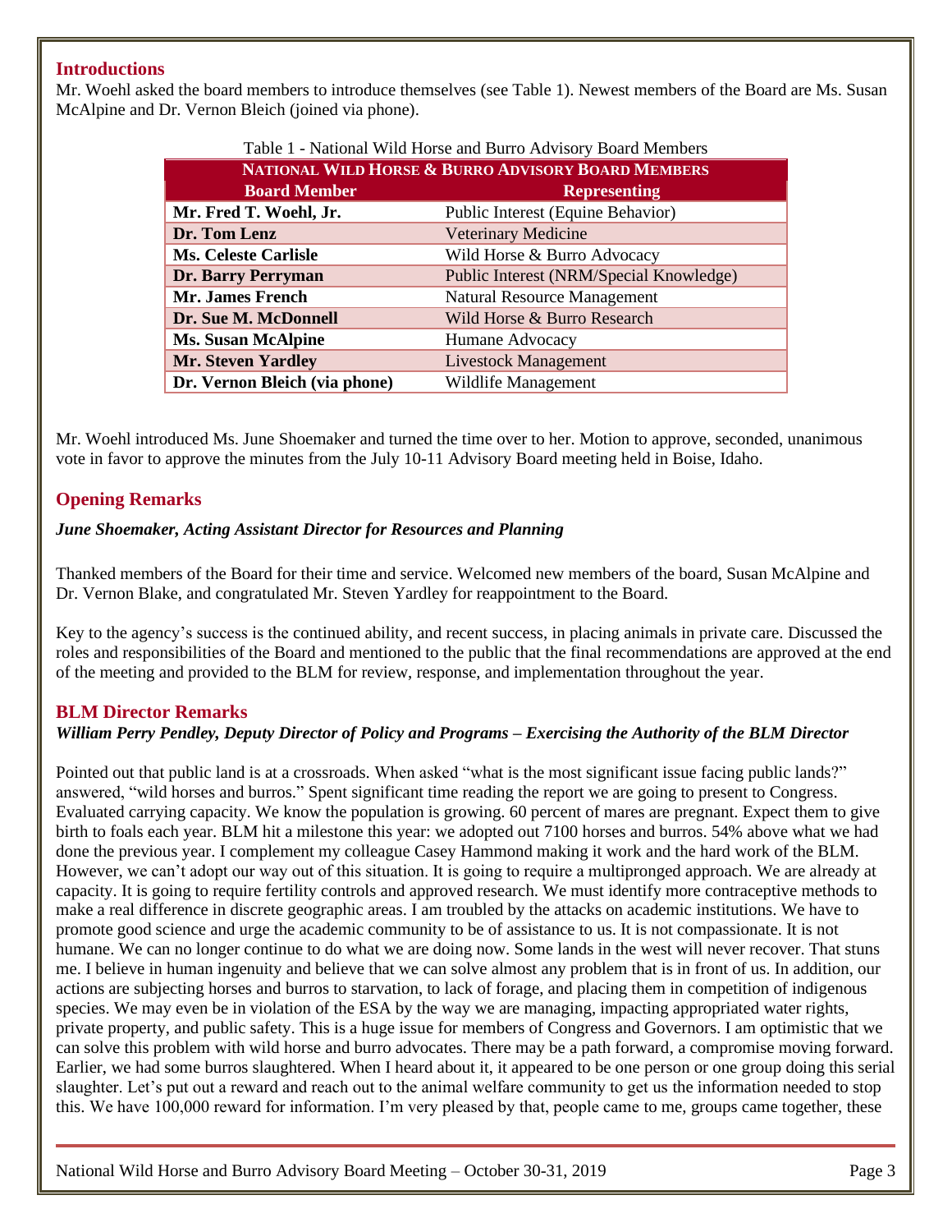## Introductions

Mr. Woehl asked the board members to introduce themselves (see Table 1). Newest members of the Board are Ms. Susan McAlpine and Dr. Vernon Bleich (joined via phone).

Table 1 - National Wild Horse and Burro Advisory Board Members

| NATIONAL WILD HORSE & BURRO ADVISORY BOARD MEMBERS | |
|---|---|
| **Board Member** | **Representing** |
| **Mr. Fred T. Woehl, Jr.** | Public Interest (Equine Behavior) |
| **Dr. Tom Lenz** | Veterinary Medicine |
| **Ms. Celeste Carlisle** | Wild Horse & Burro Advocacy |
| **Dr. Barry Perryman** | Public Interest (NRM/Special Knowledge) |
| **Mr. James French** | Natural Resource Management |
| **Dr. Sue M. McDonnell** | Wild Horse & Burro Research |
| **Ms. Susan McAlpine** | Humane Advocacy |
| **Mr. Steven Yardley** | Livestock Management |
| **Dr. Vernon Bleich (via phone)** | Wildlife Management |

Mr. Woehl introduced Ms. June Shoemaker and turned the time over to her. Motion to approve, seconded, unanimous vote in favor to approve the minutes from the July 10-11 Advisory Board meeting held in Boise, Idaho.

## Opening Remarks

***June Shoemaker, Acting Assistant Director for Resources and Planning***

Thanked members of the Board for their time and service. Welcomed new members of the board, Susan McAlpine and Dr. Vernon Blake, and congratulated Mr. Steven Yardley for reappointment to the Board.

Key to the agency's success is the continued ability, and recent success, in placing animals in private care. Discussed the roles and responsibilities of the Board and mentioned to the public that the final recommendations are approved at the end of the meeting and provided to the BLM for review, response, and implementation throughout the year.

## BLM Director Remarks

***William Perry Pendley, Deputy Director of Policy and Programs – Exercising the Authority of the BLM Director***

Pointed out that public land is at a crossroads. When asked "what is the most significant issue facing public lands?" answered, "wild horses and burros." Spent significant time reading the report we are going to present to Congress. Evaluated carrying capacity. We know the population is growing. 60 percent of mares are pregnant. Expect them to give birth to foals each year. BLM hit a milestone this year: we adopted out 7100 horses and burros. 54% above what we had done the previous year. I complement my colleague Casey Hammond making it work and the hard work of the BLM. However, we can't adopt our way out of this situation. It is going to require a multipronged approach. We are already at capacity. It is going to require fertility controls and approved research. We must identify more contraceptive methods to make a real difference in discrete geographic areas. I am troubled by the attacks on academic institutions. We have to promote good science and urge the academic community to be of assistance to us. It is not compassionate. It is not humane. We can no longer continue to do what we are doing now. Some lands in the west will never recover. That stuns me. I believe in human ingenuity and believe that we can solve almost any problem that is in front of us. In addition, our actions are subjecting horses and burros to starvation, to lack of forage, and placing them in competition of indigenous species. We may even be in violation of the ESA by the way we are managing, impacting appropriated water rights, private property, and public safety. This is a huge issue for members of Congress and Governors. I am optimistic that we can solve this problem with wild horse and burro advocates. There may be a path forward, a compromise moving forward. Earlier, we had some burros slaughtered. When I heard about it, it appeared to be one person or one group doing this serial slaughter. Let's put out a reward and reach out to the animal welfare community to get us the information needed to stop this. We have 100,000 reward for information. I'm very pleased by that, people came to me, groups came together, these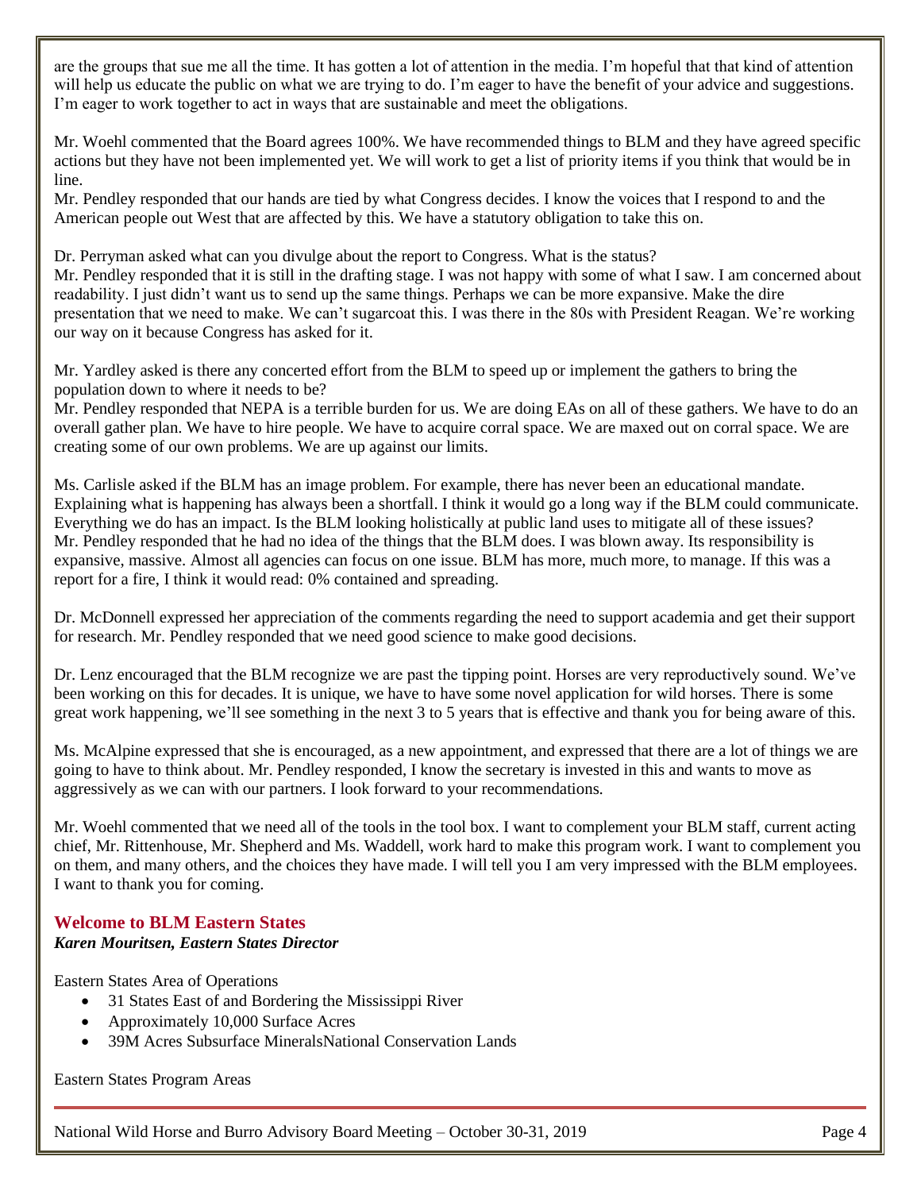are the groups that sue me all the time. It has gotten a lot of attention in the media. I'm hopeful that that kind of attention will help us educate the public on what we are trying to do. I'm eager to have the benefit of your advice and suggestions. I'm eager to work together to act in ways that are sustainable and meet the obligations.

Mr. Woehl commented that the Board agrees 100%. We have recommended things to BLM and they have agreed specific actions but they have not been implemented yet. We will work to get a list of priority items if you think that would be in line.
Mr. Pendley responded that our hands are tied by what Congress decides. I know the voices that I respond to and the American people out West that are affected by this. We have a statutory obligation to take this on.

Dr. Perryman asked what can you divulge about the report to Congress. What is the status?
Mr. Pendley responded that it is still in the drafting stage. I was not happy with some of what I saw. I am concerned about readability. I just didn't want us to send up the same things. Perhaps we can be more expansive. Make the dire presentation that we need to make. We can't sugarcoat this. I was there in the 80s with President Reagan. We're working our way on it because Congress has asked for it.

Mr. Yardley asked is there any concerted effort from the BLM to speed up or implement the gathers to bring the population down to where it needs to be?
Mr. Pendley responded that NEPA is a terrible burden for us. We are doing EAs on all of these gathers. We have to do an overall gather plan. We have to hire people. We have to acquire corral space. We are maxed out on corral space. We are creating some of our own problems. We are up against our limits.

Ms. Carlisle asked if the BLM has an image problem. For example, there has never been an educational mandate. Explaining what is happening has always been a shortfall. I think it would go a long way if the BLM could communicate. Everything we do has an impact. Is the BLM looking holistically at public land uses to mitigate all of these issues?
Mr. Pendley responded that he had no idea of the things that the BLM does. I was blown away. Its responsibility is expansive, massive. Almost all agencies can focus on one issue. BLM has more, much more, to manage. If this was a report for a fire, I think it would read: 0% contained and spreading.

Dr. McDonnell expressed her appreciation of the comments regarding the need to support academia and get their support for research. Mr. Pendley responded that we need good science to make good decisions.

Dr. Lenz encouraged that the BLM recognize we are past the tipping point. Horses are very reproductively sound. We've been working on this for decades. It is unique, we have to have some novel application for wild horses. There is some great work happening, we'll see something in the next 3 to 5 years that is effective and thank you for being aware of this.

Ms. McAlpine expressed that she is encouraged, as a new appointment, and expressed that there are a lot of things we are going to have to think about. Mr. Pendley responded, I know the secretary is invested in this and wants to move as aggressively as we can with our partners. I look forward to your recommendations.

Mr. Woehl commented that we need all of the tools in the tool box. I want to complement your BLM staff, current acting chief, Mr. Rittenhouse, Mr. Shepherd and Ms. Waddell, work hard to make this program work. I want to complement you on them, and many others, and the choices they have made. I will tell you I am very impressed with the BLM employees. I want to thank you for coming.

## Welcome to BLM Eastern States

***Karen Mouritsen, Eastern States Director***

Eastern States Area of Operations

- 31 States East of and Bordering the Mississippi River
- Approximately 10,000 Surface Acres
- 39M Acres Subsurface MineralsNational Conservation Lands

Eastern States Program Areas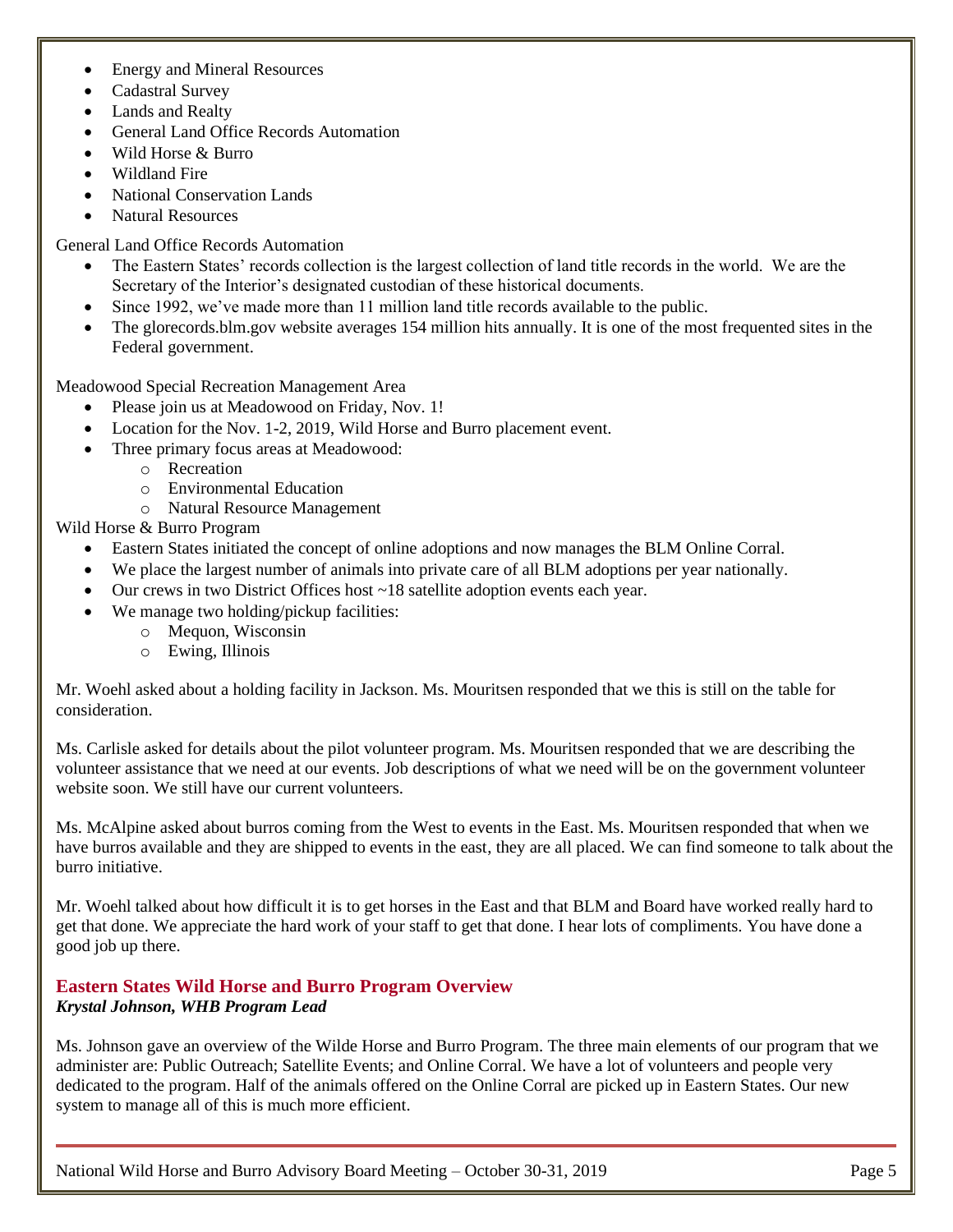- Energy and Mineral Resources
- Cadastral Survey
- Lands and Realty
- General Land Office Records Automation
- Wild Horse & Burro
- Wildland Fire
- National Conservation Lands
- Natural Resources

General Land Office Records Automation

- The Eastern States' records collection is the largest collection of land title records in the world. We are the Secretary of the Interior's designated custodian of these historical documents.
- Since 1992, we've made more than 11 million land title records available to the public.
- The glorecords.blm.gov website averages 154 million hits annually. It is one of the most frequented sites in the Federal government.

Meadowood Special Recreation Management Area

- Please join us at Meadowood on Friday, Nov. 1!
- Location for the Nov. 1-2, 2019, Wild Horse and Burro placement event.
- Three primary focus areas at Meadowood:
  - Recreation
  - Environmental Education
  - Natural Resource Management

Wild Horse & Burro Program

- Eastern States initiated the concept of online adoptions and now manages the BLM Online Corral.
- We place the largest number of animals into private care of all BLM adoptions per year nationally.
- Our crews in two District Offices host ~18 satellite adoption events each year.
- We manage two holding/pickup facilities:
  - Mequon, Wisconsin
  - Ewing, Illinois

Mr. Woehl asked about a holding facility in Jackson. Ms. Mouritsen responded that we this is still on the table for consideration.

Ms. Carlisle asked for details about the pilot volunteer program. Ms. Mouritsen responded that we are describing the volunteer assistance that we need at our events. Job descriptions of what we need will be on the government volunteer website soon. We still have our current volunteers.

Ms. McAlpine asked about burros coming from the West to events in the East. Ms. Mouritsen responded that when we have burros available and they are shipped to events in the east, they are all placed. We can find someone to talk about the burro initiative.

Mr. Woehl talked about how difficult it is to get horses in the East and that BLM and Board have worked really hard to get that done. We appreciate the hard work of your staff to get that done. I hear lots of compliments. You have done a good job up there.

## Eastern States Wild Horse and Burro Program Overview

***Krystal Johnson, WHB Program Lead***

Ms. Johnson gave an overview of the Wilde Horse and Burro Program. The three main elements of our program that we administer are: Public Outreach; Satellite Events; and Online Corral. We have a lot of volunteers and people very dedicated to the program. Half of the animals offered on the Online Corral are picked up in Eastern States. Our new system to manage all of this is much more efficient.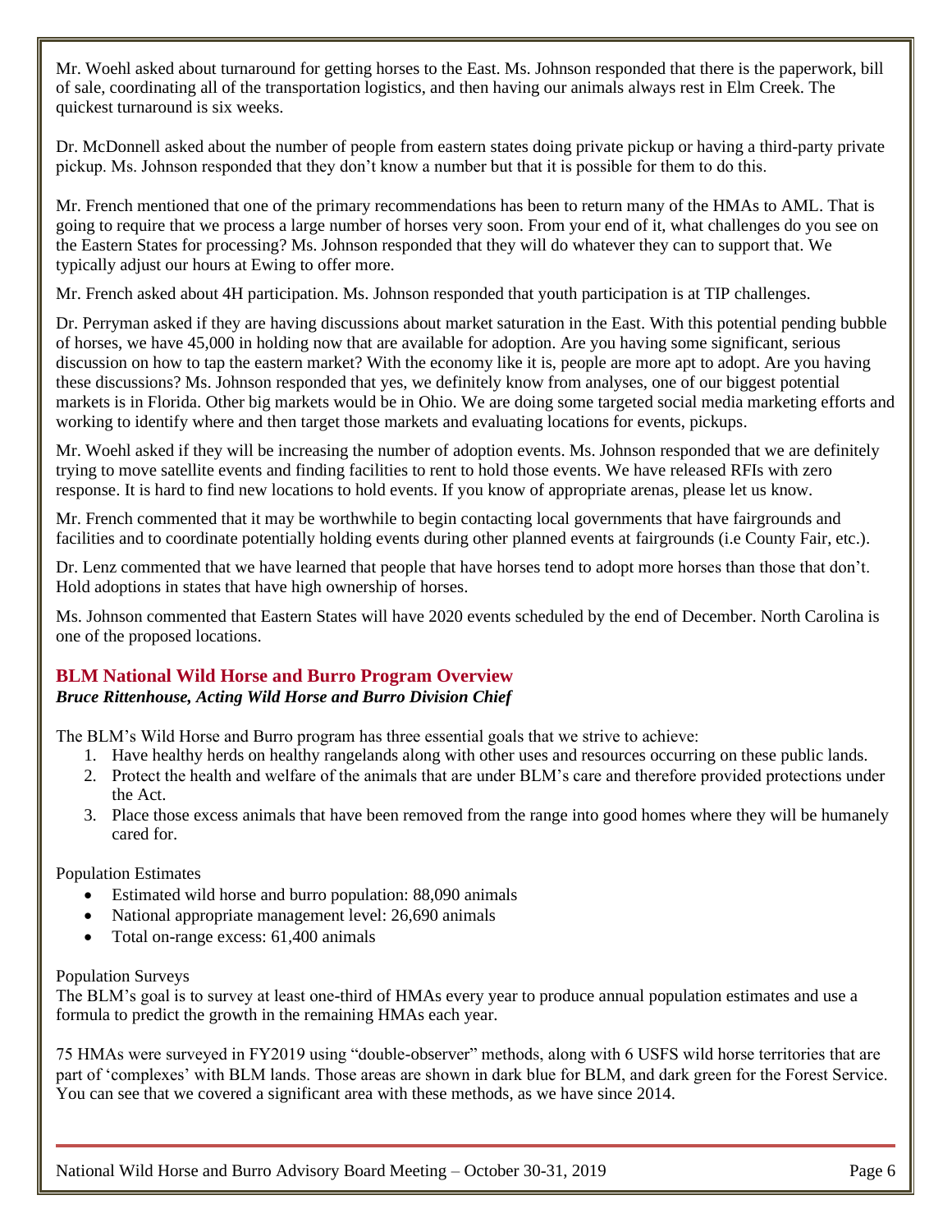Mr. Woehl asked about turnaround for getting horses to the East. Ms. Johnson responded that there is the paperwork, bill of sale, coordinating all of the transportation logistics, and then having our animals always rest in Elm Creek. The quickest turnaround is six weeks.

Dr. McDonnell asked about the number of people from eastern states doing private pickup or having a third-party private pickup. Ms. Johnson responded that they don't know a number but that it is possible for them to do this.

Mr. French mentioned that one of the primary recommendations has been to return many of the HMAs to AML. That is going to require that we process a large number of horses very soon. From your end of it, what challenges do you see on the Eastern States for processing? Ms. Johnson responded that they will do whatever they can to support that. We typically adjust our hours at Ewing to offer more.

Mr. French asked about 4H participation. Ms. Johnson responded that youth participation is at TIP challenges.

Dr. Perryman asked if they are having discussions about market saturation in the East. With this potential pending bubble of horses, we have 45,000 in holding now that are available for adoption. Are you having some significant, serious discussion on how to tap the eastern market? With the economy like it is, people are more apt to adopt. Are you having these discussions? Ms. Johnson responded that yes, we definitely know from analyses, one of our biggest potential markets is in Florida. Other big markets would be in Ohio. We are doing some targeted social media marketing efforts and working to identify where and then target those markets and evaluating locations for events, pickups.

Mr. Woehl asked if they will be increasing the number of adoption events. Ms. Johnson responded that we are definitely trying to move satellite events and finding facilities to rent to hold those events. We have released RFIs with zero response. It is hard to find new locations to hold events. If you know of appropriate arenas, please let us know.

Mr. French commented that it may be worthwhile to begin contacting local governments that have fairgrounds and facilities and to coordinate potentially holding events during other planned events at fairgrounds (i.e County Fair, etc.).

Dr. Lenz commented that we have learned that people that have horses tend to adopt more horses than those that don't. Hold adoptions in states that have high ownership of horses.

Ms. Johnson commented that Eastern States will have 2020 events scheduled by the end of December. North Carolina is one of the proposed locations.

## BLM National Wild Horse and Burro Program Overview

***Bruce Rittenhouse, Acting Wild Horse and Burro Division Chief***

The BLM's Wild Horse and Burro program has three essential goals that we strive to achieve:

1. Have healthy herds on healthy rangelands along with other uses and resources occurring on these public lands.
2. Protect the health and welfare of the animals that are under BLM's care and therefore provided protections under the Act.
3. Place those excess animals that have been removed from the range into good homes where they will be humanely cared for.

Population Estimates

- Estimated wild horse and burro population: 88,090 animals
- National appropriate management level: 26,690 animals
- Total on-range excess: 61,400 animals

Population Surveys

The BLM's goal is to survey at least one-third of HMAs every year to produce annual population estimates and use a formula to predict the growth in the remaining HMAs each year.

75 HMAs were surveyed in FY2019 using "double-observer" methods, along with 6 USFS wild horse territories that are part of 'complexes' with BLM lands. Those areas are shown in dark blue for BLM, and dark green for the Forest Service. You can see that we covered a significant area with these methods, as we have since 2014.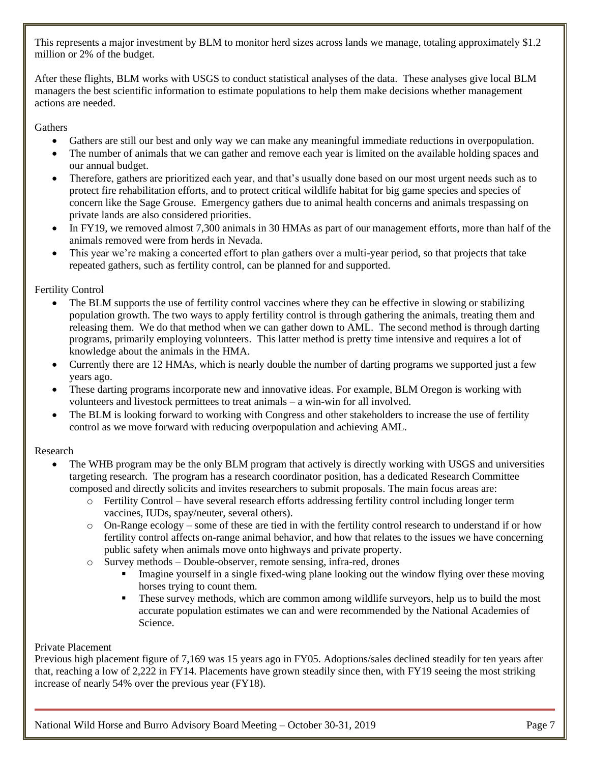This represents a major investment by BLM to monitor herd sizes across lands we manage, totaling approximately $1.2 million or 2% of the budget.

After these flights, BLM works with USGS to conduct statistical analyses of the data. These analyses give local BLM managers the best scientific information to estimate populations to help them make decisions whether management actions are needed.

Gathers

- Gathers are still our best and only way we can make any meaningful immediate reductions in overpopulation.
- The number of animals that we can gather and remove each year is limited on the available holding spaces and our annual budget.
- Therefore, gathers are prioritized each year, and that's usually done based on our most urgent needs such as to protect fire rehabilitation efforts, and to protect critical wildlife habitat for big game species and species of concern like the Sage Grouse. Emergency gathers due to animal health concerns and animals trespassing on private lands are also considered priorities.
- In FY19, we removed almost 7,300 animals in 30 HMAs as part of our management efforts, more than half of the animals removed were from herds in Nevada.
- This year we're making a concerted effort to plan gathers over a multi-year period, so that projects that take repeated gathers, such as fertility control, can be planned for and supported.

Fertility Control

- The BLM supports the use of fertility control vaccines where they can be effective in slowing or stabilizing population growth. The two ways to apply fertility control is through gathering the animals, treating them and releasing them. We do that method when we can gather down to AML. The second method is through darting programs, primarily employing volunteers. This latter method is pretty time intensive and requires a lot of knowledge about the animals in the HMA.
- Currently there are 12 HMAs, which is nearly double the number of darting programs we supported just a few years ago.
- These darting programs incorporate new and innovative ideas. For example, BLM Oregon is working with volunteers and livestock permittees to treat animals – a win-win for all involved.
- The BLM is looking forward to working with Congress and other stakeholders to increase the use of fertility control as we move forward with reducing overpopulation and achieving AML.

Research

- The WHB program may be the only BLM program that actively is directly working with USGS and universities targeting research. The program has a research coordinator position, has a dedicated Research Committee composed and directly solicits and invites researchers to submit proposals. The main focus areas are:
  - Fertility Control – have several research efforts addressing fertility control including longer term vaccines, IUDs, spay/neuter, several others).
  - On-Range ecology – some of these are tied in with the fertility control research to understand if or how fertility control affects on-range animal behavior, and how that relates to the issues we have concerning public safety when animals move onto highways and private property.
  - Survey methods – Double-observer, remote sensing, infra-red, drones
    - Imagine yourself in a single fixed-wing plane looking out the window flying over these moving horses trying to count them.
    - These survey methods, which are common among wildlife surveyors, help us to build the most accurate population estimates we can and were recommended by the National Academies of Science.

Private Placement

Previous high placement figure of 7,169 was 15 years ago in FY05. Adoptions/sales declined steadily for ten years after that, reaching a low of 2,222 in FY14. Placements have grown steadily since then, with FY19 seeing the most striking increase of nearly 54% over the previous year (FY18).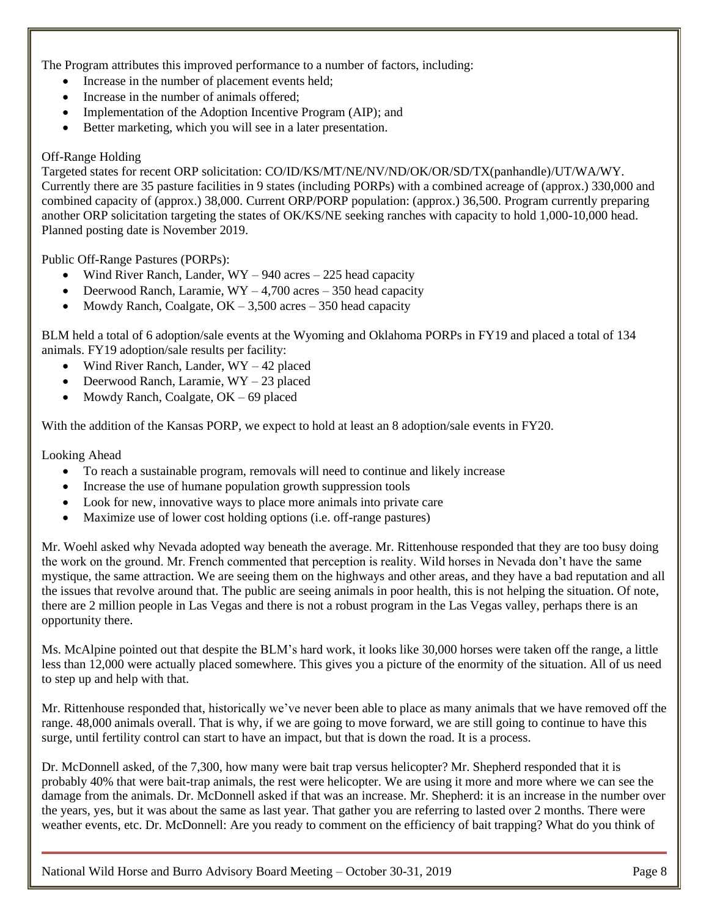The Program attributes this improved performance to a number of factors, including:

- Increase in the number of placement events held;
- Increase in the number of animals offered;
- Implementation of the Adoption Incentive Program (AIP); and
- Better marketing, which you will see in a later presentation.

Off-Range Holding

Targeted states for recent ORP solicitation: CO/ID/KS/MT/NE/NV/ND/OK/OR/SD/TX(panhandle)/UT/WA/WY. Currently there are 35 pasture facilities in 9 states (including PORPs) with a combined acreage of (approx.) 330,000 and combined capacity of (approx.) 38,000. Current ORP/PORP population: (approx.) 36,500. Program currently preparing another ORP solicitation targeting the states of OK/KS/NE seeking ranches with capacity to hold 1,000-10,000 head. Planned posting date is November 2019.

Public Off-Range Pastures (PORPs):

- Wind River Ranch, Lander, WY – 940 acres – 225 head capacity
- Deerwood Ranch, Laramie, WY – 4,700 acres – 350 head capacity
- Mowdy Ranch, Coalgate, OK – 3,500 acres – 350 head capacity

BLM held a total of 6 adoption/sale events at the Wyoming and Oklahoma PORPs in FY19 and placed a total of 134 animals. FY19 adoption/sale results per facility:

- Wind River Ranch, Lander, WY – 42 placed
- Deerwood Ranch, Laramie, WY – 23 placed
- Mowdy Ranch, Coalgate, OK – 69 placed

With the addition of the Kansas PORP, we expect to hold at least an 8 adoption/sale events in FY20.

Looking Ahead

- To reach a sustainable program, removals will need to continue and likely increase
- Increase the use of humane population growth suppression tools
- Look for new, innovative ways to place more animals into private care
- Maximize use of lower cost holding options (i.e. off-range pastures)

Mr. Woehl asked why Nevada adopted way beneath the average. Mr. Rittenhouse responded that they are too busy doing the work on the ground. Mr. French commented that perception is reality. Wild horses in Nevada don't have the same mystique, the same attraction. We are seeing them on the highways and other areas, and they have a bad reputation and all the issues that revolve around that. The public are seeing animals in poor health, this is not helping the situation. Of note, there are 2 million people in Las Vegas and there is not a robust program in the Las Vegas valley, perhaps there is an opportunity there.

Ms. McAlpine pointed out that despite the BLM's hard work, it looks like 30,000 horses were taken off the range, a little less than 12,000 were actually placed somewhere. This gives you a picture of the enormity of the situation. All of us need to step up and help with that.

Mr. Rittenhouse responded that, historically we've never been able to place as many animals that we have removed off the range. 48,000 animals overall. That is why, if we are going to move forward, we are still going to continue to have this surge, until fertility control can start to have an impact, but that is down the road. It is a process.

Dr. McDonnell asked, of the 7,300, how many were bait trap versus helicopter? Mr. Shepherd responded that it is probably 40% that were bait-trap animals, the rest were helicopter. We are using it more and more where we can see the damage from the animals. Dr. McDonnell asked if that was an increase. Mr. Shepherd: it is an increase in the number over the years, yes, but it was about the same as last year. That gather you are referring to lasted over 2 months. There were weather events, etc. Dr. McDonnell: Are you ready to comment on the efficiency of bait trapping? What do you think of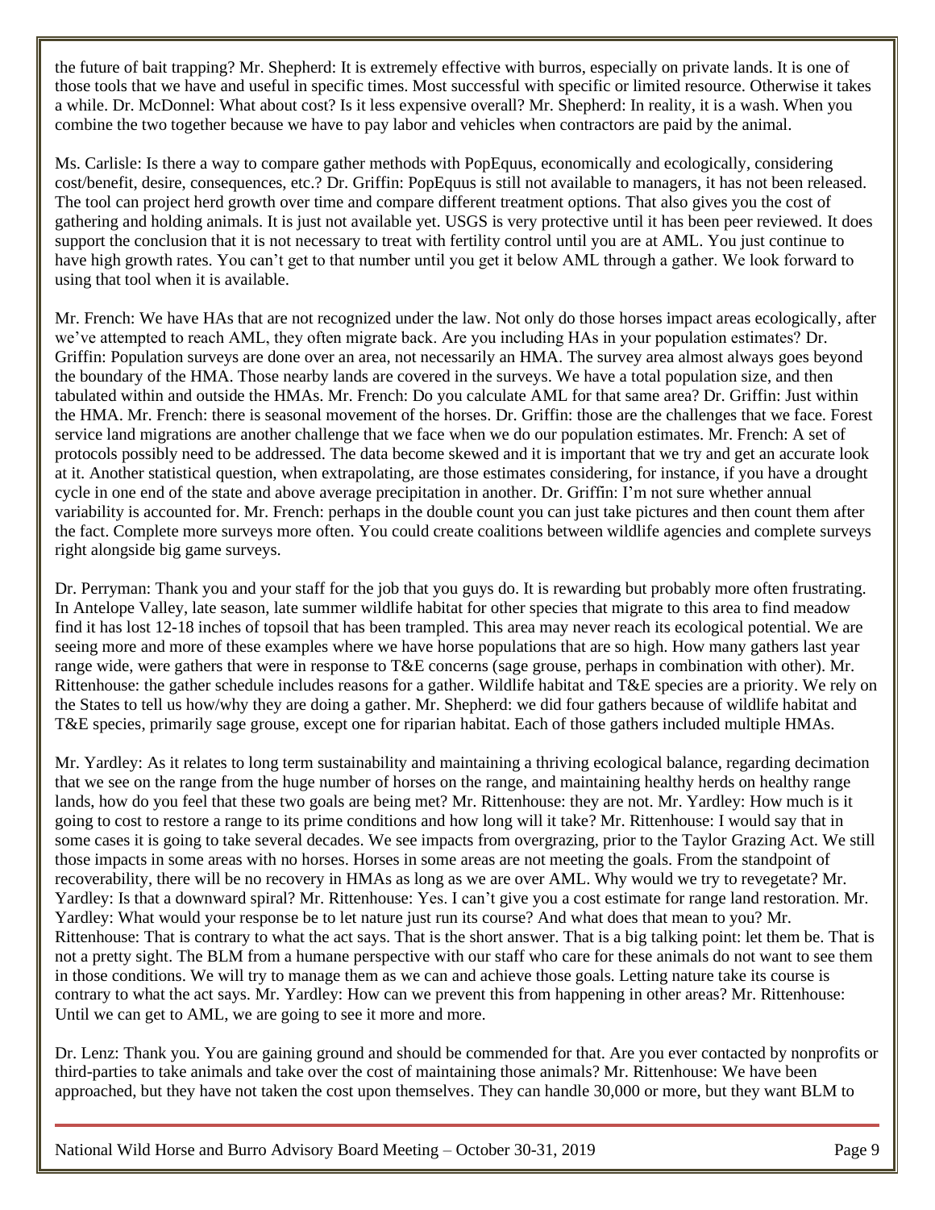the future of bait trapping? Mr. Shepherd: It is extremely effective with burros, especially on private lands. It is one of those tools that we have and useful in specific times. Most successful with specific or limited resource. Otherwise it takes a while. Dr. McDonnel: What about cost? Is it less expensive overall? Mr. Shepherd: In reality, it is a wash. When you combine the two together because we have to pay labor and vehicles when contractors are paid by the animal.

Ms. Carlisle: Is there a way to compare gather methods with PopEquus, economically and ecologically, considering cost/benefit, desire, consequences, etc.? Dr. Griffin: PopEquus is still not available to managers, it has not been released. The tool can project herd growth over time and compare different treatment options. That also gives you the cost of gathering and holding animals. It is just not available yet. USGS is very protective until it has been peer reviewed. It does support the conclusion that it is not necessary to treat with fertility control until you are at AML. You just continue to have high growth rates. You can't get to that number until you get it below AML through a gather. We look forward to using that tool when it is available.

Mr. French: We have HAs that are not recognized under the law. Not only do those horses impact areas ecologically, after we've attempted to reach AML, they often migrate back. Are you including HAs in your population estimates? Dr. Griffin: Population surveys are done over an area, not necessarily an HMA. The survey area almost always goes beyond the boundary of the HMA. Those nearby lands are covered in the surveys. We have a total population size, and then tabulated within and outside the HMAs. Mr. French: Do you calculate AML for that same area? Dr. Griffin: Just within the HMA. Mr. French: there is seasonal movement of the horses. Dr. Griffin: those are the challenges that we face. Forest service land migrations are another challenge that we face when we do our population estimates. Mr. French: A set of protocols possibly need to be addressed. The data become skewed and it is important that we try and get an accurate look at it. Another statistical question, when extrapolating, are those estimates considering, for instance, if you have a drought cycle in one end of the state and above average precipitation in another. Dr. Griffin: I'm not sure whether annual variability is accounted for. Mr. French: perhaps in the double count you can just take pictures and then count them after the fact. Complete more surveys more often. You could create coalitions between wildlife agencies and complete surveys right alongside big game surveys.

Dr. Perryman: Thank you and your staff for the job that you guys do. It is rewarding but probably more often frustrating. In Antelope Valley, late season, late summer wildlife habitat for other species that migrate to this area to find meadow find it has lost 12-18 inches of topsoil that has been trampled. This area may never reach its ecological potential. We are seeing more and more of these examples where we have horse populations that are so high. How many gathers last year range wide, were gathers that were in response to T&E concerns (sage grouse, perhaps in combination with other). Mr. Rittenhouse: the gather schedule includes reasons for a gather. Wildlife habitat and T&E species are a priority. We rely on the States to tell us how/why they are doing a gather. Mr. Shepherd: we did four gathers because of wildlife habitat and T&E species, primarily sage grouse, except one for riparian habitat. Each of those gathers included multiple HMAs.

Mr. Yardley: As it relates to long term sustainability and maintaining a thriving ecological balance, regarding decimation that we see on the range from the huge number of horses on the range, and maintaining healthy herds on healthy range lands, how do you feel that these two goals are being met? Mr. Rittenhouse: they are not. Mr. Yardley: How much is it going to cost to restore a range to its prime conditions and how long will it take? Mr. Rittenhouse: I would say that in some cases it is going to take several decades. We see impacts from overgrazing, prior to the Taylor Grazing Act. We still those impacts in some areas with no horses. Horses in some areas are not meeting the goals. From the standpoint of recoverability, there will be no recovery in HMAs as long as we are over AML. Why would we try to revegetate? Mr. Yardley: Is that a downward spiral? Mr. Rittenhouse: Yes. I can't give you a cost estimate for range land restoration. Mr. Yardley: What would your response be to let nature just run its course? And what does that mean to you? Mr. Rittenhouse: That is contrary to what the act says. That is the short answer. That is a big talking point: let them be. That is not a pretty sight. The BLM from a humane perspective with our staff who care for these animals do not want to see them in those conditions. We will try to manage them as we can and achieve those goals. Letting nature take its course is contrary to what the act says. Mr. Yardley: How can we prevent this from happening in other areas? Mr. Rittenhouse: Until we can get to AML, we are going to see it more and more.

Dr. Lenz: Thank you. You are gaining ground and should be commended for that. Are you ever contacted by nonprofits or third-parties to take animals and take over the cost of maintaining those animals? Mr. Rittenhouse: We have been approached, but they have not taken the cost upon themselves. They can handle 30,000 or more, but they want BLM to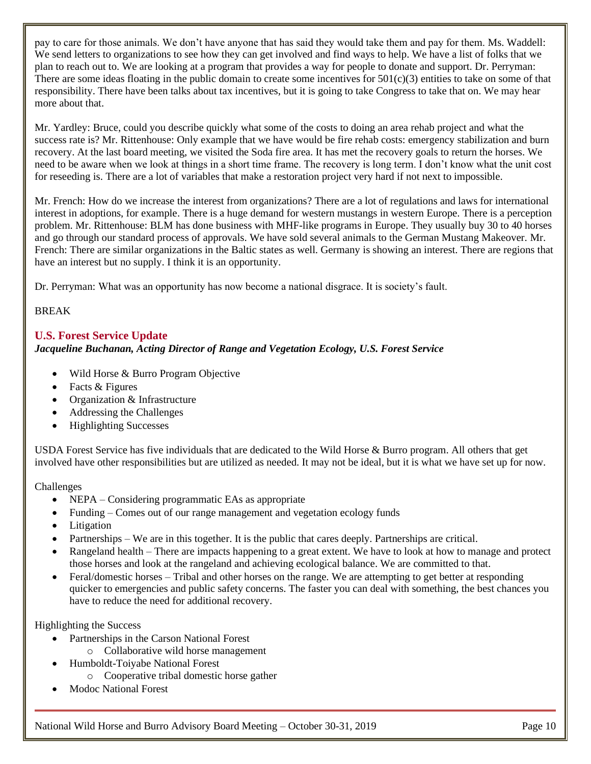pay to care for those animals. We don't have anyone that has said they would take them and pay for them. Ms. Waddell: We send letters to organizations to see how they can get involved and find ways to help. We have a list of folks that we plan to reach out to. We are looking at a program that provides a way for people to donate and support. Dr. Perryman: There are some ideas floating in the public domain to create some incentives for 501(c)(3) entities to take on some of that responsibility. There have been talks about tax incentives, but it is going to take Congress to take that on. We may hear more about that.

Mr. Yardley: Bruce, could you describe quickly what some of the costs to doing an area rehab project and what the success rate is? Mr. Rittenhouse: Only example that we have would be fire rehab costs: emergency stabilization and burn recovery. At the last board meeting, we visited the Soda fire area. It has met the recovery goals to return the horses. We need to be aware when we look at things in a short time frame. The recovery is long term. I don't know what the unit cost for reseeding is. There are a lot of variables that make a restoration project very hard if not next to impossible.

Mr. French: How do we increase the interest from organizations? There are a lot of regulations and laws for international interest in adoptions, for example. There is a huge demand for western mustangs in western Europe. There is a perception problem. Mr. Rittenhouse: BLM has done business with MHF-like programs in Europe. They usually buy 30 to 40 horses and go through our standard process of approvals. We have sold several animals to the German Mustang Makeover. Mr. French: There are similar organizations in the Baltic states as well. Germany is showing an interest. There are regions that have an interest but no supply. I think it is an opportunity.

Dr. Perryman: What was an opportunity has now become a national disgrace. It is society's fault.

BREAK

## U.S. Forest Service Update

***Jacqueline Buchanan, Acting Director of Range and Vegetation Ecology, U.S. Forest Service***

- Wild Horse & Burro Program Objective
- Facts & Figures
- Organization & Infrastructure
- Addressing the Challenges
- Highlighting Successes

USDA Forest Service has five individuals that are dedicated to the Wild Horse & Burro program. All others that get involved have other responsibilities but are utilized as needed. It may not be ideal, but it is what we have set up for now.

Challenges

- NEPA – Considering programmatic EAs as appropriate
- Funding – Comes out of our range management and vegetation ecology funds
- Litigation
- Partnerships – We are in this together. It is the public that cares deeply. Partnerships are critical.
- Rangeland health – There are impacts happening to a great extent. We have to look at how to manage and protect those horses and look at the rangeland and achieving ecological balance. We are committed to that.
- Feral/domestic horses – Tribal and other horses on the range. We are attempting to get better at responding quicker to emergencies and public safety concerns. The faster you can deal with something, the best chances you have to reduce the need for additional recovery.

Highlighting the Success

- Partnerships in the Carson National Forest
  - Collaborative wild horse management
- Humboldt-Toiyabe National Forest
  - Cooperative tribal domestic horse gather
- Modoc National Forest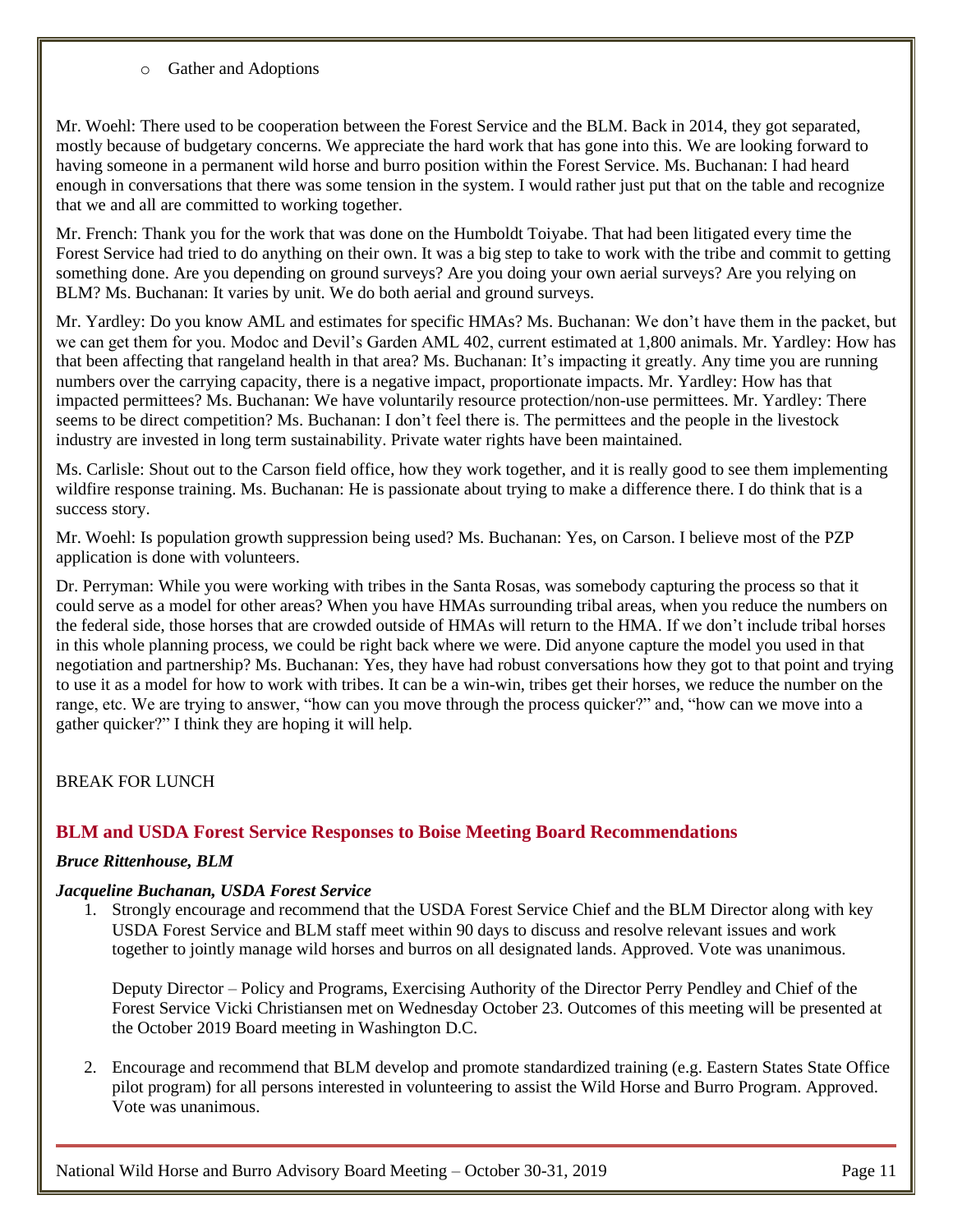- Gather and Adoptions

Mr. Woehl: There used to be cooperation between the Forest Service and the BLM. Back in 2014, they got separated, mostly because of budgetary concerns. We appreciate the hard work that has gone into this. We are looking forward to having someone in a permanent wild horse and burro position within the Forest Service. Ms. Buchanan: I had heard enough in conversations that there was some tension in the system. I would rather just put that on the table and recognize that we and all are committed to working together.

Mr. French: Thank you for the work that was done on the Humboldt Toiyabe. That had been litigated every time the Forest Service had tried to do anything on their own. It was a big step to take to work with the tribe and commit to getting something done. Are you depending on ground surveys? Are you doing your own aerial surveys? Are you relying on BLM? Ms. Buchanan: It varies by unit. We do both aerial and ground surveys.

Mr. Yardley: Do you know AML and estimates for specific HMAs? Ms. Buchanan: We don't have them in the packet, but we can get them for you. Modoc and Devil's Garden AML 402, current estimated at 1,800 animals. Mr. Yardley: How has that been affecting that rangeland health in that area? Ms. Buchanan: It's impacting it greatly. Any time you are running numbers over the carrying capacity, there is a negative impact, proportionate impacts. Mr. Yardley: How has that impacted permittees? Ms. Buchanan: We have voluntarily resource protection/non-use permittees. Mr. Yardley: There seems to be direct competition? Ms. Buchanan: I don't feel there is. The permittees and the people in the livestock industry are invested in long term sustainability. Private water rights have been maintained.

Ms. Carlisle: Shout out to the Carson field office, how they work together, and it is really good to see them implementing wildfire response training. Ms. Buchanan: He is passionate about trying to make a difference there. I do think that is a success story.

Mr. Woehl: Is population growth suppression being used? Ms. Buchanan: Yes, on Carson. I believe most of the PZP application is done with volunteers.

Dr. Perryman: While you were working with tribes in the Santa Rosas, was somebody capturing the process so that it could serve as a model for other areas? When you have HMAs surrounding tribal areas, when you reduce the numbers on the federal side, those horses that are crowded outside of HMAs will return to the HMA. If we don't include tribal horses in this whole planning process, we could be right back where we were. Did anyone capture the model you used in that negotiation and partnership? Ms. Buchanan: Yes, they have had robust conversations how they got to that point and trying to use it as a model for how to work with tribes. It can be a win-win, tribes get their horses, we reduce the number on the range, etc. We are trying to answer, "how can you move through the process quicker?" and, "how can we move into a gather quicker?" I think they are hoping it will help.

BREAK FOR LUNCH

## BLM and USDA Forest Service Responses to Boise Meeting Board Recommendations

***Bruce Rittenhouse, BLM***

***Jacqueline Buchanan, USDA Forest Service***

1. Strongly encourage and recommend that the USDA Forest Service Chief and the BLM Director along with key USDA Forest Service and BLM staff meet within 90 days to discuss and resolve relevant issues and work together to jointly manage wild horses and burros on all designated lands. Approved. Vote was unanimous.

   Deputy Director – Policy and Programs, Exercising Authority of the Director Perry Pendley and Chief of the Forest Service Vicki Christiansen met on Wednesday October 23. Outcomes of this meeting will be presented at the October 2019 Board meeting in Washington D.C.

2. Encourage and recommend that BLM develop and promote standardized training (e.g. Eastern States State Office pilot program) for all persons interested in volunteering to assist the Wild Horse and Burro Program. Approved. Vote was unanimous.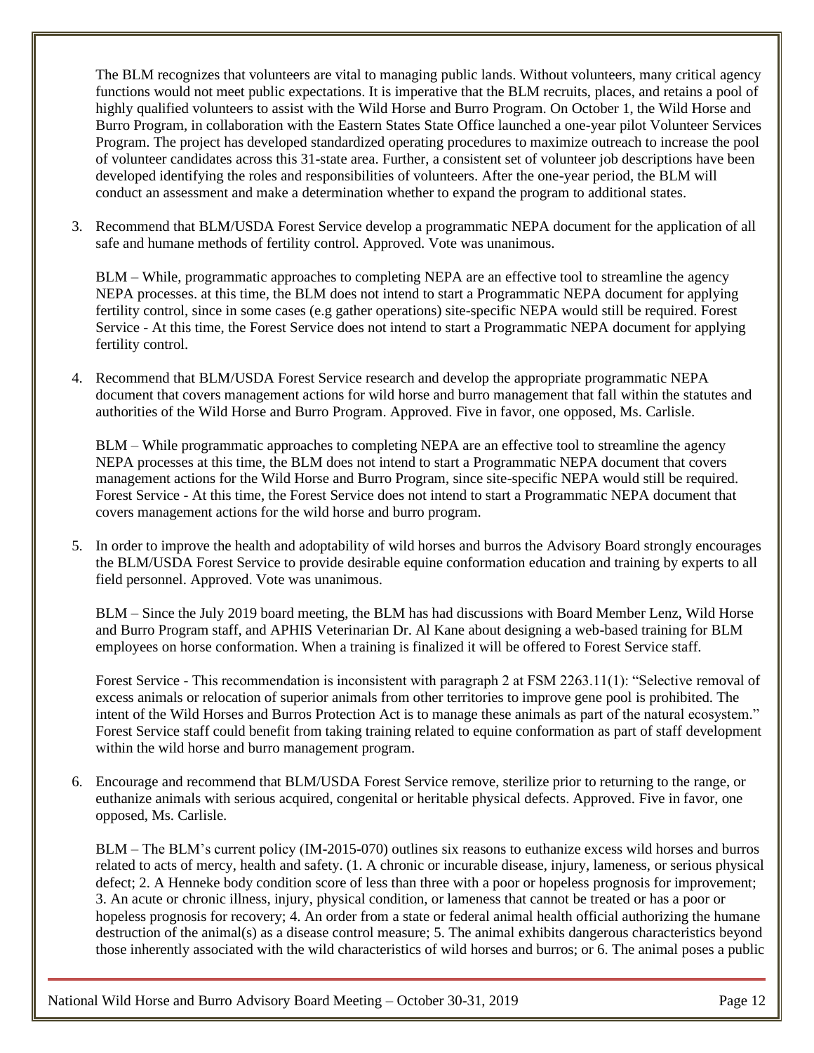The BLM recognizes that volunteers are vital to managing public lands. Without volunteers, many critical agency functions would not meet public expectations. It is imperative that the BLM recruits, places, and retains a pool of highly qualified volunteers to assist with the Wild Horse and Burro Program. On October 1, the Wild Horse and Burro Program, in collaboration with the Eastern States State Office launched a one-year pilot Volunteer Services Program. The project has developed standardized operating procedures to maximize outreach to increase the pool of volunteer candidates across this 31-state area. Further, a consistent set of volunteer job descriptions have been developed identifying the roles and responsibilities of volunteers. After the one-year period, the BLM will conduct an assessment and make a determination whether to expand the program to additional states.

3. Recommend that BLM/USDA Forest Service develop a programmatic NEPA document for the application of all safe and humane methods of fertility control. Approved. Vote was unanimous.

   BLM – While, programmatic approaches to completing NEPA are an effective tool to streamline the agency NEPA processes. at this time, the BLM does not intend to start a Programmatic NEPA document for applying fertility control, since in some cases (e.g gather operations) site-specific NEPA would still be required. Forest Service - At this time, the Forest Service does not intend to start a Programmatic NEPA document for applying fertility control.

4. Recommend that BLM/USDA Forest Service research and develop the appropriate programmatic NEPA document that covers management actions for wild horse and burro management that fall within the statutes and authorities of the Wild Horse and Burro Program. Approved. Five in favor, one opposed, Ms. Carlisle.

   BLM – While programmatic approaches to completing NEPA are an effective tool to streamline the agency NEPA processes at this time, the BLM does not intend to start a Programmatic NEPA document that covers management actions for the Wild Horse and Burro Program, since site-specific NEPA would still be required. Forest Service - At this time, the Forest Service does not intend to start a Programmatic NEPA document that covers management actions for the wild horse and burro program.

5. In order to improve the health and adoptability of wild horses and burros the Advisory Board strongly encourages the BLM/USDA Forest Service to provide desirable equine conformation education and training by experts to all field personnel. Approved. Vote was unanimous.

   BLM – Since the July 2019 board meeting, the BLM has had discussions with Board Member Lenz, Wild Horse and Burro Program staff, and APHIS Veterinarian Dr. Al Kane about designing a web-based training for BLM employees on horse conformation. When a training is finalized it will be offered to Forest Service staff.

   Forest Service - This recommendation is inconsistent with paragraph 2 at FSM 2263.11(1): "Selective removal of excess animals or relocation of superior animals from other territories to improve gene pool is prohibited. The intent of the Wild Horses and Burros Protection Act is to manage these animals as part of the natural ecosystem." Forest Service staff could benefit from taking training related to equine conformation as part of staff development within the wild horse and burro management program.

6. Encourage and recommend that BLM/USDA Forest Service remove, sterilize prior to returning to the range, or euthanize animals with serious acquired, congenital or heritable physical defects. Approved. Five in favor, one opposed, Ms. Carlisle.

   BLM – The BLM's current policy (IM-2015-070) outlines six reasons to euthanize excess wild horses and burros related to acts of mercy, health and safety. (1. A chronic or incurable disease, injury, lameness, or serious physical defect; 2. A Henneke body condition score of less than three with a poor or hopeless prognosis for improvement; 3. An acute or chronic illness, injury, physical condition, or lameness that cannot be treated or has a poor or hopeless prognosis for recovery; 4. An order from a state or federal animal health official authorizing the humane destruction of the animal(s) as a disease control measure; 5. The animal exhibits dangerous characteristics beyond those inherently associated with the wild characteristics of wild horses and burros; or 6. The animal poses a public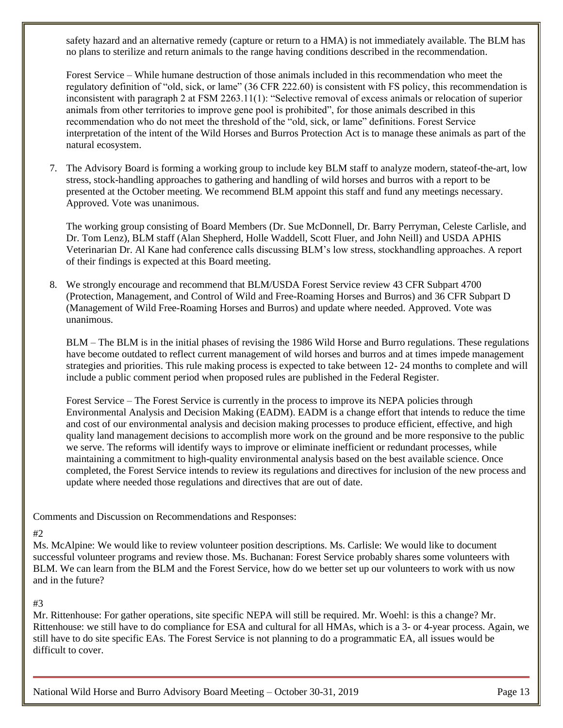safety hazard and an alternative remedy (capture or return to a HMA) is not immediately available. The BLM has no plans to sterilize and return animals to the range having conditions described in the recommendation.

Forest Service – While humane destruction of those animals included in this recommendation who meet the regulatory definition of "old, sick, or lame" (36 CFR 222.60) is consistent with FS policy, this recommendation is inconsistent with paragraph 2 at FSM 2263.11(1): "Selective removal of excess animals or relocation of superior animals from other territories to improve gene pool is prohibited", for those animals described in this recommendation who do not meet the threshold of the "old, sick, or lame" definitions. Forest Service interpretation of the intent of the Wild Horses and Burros Protection Act is to manage these animals as part of the natural ecosystem.

7. The Advisory Board is forming a working group to include key BLM staff to analyze modern, stateof-the-art, low stress, stock-handling approaches to gathering and handling of wild horses and burros with a report to be presented at the October meeting. We recommend BLM appoint this staff and fund any meetings necessary. Approved. Vote was unanimous.

   The working group consisting of Board Members (Dr. Sue McDonnell, Dr. Barry Perryman, Celeste Carlisle, and Dr. Tom Lenz), BLM staff (Alan Shepherd, Holle Waddell, Scott Fluer, and John Neill) and USDA APHIS Veterinarian Dr. Al Kane had conference calls discussing BLM's low stress, stockhandling approaches. A report of their findings is expected at this Board meeting.

8. We strongly encourage and recommend that BLM/USDA Forest Service review 43 CFR Subpart 4700 (Protection, Management, and Control of Wild and Free-Roaming Horses and Burros) and 36 CFR Subpart D (Management of Wild Free-Roaming Horses and Burros) and update where needed. Approved. Vote was unanimous.

   BLM – The BLM is in the initial phases of revising the 1986 Wild Horse and Burro regulations. These regulations have become outdated to reflect current management of wild horses and burros and at times impede management strategies and priorities. This rule making process is expected to take between 12- 24 months to complete and will include a public comment period when proposed rules are published in the Federal Register.

   Forest Service – The Forest Service is currently in the process to improve its NEPA policies through Environmental Analysis and Decision Making (EADM). EADM is a change effort that intends to reduce the time and cost of our environmental analysis and decision making processes to produce efficient, effective, and high quality land management decisions to accomplish more work on the ground and be more responsive to the public we serve. The reforms will identify ways to improve or eliminate inefficient or redundant processes, while maintaining a commitment to high-quality environmental analysis based on the best available science. Once completed, the Forest Service intends to review its regulations and directives for inclusion of the new process and update where needed those regulations and directives that are out of date.

Comments and Discussion on Recommendations and Responses:

#2

Ms. McAlpine: We would like to review volunteer position descriptions. Ms. Carlisle: We would like to document successful volunteer programs and review those. Ms. Buchanan: Forest Service probably shares some volunteers with BLM. We can learn from the BLM and the Forest Service, how do we better set up our volunteers to work with us now and in the future?

#3

Mr. Rittenhouse: For gather operations, site specific NEPA will still be required. Mr. Woehl: is this a change? Mr. Rittenhouse: we still have to do compliance for ESA and cultural for all HMAs, which is a 3- or 4-year process. Again, we still have to do site specific EAs. The Forest Service is not planning to do a programmatic EA, all issues would be difficult to cover.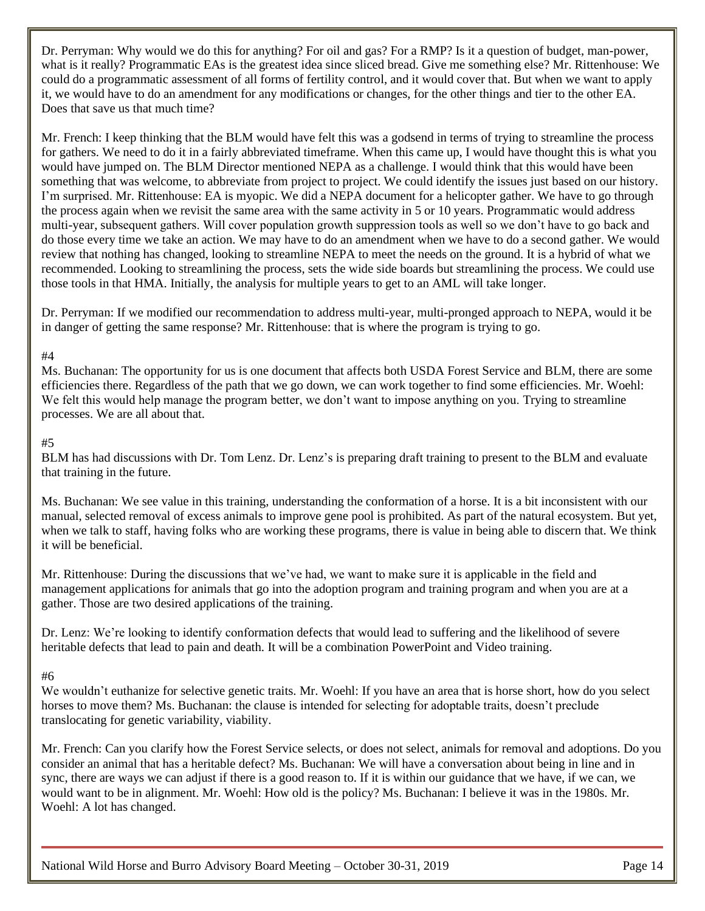Dr. Perryman: Why would we do this for anything? For oil and gas? For a RMP? Is it a question of budget, man-power, what is it really? Programmatic EAs is the greatest idea since sliced bread. Give me something else? Mr. Rittenhouse: We could do a programmatic assessment of all forms of fertility control, and it would cover that. But when we want to apply it, we would have to do an amendment for any modifications or changes, for the other things and tier to the other EA. Does that save us that much time?

Mr. French: I keep thinking that the BLM would have felt this was a godsend in terms of trying to streamline the process for gathers. We need to do it in a fairly abbreviated timeframe. When this came up, I would have thought this is what you would have jumped on. The BLM Director mentioned NEPA as a challenge. I would think that this would have been something that was welcome, to abbreviate from project to project. We could identify the issues just based on our history. I'm surprised. Mr. Rittenhouse: EA is myopic. We did a NEPA document for a helicopter gather. We have to go through the process again when we revisit the same area with the same activity in 5 or 10 years. Programmatic would address multi-year, subsequent gathers. Will cover population growth suppression tools as well so we don't have to go back and do those every time we take an action. We may have to do an amendment when we have to do a second gather. We would review that nothing has changed, looking to streamline NEPA to meet the needs on the ground. It is a hybrid of what we recommended. Looking to streamlining the process, sets the wide side boards but streamlining the process. We could use those tools in that HMA. Initially, the analysis for multiple years to get to an AML will take longer.

Dr. Perryman: If we modified our recommendation to address multi-year, multi-pronged approach to NEPA, would it be in danger of getting the same response? Mr. Rittenhouse: that is where the program is trying to go.

#4

Ms. Buchanan: The opportunity for us is one document that affects both USDA Forest Service and BLM, there are some efficiencies there. Regardless of the path that we go down, we can work together to find some efficiencies. Mr. Woehl: We felt this would help manage the program better, we don't want to impose anything on you. Trying to streamline processes. We are all about that.

#5

BLM has had discussions with Dr. Tom Lenz. Dr. Lenz's is preparing draft training to present to the BLM and evaluate that training in the future.

Ms. Buchanan: We see value in this training, understanding the conformation of a horse. It is a bit inconsistent with our manual, selected removal of excess animals to improve gene pool is prohibited. As part of the natural ecosystem. But yet, when we talk to staff, having folks who are working these programs, there is value in being able to discern that. We think it will be beneficial.

Mr. Rittenhouse: During the discussions that we've had, we want to make sure it is applicable in the field and management applications for animals that go into the adoption program and training program and when you are at a gather. Those are two desired applications of the training.

Dr. Lenz: We're looking to identify conformation defects that would lead to suffering and the likelihood of severe heritable defects that lead to pain and death. It will be a combination PowerPoint and Video training.

#6

We wouldn't euthanize for selective genetic traits. Mr. Woehl: If you have an area that is horse short, how do you select horses to move them? Ms. Buchanan: the clause is intended for selecting for adoptable traits, doesn't preclude translocating for genetic variability, viability.

Mr. French: Can you clarify how the Forest Service selects, or does not select, animals for removal and adoptions. Do you consider an animal that has a heritable defect? Ms. Buchanan: We will have a conversation about being in line and in sync, there are ways we can adjust if there is a good reason to. If it is within our guidance that we have, if we can, we would want to be in alignment. Mr. Woehl: How old is the policy? Ms. Buchanan: I believe it was in the 1980s. Mr. Woehl: A lot has changed.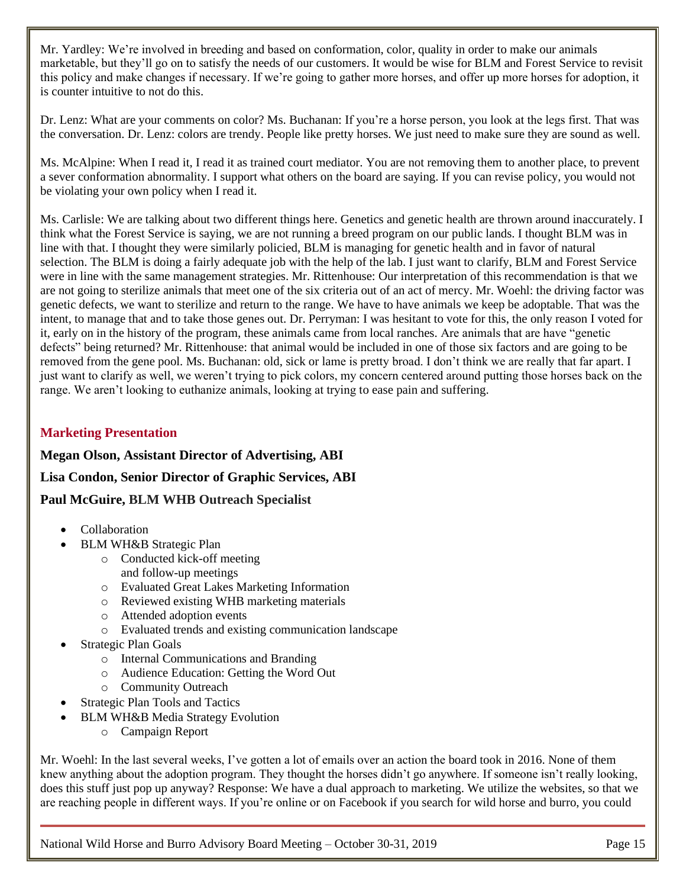Mr. Yardley: We're involved in breeding and based on conformation, color, quality in order to make our animals marketable, but they'll go on to satisfy the needs of our customers. It would be wise for BLM and Forest Service to revisit this policy and make changes if necessary. If we're going to gather more horses, and offer up more horses for adoption, it is counter intuitive to not do this.

Dr. Lenz: What are your comments on color? Ms. Buchanan: If you're a horse person, you look at the legs first. That was the conversation. Dr. Lenz: colors are trendy. People like pretty horses. We just need to make sure they are sound as well.

Ms. McAlpine: When I read it, I read it as trained court mediator. You are not removing them to another place, to prevent a sever conformation abnormality. I support what others on the board are saying. If you can revise policy, you would not be violating your own policy when I read it.

Ms. Carlisle: We are talking about two different things here. Genetics and genetic health are thrown around inaccurately. I think what the Forest Service is saying, we are not running a breed program on our public lands. I thought BLM was in line with that. I thought they were similarly policied, BLM is managing for genetic health and in favor of natural selection. The BLM is doing a fairly adequate job with the help of the lab. I just want to clarify, BLM and Forest Service were in line with the same management strategies. Mr. Rittenhouse: Our interpretation of this recommendation is that we are not going to sterilize animals that meet one of the six criteria out of an act of mercy. Mr. Woehl: the driving factor was genetic defects, we want to sterilize and return to the range. We have to have animals we keep be adoptable. That was the intent, to manage that and to take those genes out. Dr. Perryman: I was hesitant to vote for this, the only reason I voted for it, early on in the history of the program, these animals came from local ranches. Are animals that are have "genetic defects" being returned? Mr. Rittenhouse: that animal would be included in one of those six factors and are going to be removed from the gene pool. Ms. Buchanan: old, sick or lame is pretty broad. I don't think we are really that far apart. I just want to clarify as well, we weren't trying to pick colors, my concern centered around putting those horses back on the range. We aren't looking to euthanize animals, looking at trying to ease pain and suffering.

## Marketing Presentation

**Megan Olson, Assistant Director of Advertising, ABI**

**Lisa Condon, Senior Director of Graphic Services, ABI**

**Paul McGuire, BLM WHB Outreach Specialist**

- Collaboration
- BLM WH&B Strategic Plan
  - Conducted kick-off meeting and follow-up meetings
  - Evaluated Great Lakes Marketing Information
  - Reviewed existing WHB marketing materials
  - Attended adoption events
  - Evaluated trends and existing communication landscape
- Strategic Plan Goals
  - Internal Communications and Branding
  - Audience Education: Getting the Word Out
  - Community Outreach
- Strategic Plan Tools and Tactics
- BLM WH&B Media Strategy Evolution
  - Campaign Report

Mr. Woehl: In the last several weeks, I've gotten a lot of emails over an action the board took in 2016. None of them knew anything about the adoption program. They thought the horses didn't go anywhere. If someone isn't really looking, does this stuff just pop up anyway? Response: We have a dual approach to marketing. We utilize the websites, so that we are reaching people in different ways. If you're online or on Facebook if you search for wild horse and burro, you could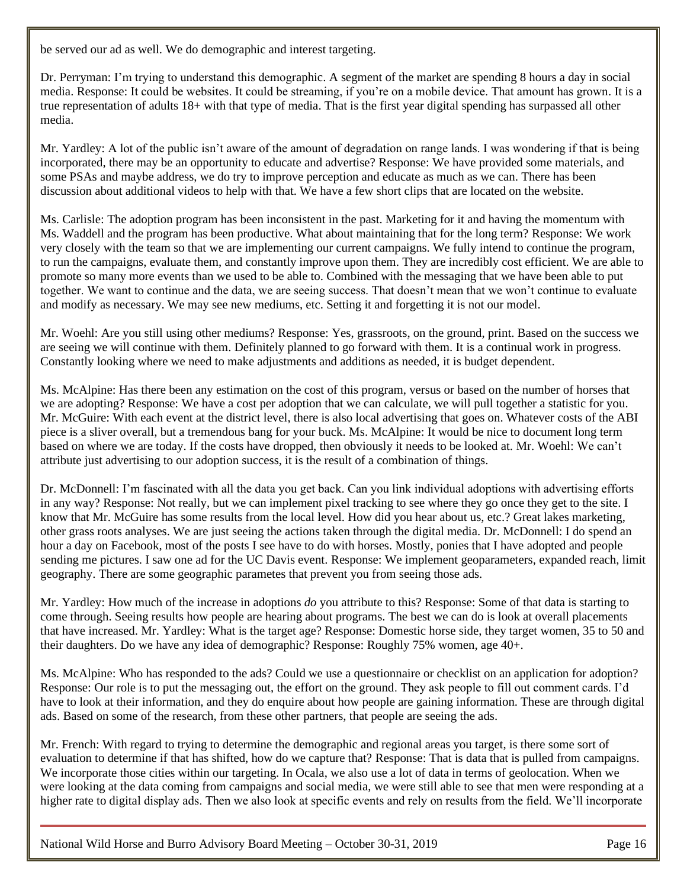be served our ad as well. We do demographic and interest targeting.

Dr. Perryman: I'm trying to understand this demographic. A segment of the market are spending 8 hours a day in social media. Response: It could be websites. It could be streaming, if you're on a mobile device. That amount has grown. It is a true representation of adults 18+ with that type of media. That is the first year digital spending has surpassed all other media.

Mr. Yardley: A lot of the public isn't aware of the amount of degradation on range lands. I was wondering if that is being incorporated, there may be an opportunity to educate and advertise? Response: We have provided some materials, and some PSAs and maybe address, we do try to improve perception and educate as much as we can. There has been discussion about additional videos to help with that. We have a few short clips that are located on the website.

Ms. Carlisle: The adoption program has been inconsistent in the past. Marketing for it and having the momentum with Ms. Waddell and the program has been productive. What about maintaining that for the long term? Response: We work very closely with the team so that we are implementing our current campaigns. We fully intend to continue the program, to run the campaigns, evaluate them, and constantly improve upon them. They are incredibly cost efficient. We are able to promote so many more events than we used to be able to. Combined with the messaging that we have been able to put together. We want to continue and the data, we are seeing success. That doesn't mean that we won't continue to evaluate and modify as necessary. We may see new mediums, etc. Setting it and forgetting it is not our model.

Mr. Woehl: Are you still using other mediums? Response: Yes, grassroots, on the ground, print. Based on the success we are seeing we will continue with them. Definitely planned to go forward with them. It is a continual work in progress. Constantly looking where we need to make adjustments and additions as needed, it is budget dependent.

Ms. McAlpine: Has there been any estimation on the cost of this program, versus or based on the number of horses that we are adopting? Response: We have a cost per adoption that we can calculate, we will pull together a statistic for you. Mr. McGuire: With each event at the district level, there is also local advertising that goes on. Whatever costs of the ABI piece is a sliver overall, but a tremendous bang for your buck. Ms. McAlpine: It would be nice to document long term based on where we are today. If the costs have dropped, then obviously it needs to be looked at. Mr. Woehl: We can't attribute just advertising to our adoption success, it is the result of a combination of things.

Dr. McDonnell: I'm fascinated with all the data you get back. Can you link individual adoptions with advertising efforts in any way? Response: Not really, but we can implement pixel tracking to see where they go once they get to the site. I know that Mr. McGuire has some results from the local level. How did you hear about us, etc.? Great lakes marketing, other grass roots analyses. We are just seeing the actions taken through the digital media. Dr. McDonnell: I do spend an hour a day on Facebook, most of the posts I see have to do with horses. Mostly, ponies that I have adopted and people sending me pictures. I saw one ad for the UC Davis event. Response: We implement geoparameters, expanded reach, limit geography. There are some geographic parametes that prevent you from seeing those ads.

Mr. Yardley: How much of the increase in adoptions *do* you attribute to this? Response: Some of that data is starting to come through. Seeing results how people are hearing about programs. The best we can do is look at overall placements that have increased. Mr. Yardley: What is the target age? Response: Domestic horse side, they target women, 35 to 50 and their daughters. Do we have any idea of demographic? Response: Roughly 75% women, age 40+.

Ms. McAlpine: Who has responded to the ads? Could we use a questionnaire or checklist on an application for adoption? Response: Our role is to put the messaging out, the effort on the ground. They ask people to fill out comment cards. I'd have to look at their information, and they do enquire about how people are gaining information. These are through digital ads. Based on some of the research, from these other partners, that people are seeing the ads.

Mr. French: With regard to trying to determine the demographic and regional areas you target, is there some sort of evaluation to determine if that has shifted, how do we capture that? Response: That is data that is pulled from campaigns. We incorporate those cities within our targeting. In Ocala, we also use a lot of data in terms of geolocation. When we were looking at the data coming from campaigns and social media, we were still able to see that men were responding at a higher rate to digital display ads. Then we also look at specific events and rely on results from the field. We'll incorporate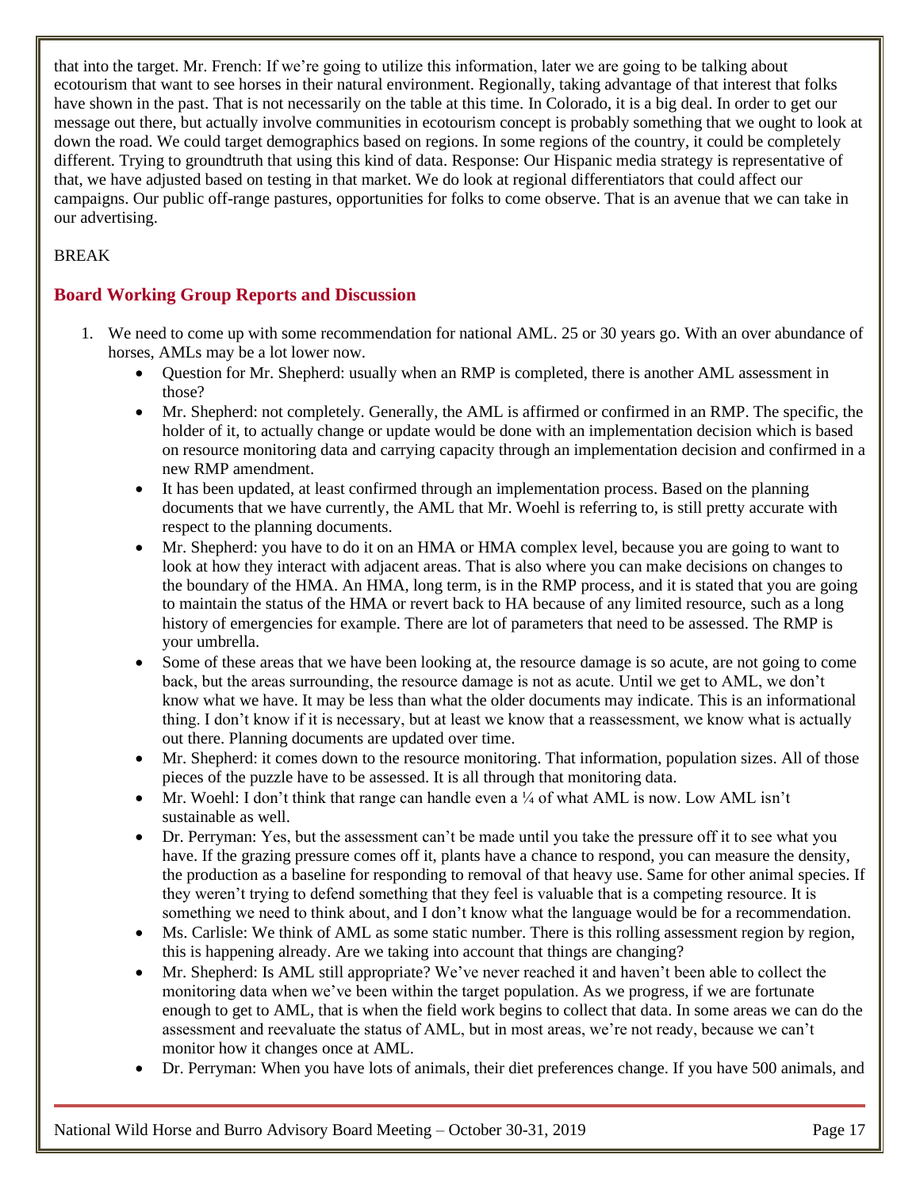that into the target. Mr. French: If we're going to utilize this information, later we are going to be talking about ecotourism that want to see horses in their natural environment. Regionally, taking advantage of that interest that folks have shown in the past. That is not necessarily on the table at this time. In Colorado, it is a big deal. In order to get our message out there, but actually involve communities in ecotourism concept is probably something that we ought to look at down the road. We could target demographics based on regions. In some regions of the country, it could be completely different. Trying to groundtruth that using this kind of data. Response: Our Hispanic media strategy is representative of that, we have adjusted based on testing in that market. We do look at regional differentiators that could affect our campaigns. Our public off-range pastures, opportunities for folks to come observe. That is an avenue that we can take in our advertising.

BREAK

## Board Working Group Reports and Discussion

1. We need to come up with some recommendation for national AML. 25 or 30 years go. With an over abundance of horses, AMLs may be a lot lower now.
   - Question for Mr. Shepherd: usually when an RMP is completed, there is another AML assessment in those?
   - Mr. Shepherd: not completely. Generally, the AML is affirmed or confirmed in an RMP. The specific, the holder of it, to actually change or update would be done with an implementation decision which is based on resource monitoring data and carrying capacity through an implementation decision and confirmed in a new RMP amendment.
   - It has been updated, at least confirmed through an implementation process. Based on the planning documents that we have currently, the AML that Mr. Woehl is referring to, is still pretty accurate with respect to the planning documents.
   - Mr. Shepherd: you have to do it on an HMA or HMA complex level, because you are going to want to look at how they interact with adjacent areas. That is also where you can make decisions on changes to the boundary of the HMA. An HMA, long term, is in the RMP process, and it is stated that you are going to maintain the status of the HMA or revert back to HA because of any limited resource, such as a long history of emergencies for example. There are lot of parameters that need to be assessed. The RMP is your umbrella.
   - Some of these areas that we have been looking at, the resource damage is so acute, are not going to come back, but the areas surrounding, the resource damage is not as acute. Until we get to AML, we don't know what we have. It may be less than what the older documents may indicate. This is an informational thing. I don't know if it is necessary, but at least we know that a reassessment, we know what is actually out there. Planning documents are updated over time.
   - Mr. Shepherd: it comes down to the resource monitoring. That information, population sizes. All of those pieces of the puzzle have to be assessed. It is all through that monitoring data.
   - Mr. Woehl: I don't think that range can handle even a ¼ of what AML is now. Low AML isn't sustainable as well.
   - Dr. Perryman: Yes, but the assessment can't be made until you take the pressure off it to see what you have. If the grazing pressure comes off it, plants have a chance to respond, you can measure the density, the production as a baseline for responding to removal of that heavy use. Same for other animal species. If they weren't trying to defend something that they feel is valuable that is a competing resource. It is something we need to think about, and I don't know what the language would be for a recommendation.
   - Ms. Carlisle: We think of AML as some static number. There is this rolling assessment region by region, this is happening already. Are we taking into account that things are changing?
   - Mr. Shepherd: Is AML still appropriate? We've never reached it and haven't been able to collect the monitoring data when we've been within the target population. As we progress, if we are fortunate enough to get to AML, that is when the field work begins to collect that data. In some areas we can do the assessment and reevaluate the status of AML, but in most areas, we're not ready, because we can't monitor how it changes once at AML.
   - Dr. Perryman: When you have lots of animals, their diet preferences change. If you have 500 animals, and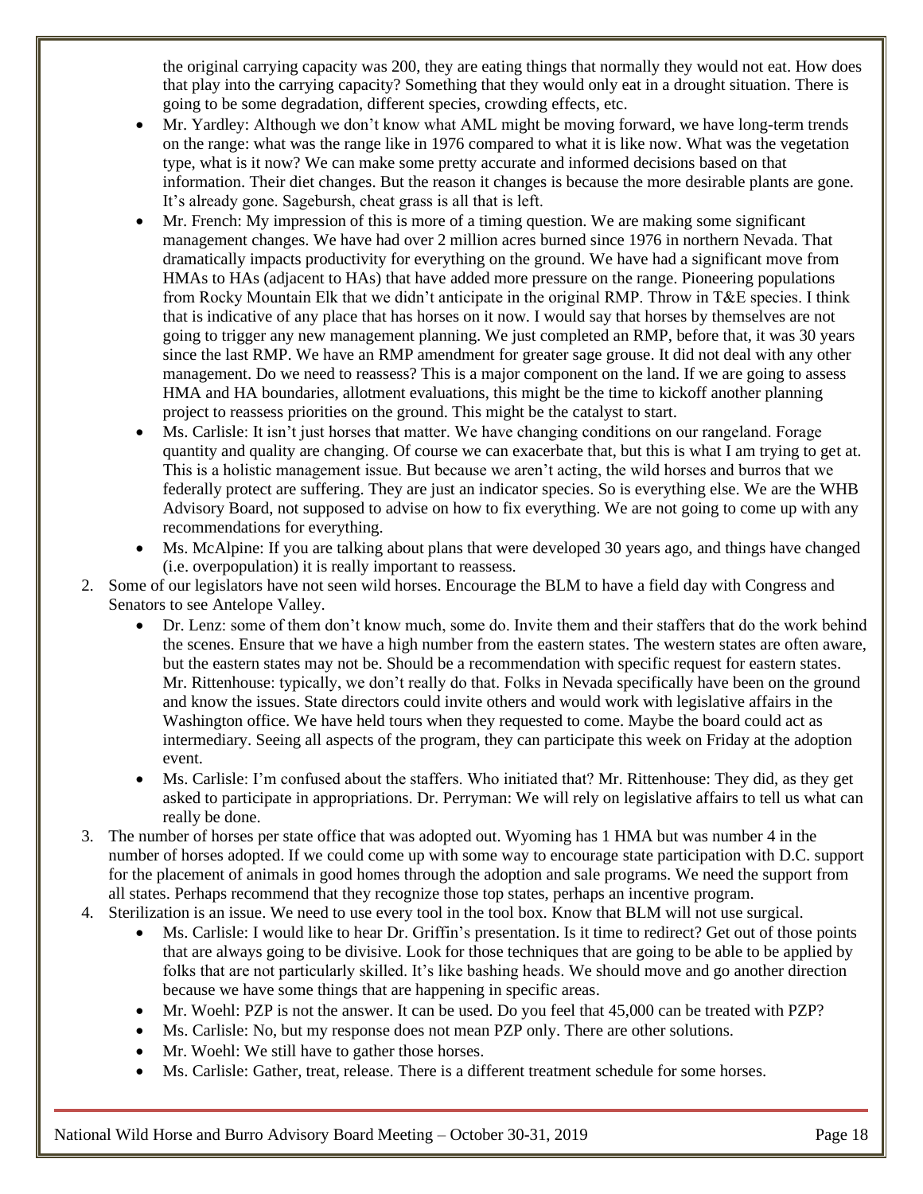the original carrying capacity was 200, they are eating things that normally they would not eat. How does that play into the carrying capacity? Something that they would only eat in a drought situation. There is going to be some degradation, different species, crowding effects, etc.

- Mr. Yardley: Although we don't know what AML might be moving forward, we have long-term trends on the range: what was the range like in 1976 compared to what it is like now. What was the vegetation type, what is it now? We can make some pretty accurate and informed decisions based on that information. Their diet changes. But the reason it changes is because the more desirable plants are gone. It's already gone. Sagebursh, cheat grass is all that is left.
- Mr. French: My impression of this is more of a timing question. We are making some significant management changes. We have had over 2 million acres burned since 1976 in northern Nevada. That dramatically impacts productivity for everything on the ground. We have had a significant move from HMAs to HAs (adjacent to HAs) that have added more pressure on the range. Pioneering populations from Rocky Mountain Elk that we didn't anticipate in the original RMP. Throw in T&E species. I think that is indicative of any place that has horses on it now. I would say that horses by themselves are not going to trigger any new management planning. We just completed an RMP, before that, it was 30 years since the last RMP. We have an RMP amendment for greater sage grouse. It did not deal with any other management. Do we need to reassess? This is a major component on the land. If we are going to assess HMA and HA boundaries, allotment evaluations, this might be the time to kickoff another planning project to reassess priorities on the ground. This might be the catalyst to start.
- Ms. Carlisle: It isn't just horses that matter. We have changing conditions on our rangeland. Forage quantity and quality are changing. Of course we can exacerbate that, but this is what I am trying to get at. This is a holistic management issue. But because we aren't acting, the wild horses and burros that we federally protect are suffering. They are just an indicator species. So is everything else. We are the WHB Advisory Board, not supposed to advise on how to fix everything. We are not going to come up with any recommendations for everything.
- Ms. McAlpine: If you are talking about plans that were developed 30 years ago, and things have changed (i.e. overpopulation) it is really important to reassess.

2. Some of our legislators have not seen wild horses. Encourage the BLM to have a field day with Congress and Senators to see Antelope Valley.
   - Dr. Lenz: some of them don't know much, some do. Invite them and their staffers that do the work behind the scenes. Ensure that we have a high number from the eastern states. The western states are often aware, but the eastern states may not be. Should be a recommendation with specific request for eastern states. Mr. Rittenhouse: typically, we don't really do that. Folks in Nevada specifically have been on the ground and know the issues. State directors could invite others and would work with legislative affairs in the Washington office. We have held tours when they requested to come. Maybe the board could act as intermediary. Seeing all aspects of the program, they can participate this week on Friday at the adoption event.
   - Ms. Carlisle: I'm confused about the staffers. Who initiated that? Mr. Rittenhouse: They did, as they get asked to participate in appropriations. Dr. Perryman: We will rely on legislative affairs to tell us what can really be done.
3. The number of horses per state office that was adopted out. Wyoming has 1 HMA but was number 4 in the number of horses adopted. If we could come up with some way to encourage state participation with D.C. support for the placement of animals in good homes through the adoption and sale programs. We need the support from all states. Perhaps recommend that they recognize those top states, perhaps an incentive program.
4. Sterilization is an issue. We need to use every tool in the tool box. Know that BLM will not use surgical.
   - Ms. Carlisle: I would like to hear Dr. Griffin's presentation. Is it time to redirect? Get out of those points that are always going to be divisive. Look for those techniques that are going to be able to be applied by folks that are not particularly skilled. It's like bashing heads. We should move and go another direction because we have some things that are happening in specific areas.
   - Mr. Woehl: PZP is not the answer. It can be used. Do you feel that 45,000 can be treated with PZP?
   - Ms. Carlisle: No, but my response does not mean PZP only. There are other solutions.
   - Mr. Woehl: We still have to gather those horses.
   - Ms. Carlisle: Gather, treat, release. There is a different treatment schedule for some horses.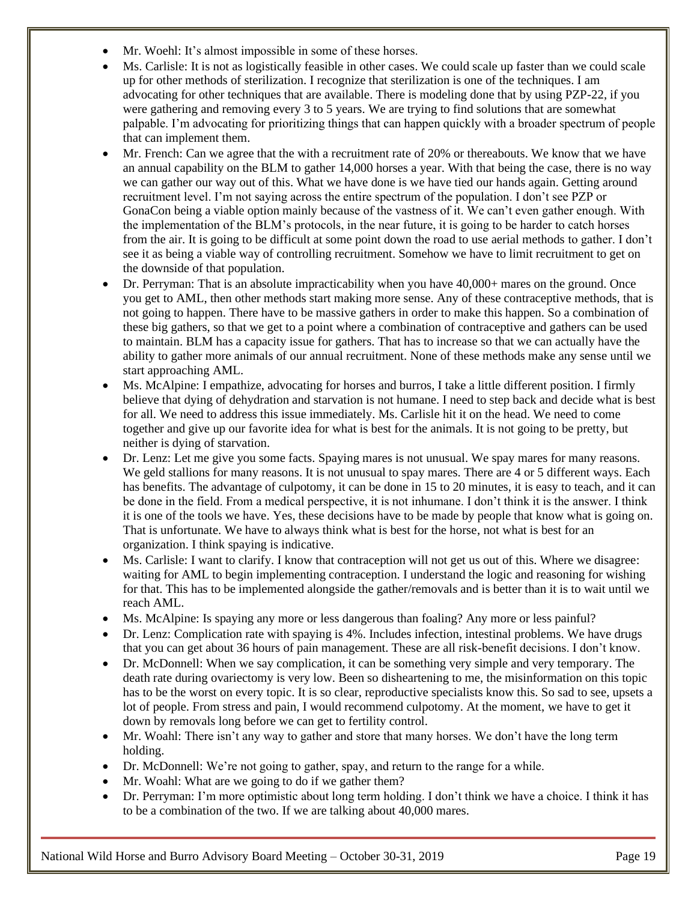- Mr. Woehl: It's almost impossible in some of these horses.
- Ms. Carlisle: It is not as logistically feasible in other cases. We could scale up faster than we could scale up for other methods of sterilization. I recognize that sterilization is one of the techniques. I am advocating for other techniques that are available. There is modeling done that by using PZP-22, if you were gathering and removing every 3 to 5 years. We are trying to find solutions that are somewhat palpable. I'm advocating for prioritizing things that can happen quickly with a broader spectrum of people that can implement them.
- Mr. French: Can we agree that the with a recruitment rate of 20% or thereabouts. We know that we have an annual capability on the BLM to gather 14,000 horses a year. With that being the case, there is no way we can gather our way out of this. What we have done is we have tied our hands again. Getting around recruitment level. I'm not saying across the entire spectrum of the population. I don't see PZP or GonaCon being a viable option mainly because of the vastness of it. We can't even gather enough. With the implementation of the BLM's protocols, in the near future, it is going to be harder to catch horses from the air. It is going to be difficult at some point down the road to use aerial methods to gather. I don't see it as being a viable way of controlling recruitment. Somehow we have to limit recruitment to get on the downside of that population.
- Dr. Perryman: That is an absolute impracticability when you have 40,000+ mares on the ground. Once you get to AML, then other methods start making more sense. Any of these contraceptive methods, that is not going to happen. There have to be massive gathers in order to make this happen. So a combination of these big gathers, so that we get to a point where a combination of contraceptive and gathers can be used to maintain. BLM has a capacity issue for gathers. That has to increase so that we can actually have the ability to gather more animals of our annual recruitment. None of these methods make any sense until we start approaching AML.
- Ms. McAlpine: I empathize, advocating for horses and burros, I take a little different position. I firmly believe that dying of dehydration and starvation is not humane. I need to step back and decide what is best for all. We need to address this issue immediately. Ms. Carlisle hit it on the head. We need to come together and give up our favorite idea for what is best for the animals. It is not going to be pretty, but neither is dying of starvation.
- Dr. Lenz: Let me give you some facts. Spaying mares is not unusual. We spay mares for many reasons. We geld stallions for many reasons. It is not unusual to spay mares. There are 4 or 5 different ways. Each has benefits. The advantage of culpotomy, it can be done in 15 to 20 minutes, it is easy to teach, and it can be done in the field. From a medical perspective, it is not inhumane. I don't think it is the answer. I think it is one of the tools we have. Yes, these decisions have to be made by people that know what is going on. That is unfortunate. We have to always think what is best for the horse, not what is best for an organization. I think spaying is indicative.
- Ms. Carlisle: I want to clarify. I know that contraception will not get us out of this. Where we disagree: waiting for AML to begin implementing contraception. I understand the logic and reasoning for wishing for that. This has to be implemented alongside the gather/removals and is better than it is to wait until we reach AML.
- Ms. McAlpine: Is spaying any more or less dangerous than foaling? Any more or less painful?
- Dr. Lenz: Complication rate with spaying is 4%. Includes infection, intestinal problems. We have drugs that you can get about 36 hours of pain management. These are all risk-benefit decisions. I don't know.
- Dr. McDonnell: When we say complication, it can be something very simple and very temporary. The death rate during ovariectomy is very low. Been so disheartening to me, the misinformation on this topic has to be the worst on every topic. It is so clear, reproductive specialists know this. So sad to see, upsets a lot of people. From stress and pain, I would recommend culpotomy. At the moment, we have to get it down by removals long before we can get to fertility control.
- Mr. Woahl: There isn't any way to gather and store that many horses. We don't have the long term holding.
- Dr. McDonnell: We're not going to gather, spay, and return to the range for a while.
- Mr. Woahl: What are we going to do if we gather them?
- Dr. Perryman: I'm more optimistic about long term holding. I don't think we have a choice. I think it has to be a combination of the two. If we are talking about 40,000 mares.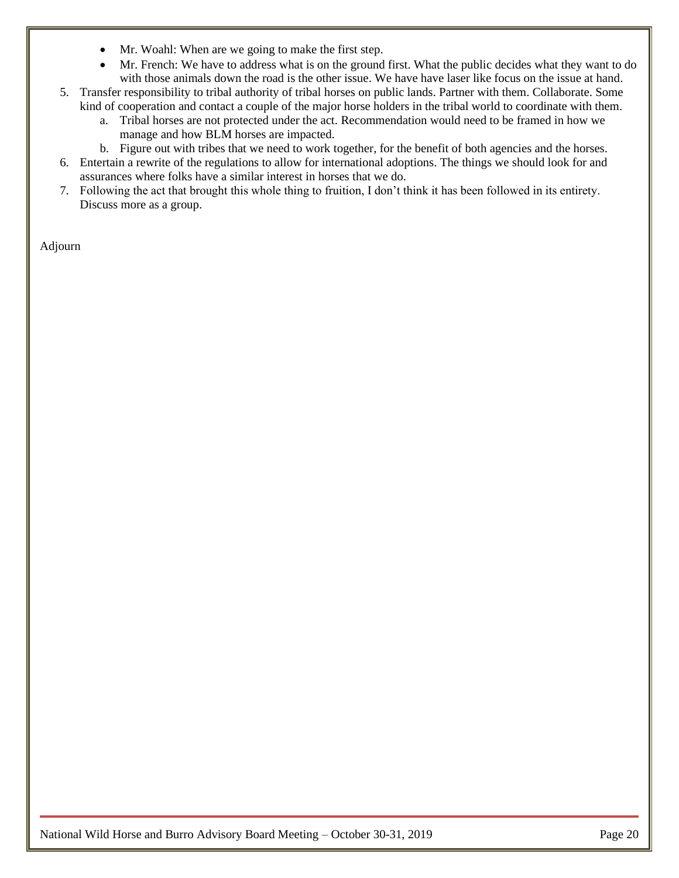- Mr. Woahl: When are we going to make the first step.
- Mr. French: We have to address what is on the ground first. What the public decides what they want to do with those animals down the road is the other issue. We have have laser like focus on the issue at hand.

5. Transfer responsibility to tribal authority of tribal horses on public lands. Partner with them. Collaborate. Some kind of cooperation and contact a couple of the major horse holders in the tribal world to coordinate with them.
   a. Tribal horses are not protected under the act. Recommendation would need to be framed in how we manage and how BLM horses are impacted.
   b. Figure out with tribes that we need to work together, for the benefit of both agencies and the horses.
6. Entertain a rewrite of the regulations to allow for international adoptions. The things we should look for and assurances where folks have a similar interest in horses that we do.
7. Following the act that brought this whole thing to fruition, I don't think it has been followed in its entirety. Discuss more as a group.

Adjourn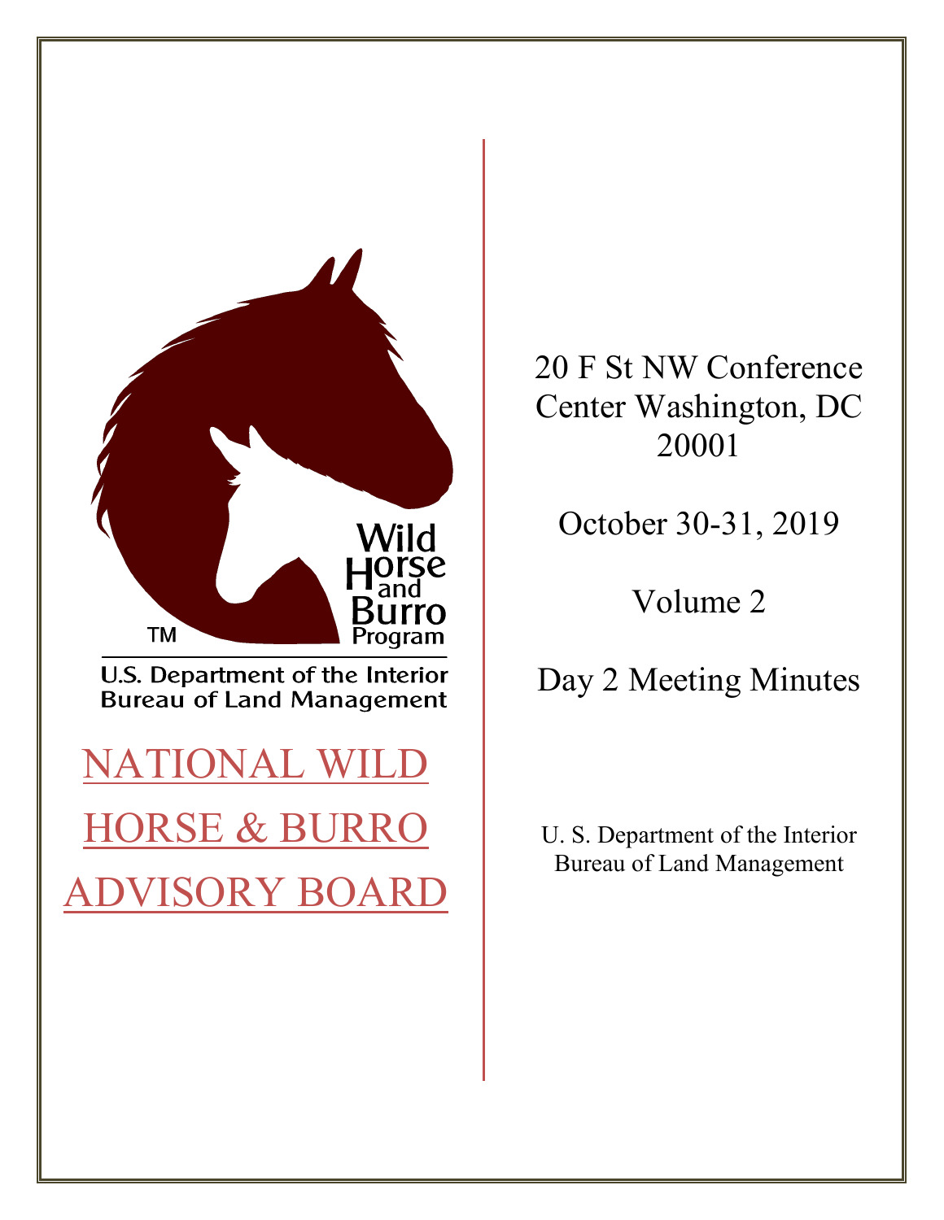Wild Horse and Burro Program

TM

U.S. Department of the Interior
Bureau of Land Management

# NATIONAL WILD HORSE & BURRO ADVISORY BOARD

20 F St NW Conference Center Washington, DC 20001

October 30-31, 2019

Volume 2

Day 2 Meeting Minutes

U. S. Department of the Interior
Bureau of Land Management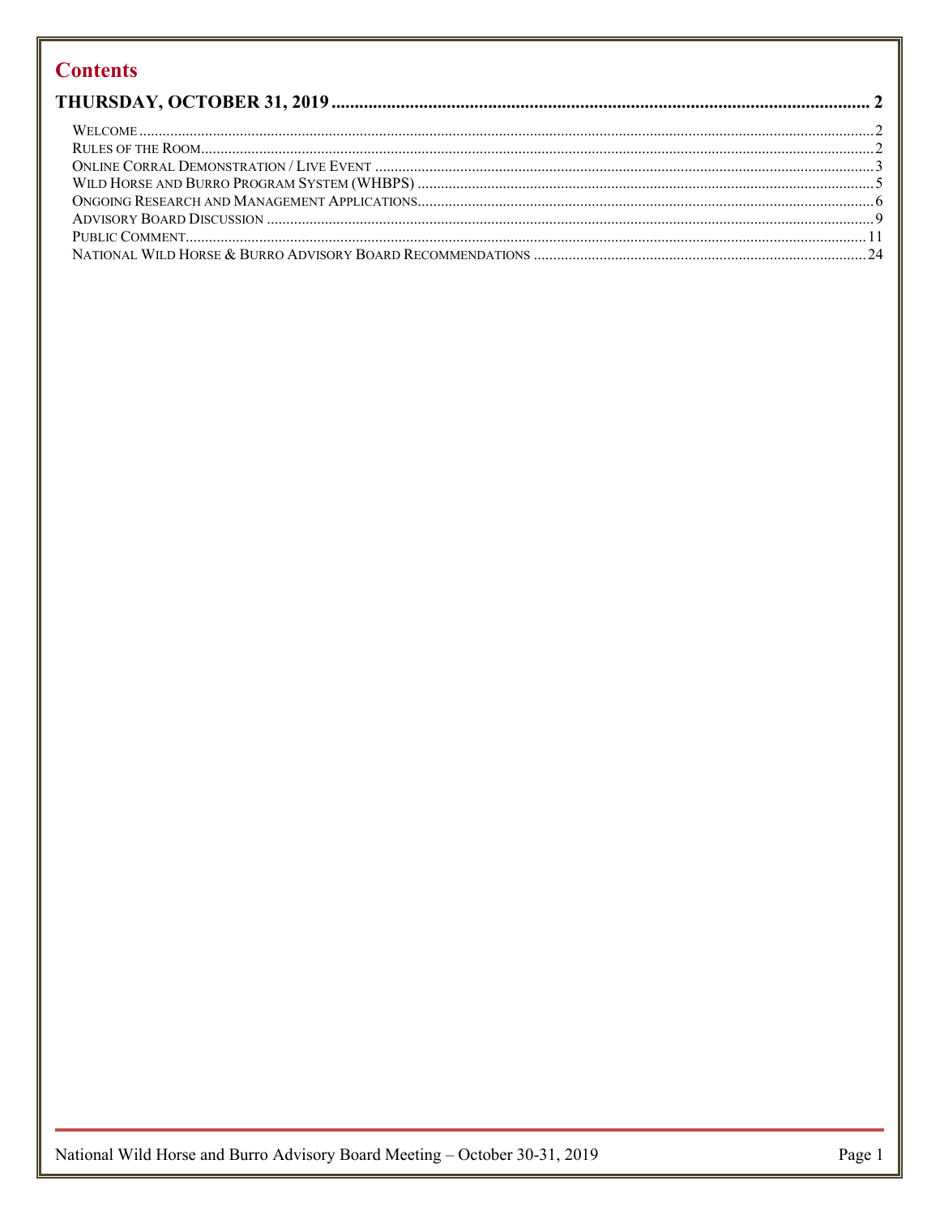# Contents

**THURSDAY, OCTOBER 31, 2019 .......... 2**

- WELCOME .......... 2
- RULES OF THE ROOM .......... 2
- ONLINE CORRAL DEMONSTRATION / LIVE EVENT .......... 3
- WILD HORSE AND BURRO PROGRAM SYSTEM (WHBPS) .......... 5
- ONGOING RESEARCH AND MANAGEMENT APPLICATIONS .......... 6
- ADVISORY BOARD DISCUSSION .......... 9
- PUBLIC COMMENT .......... 11
- NATIONAL WILD HORSE & BURRO ADVISORY BOARD RECOMMENDATIONS .......... 24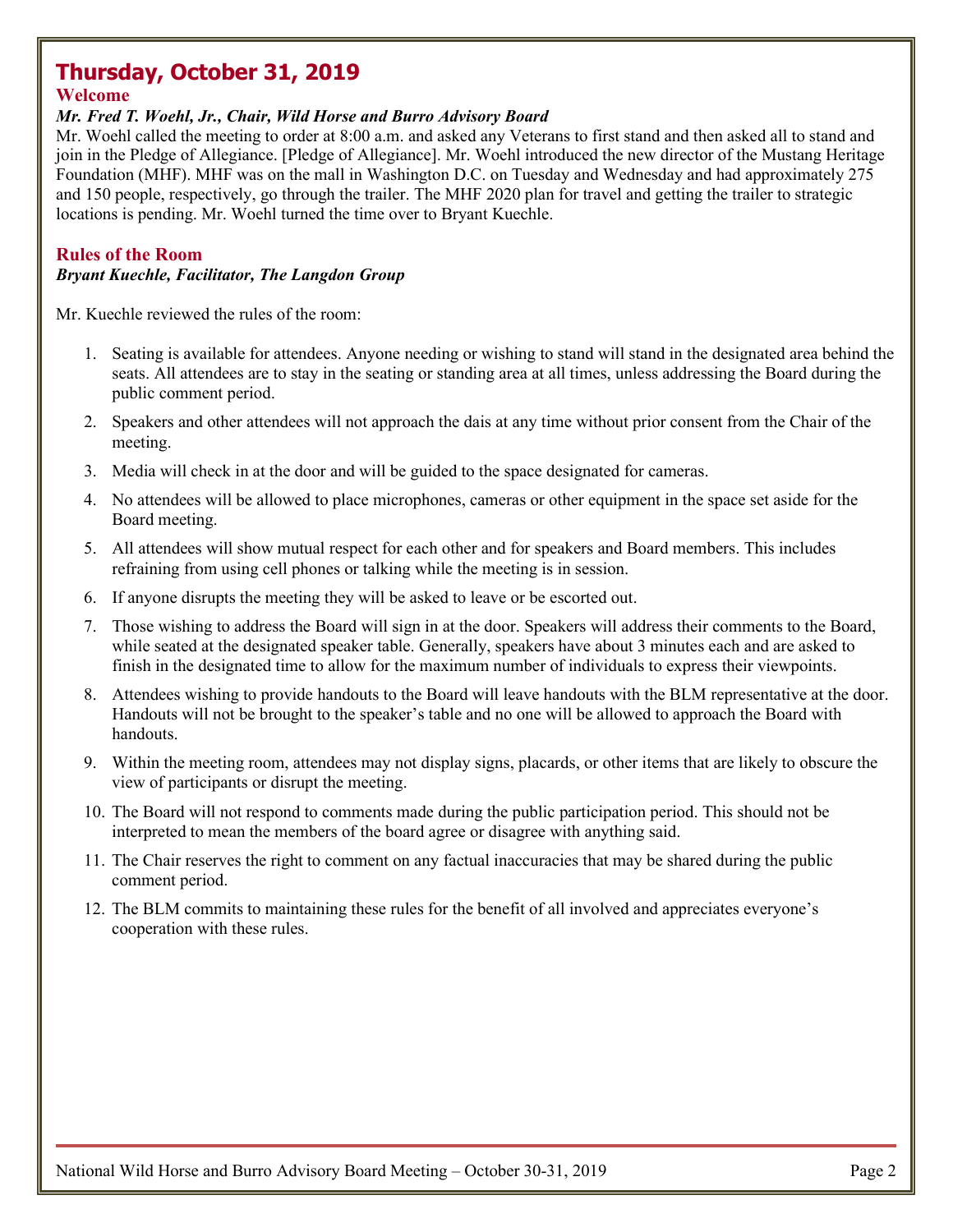# Thursday, October 31, 2019

## Welcome

### *Mr. Fred T. Woehl, Jr., Chair, Wild Horse and Burro Advisory Board*

Mr. Woehl called the meeting to order at 8:00 a.m. and asked any Veterans to first stand and then asked all to stand and join in the Pledge of Allegiance. [Pledge of Allegiance]. Mr. Woehl introduced the new director of the Mustang Heritage Foundation (MHF). MHF was on the mall in Washington D.C. on Tuesday and Wednesday and had approximately 275 and 150 people, respectively, go through the trailer. The MHF 2020 plan for travel and getting the trailer to strategic locations is pending. Mr. Woehl turned the time over to Bryant Kuechle.

## Rules of the Room

### *Bryant Kuechle, Facilitator, The Langdon Group*

Mr. Kuechle reviewed the rules of the room:

1. Seating is available for attendees. Anyone needing or wishing to stand will stand in the designated area behind the seats. All attendees are to stay in the seating or standing area at all times, unless addressing the Board during the public comment period.
2. Speakers and other attendees will not approach the dais at any time without prior consent from the Chair of the meeting.
3. Media will check in at the door and will be guided to the space designated for cameras.
4. No attendees will be allowed to place microphones, cameras or other equipment in the space set aside for the Board meeting.
5. All attendees will show mutual respect for each other and for speakers and Board members. This includes refraining from using cell phones or talking while the meeting is in session.
6. If anyone disrupts the meeting they will be asked to leave or be escorted out.
7. Those wishing to address the Board will sign in at the door. Speakers will address their comments to the Board, while seated at the designated speaker table. Generally, speakers have about 3 minutes each and are asked to finish in the designated time to allow for the maximum number of individuals to express their viewpoints.
8. Attendees wishing to provide handouts to the Board will leave handouts with the BLM representative at the door. Handouts will not be brought to the speaker's table and no one will be allowed to approach the Board with handouts.
9. Within the meeting room, attendees may not display signs, placards, or other items that are likely to obscure the view of participants or disrupt the meeting.
10. The Board will not respond to comments made during the public participation period. This should not be interpreted to mean the members of the board agree or disagree with anything said.
11. The Chair reserves the right to comment on any factual inaccuracies that may be shared during the public comment period.
12. The BLM commits to maintaining these rules for the benefit of all involved and appreciates everyone's cooperation with these rules.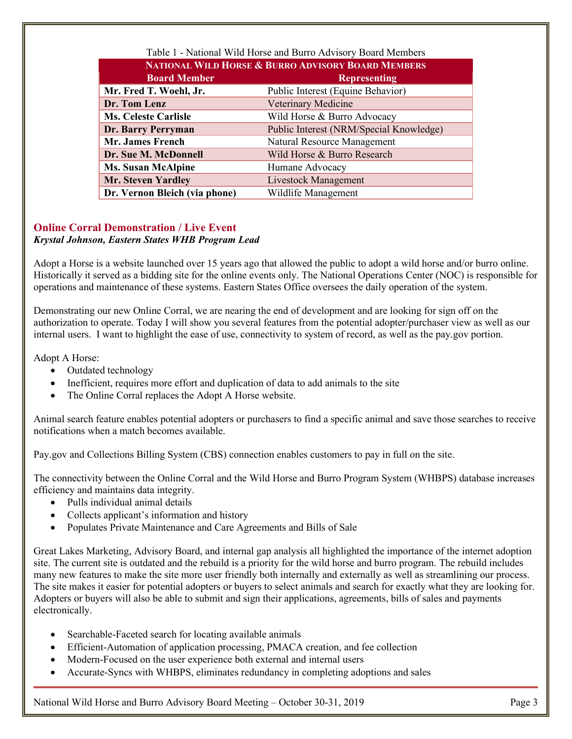Table 1 - National Wild Horse and Burro Advisory Board Members

| National Wild Horse & Burro Advisory Board Members | |
|---|---|
| **Board Member** | **Representing** |
| **Mr. Fred T. Woehl, Jr.** | Public Interest (Equine Behavior) |
| **Dr. Tom Lenz** | Veterinary Medicine |
| **Ms. Celeste Carlisle** | Wild Horse & Burro Advocacy |
| **Dr. Barry Perryman** | Public Interest (NRM/Special Knowledge) |
| **Mr. James French** | Natural Resource Management |
| **Dr. Sue M. McDonnell** | Wild Horse & Burro Research |
| **Ms. Susan McAlpine** | Humane Advocacy |
| **Mr. Steven Yardley** | Livestock Management |
| **Dr. Vernon Bleich (via phone)** | Wildlife Management |

## Online Corral Demonstration / Live Event

***Krystal Johnson, Eastern States WHB Program Lead***

Adopt a Horse is a website launched over 15 years ago that allowed the public to adopt a wild horse and/or burro online. Historically it served as a bidding site for the online events only. The National Operations Center (NOC) is responsible for operations and maintenance of these systems. Eastern States Office oversees the daily operation of the system.

Demonstrating our new Online Corral, we are nearing the end of development and are looking for sign off on the authorization to operate. Today I will show you several features from the potential adopter/purchaser view as well as our internal users. I want to highlight the ease of use, connectivity to system of record, as well as the pay.gov portion.

Adopt A Horse:

- Outdated technology
- Inefficient, requires more effort and duplication of data to add animals to the site
- The Online Corral replaces the Adopt A Horse website.

Animal search feature enables potential adopters or purchasers to find a specific animal and save those searches to receive notifications when a match becomes available.

Pay.gov and Collections Billing System (CBS) connection enables customers to pay in full on the site.

The connectivity between the Online Corral and the Wild Horse and Burro Program System (WHBPS) database increases efficiency and maintains data integrity.

- Pulls individual animal details
- Collects applicant's information and history
- Populates Private Maintenance and Care Agreements and Bills of Sale

Great Lakes Marketing, Advisory Board, and internal gap analysis all highlighted the importance of the internet adoption site. The current site is outdated and the rebuild is a priority for the wild horse and burro program. The rebuild includes many new features to make the site more user friendly both internally and externally as well as streamlining our process. The site makes it easier for potential adopters or buyers to select animals and search for exactly what they are looking for. Adopters or buyers will also be able to submit and sign their applications, agreements, bills of sales and payments electronically.

- Searchable-Faceted search for locating available animals
- Efficient-Automation of application processing, PMACA creation, and fee collection
- Modern-Focused on the user experience both external and internal users
- Accurate-Syncs with WHBPS, eliminates redundancy in completing adoptions and sales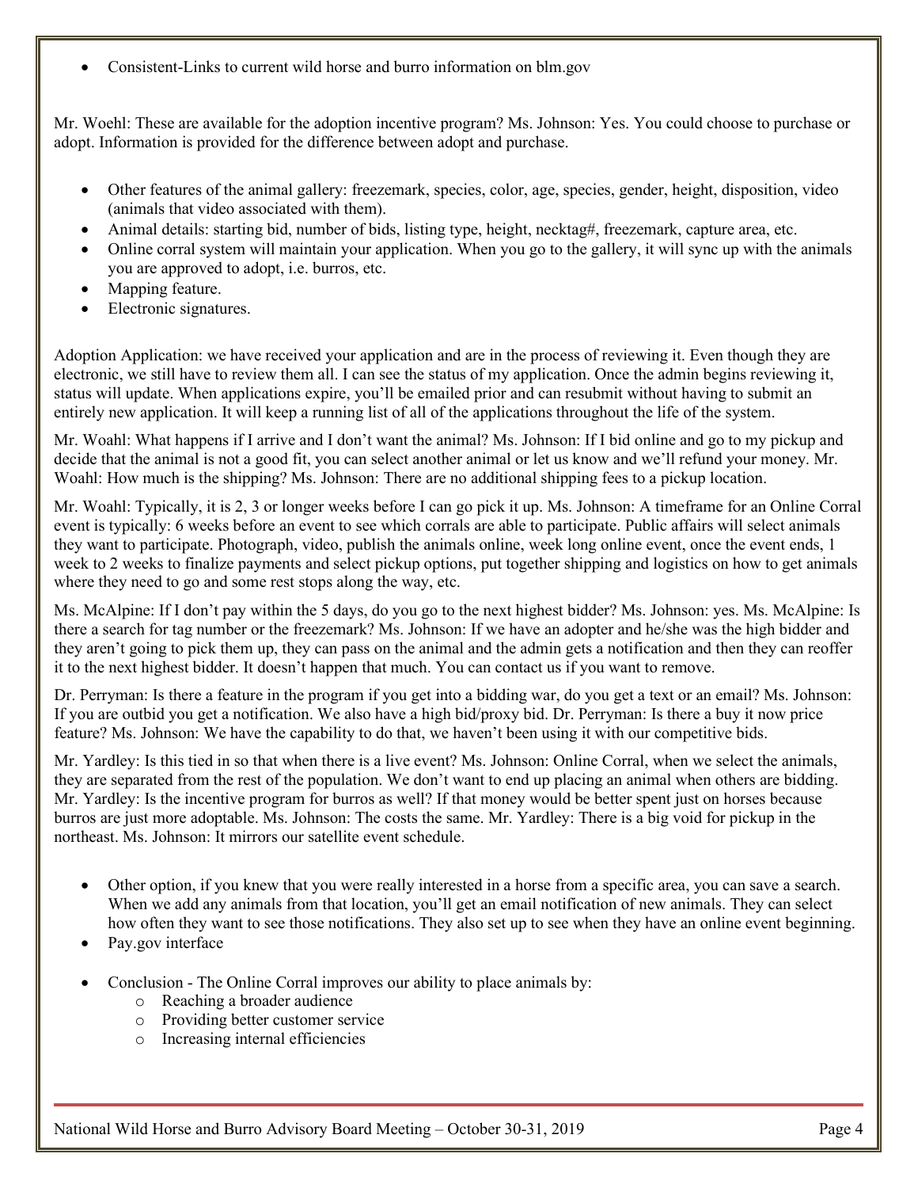- Consistent-Links to current wild horse and burro information on blm.gov

Mr. Woehl: These are available for the adoption incentive program? Ms. Johnson: Yes. You could choose to purchase or adopt. Information is provided for the difference between adopt and purchase.

- Other features of the animal gallery: freezemark, species, color, age, species, gender, height, disposition, video (animals that video associated with them).
- Animal details: starting bid, number of bids, listing type, height, necktag#, freezemark, capture area, etc.
- Online corral system will maintain your application. When you go to the gallery, it will sync up with the animals you are approved to adopt, i.e. burros, etc.
- Mapping feature.
- Electronic signatures.

Adoption Application: we have received your application and are in the process of reviewing it. Even though they are electronic, we still have to review them all. I can see the status of my application. Once the admin begins reviewing it, status will update. When applications expire, you'll be emailed prior and can resubmit without having to submit an entirely new application. It will keep a running list of all of the applications throughout the life of the system.

Mr. Woahl: What happens if I arrive and I don't want the animal? Ms. Johnson: If I bid online and go to my pickup and decide that the animal is not a good fit, you can select another animal or let us know and we'll refund your money. Mr. Woahl: How much is the shipping? Ms. Johnson: There are no additional shipping fees to a pickup location.

Mr. Woahl: Typically, it is 2, 3 or longer weeks before I can go pick it up. Ms. Johnson: A timeframe for an Online Corral event is typically: 6 weeks before an event to see which corrals are able to participate. Public affairs will select animals they want to participate. Photograph, video, publish the animals online, week long online event, once the event ends, 1 week to 2 weeks to finalize payments and select pickup options, put together shipping and logistics on how to get animals where they need to go and some rest stops along the way, etc.

Ms. McAlpine: If I don't pay within the 5 days, do you go to the next highest bidder? Ms. Johnson: yes. Ms. McAlpine: Is there a search for tag number or the freezemark? Ms. Johnson: If we have an adopter and he/she was the high bidder and they aren't going to pick them up, they can pass on the animal and the admin gets a notification and then they can reoffer it to the next highest bidder. It doesn't happen that much. You can contact us if you want to remove.

Dr. Perryman: Is there a feature in the program if you get into a bidding war, do you get a text or an email? Ms. Johnson: If you are outbid you get a notification. We also have a high bid/proxy bid. Dr. Perryman: Is there a buy it now price feature? Ms. Johnson: We have the capability to do that, we haven't been using it with our competitive bids.

Mr. Yardley: Is this tied in so that when there is a live event? Ms. Johnson: Online Corral, when we select the animals, they are separated from the rest of the population. We don't want to end up placing an animal when others are bidding. Mr. Yardley: Is the incentive program for burros as well? If that money would be better spent just on horses because burros are just more adoptable. Ms. Johnson: The costs the same. Mr. Yardley: There is a big void for pickup in the northeast. Ms. Johnson: It mirrors our satellite event schedule.

- Other option, if you knew that you were really interested in a horse from a specific area, you can save a search. When we add any animals from that location, you'll get an email notification of new animals. They can select how often they want to see those notifications. They also set up to see when they have an online event beginning.
- Pay.gov interface

- Conclusion - The Online Corral improves our ability to place animals by:
  - Reaching a broader audience
  - Providing better customer service
  - Increasing internal efficiencies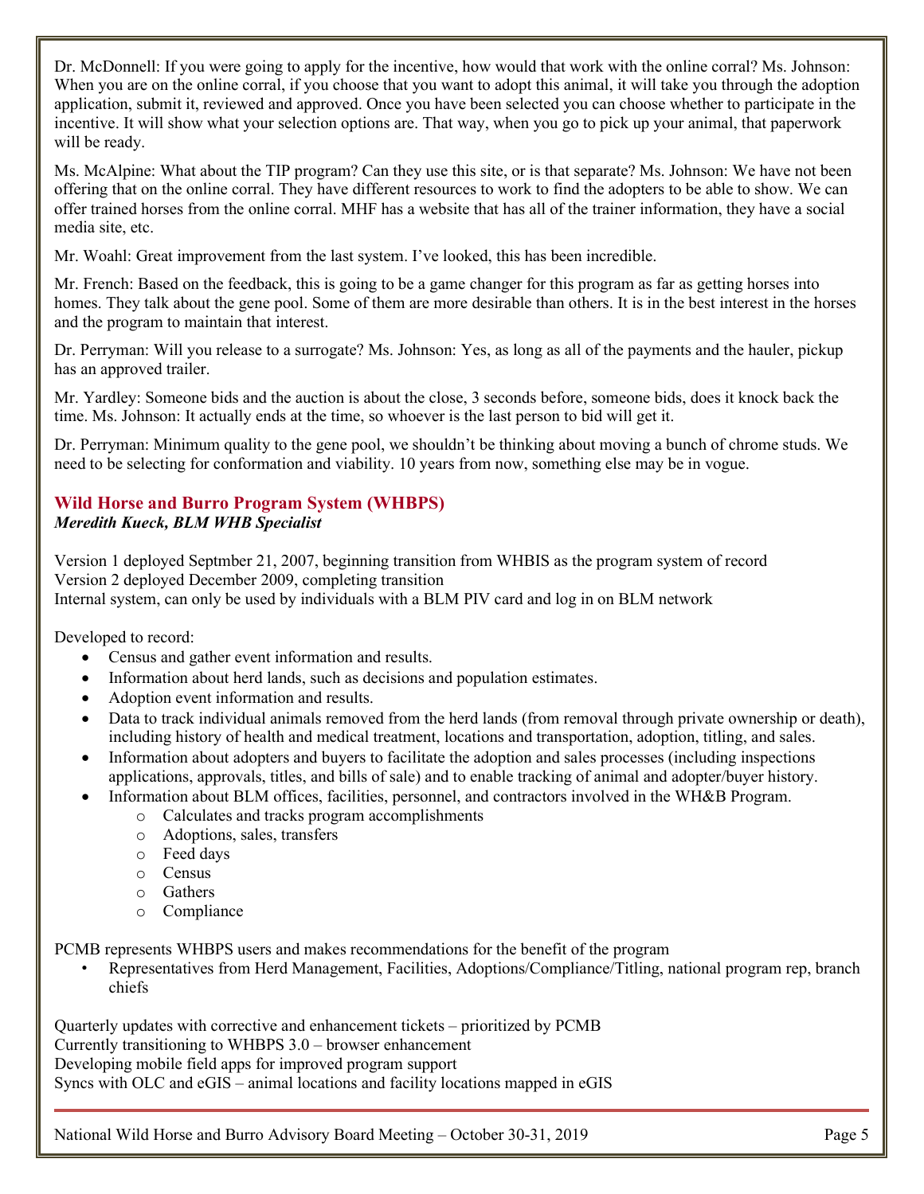Dr. McDonnell: If you were going to apply for the incentive, how would that work with the online corral? Ms. Johnson: When you are on the online corral, if you choose that you want to adopt this animal, it will take you through the adoption application, submit it, reviewed and approved. Once you have been selected you can choose whether to participate in the incentive. It will show what your selection options are. That way, when you go to pick up your animal, that paperwork will be ready.

Ms. McAlpine: What about the TIP program? Can they use this site, or is that separate? Ms. Johnson: We have not been offering that on the online corral. They have different resources to work to find the adopters to be able to show. We can offer trained horses from the online corral. MHF has a website that has all of the trainer information, they have a social media site, etc.

Mr. Woahl: Great improvement from the last system. I've looked, this has been incredible.

Mr. French: Based on the feedback, this is going to be a game changer for this program as far as getting horses into homes. They talk about the gene pool. Some of them are more desirable than others. It is in the best interest in the horses and the program to maintain that interest.

Dr. Perryman: Will you release to a surrogate? Ms. Johnson: Yes, as long as all of the payments and the hauler, pickup has an approved trailer.

Mr. Yardley: Someone bids and the auction is about the close, 3 seconds before, someone bids, does it knock back the time. Ms. Johnson: It actually ends at the time, so whoever is the last person to bid will get it.

Dr. Perryman: Minimum quality to the gene pool, we shouldn't be thinking about moving a bunch of chrome studs. We need to be selecting for conformation and viability. 10 years from now, something else may be in vogue.

## Wild Horse and Burro Program System (WHBPS)

***Meredith Kueck, BLM WHB Specialist***

Version 1 deployed Septmber 21, 2007, beginning transition from WHBIS as the program system of record
Version 2 deployed December 2009, completing transition
Internal system, can only be used by individuals with a BLM PIV card and log in on BLM network

Developed to record:

- Census and gather event information and results.
- Information about herd lands, such as decisions and population estimates.
- Adoption event information and results.
- Data to track individual animals removed from the herd lands (from removal through private ownership or death), including history of health and medical treatment, locations and transportation, adoption, titling, and sales.
- Information about adopters and buyers to facilitate the adoption and sales processes (including inspections applications, approvals, titles, and bills of sale) and to enable tracking of animal and adopter/buyer history.
- Information about BLM offices, facilities, personnel, and contractors involved in the WH&B Program.
  - Calculates and tracks program accomplishments
  - Adoptions, sales, transfers
  - Feed days
  - Census
  - Gathers
  - Compliance

PCMB represents WHBPS users and makes recommendations for the benefit of the program

- Representatives from Herd Management, Facilities, Adoptions/Compliance/Titling, national program rep, branch chiefs

Quarterly updates with corrective and enhancement tickets – prioritized by PCMB
Currently transitioning to WHBPS 3.0 – browser enhancement
Developing mobile field apps for improved program support
Syncs with OLC and eGIS – animal locations and facility locations mapped in eGIS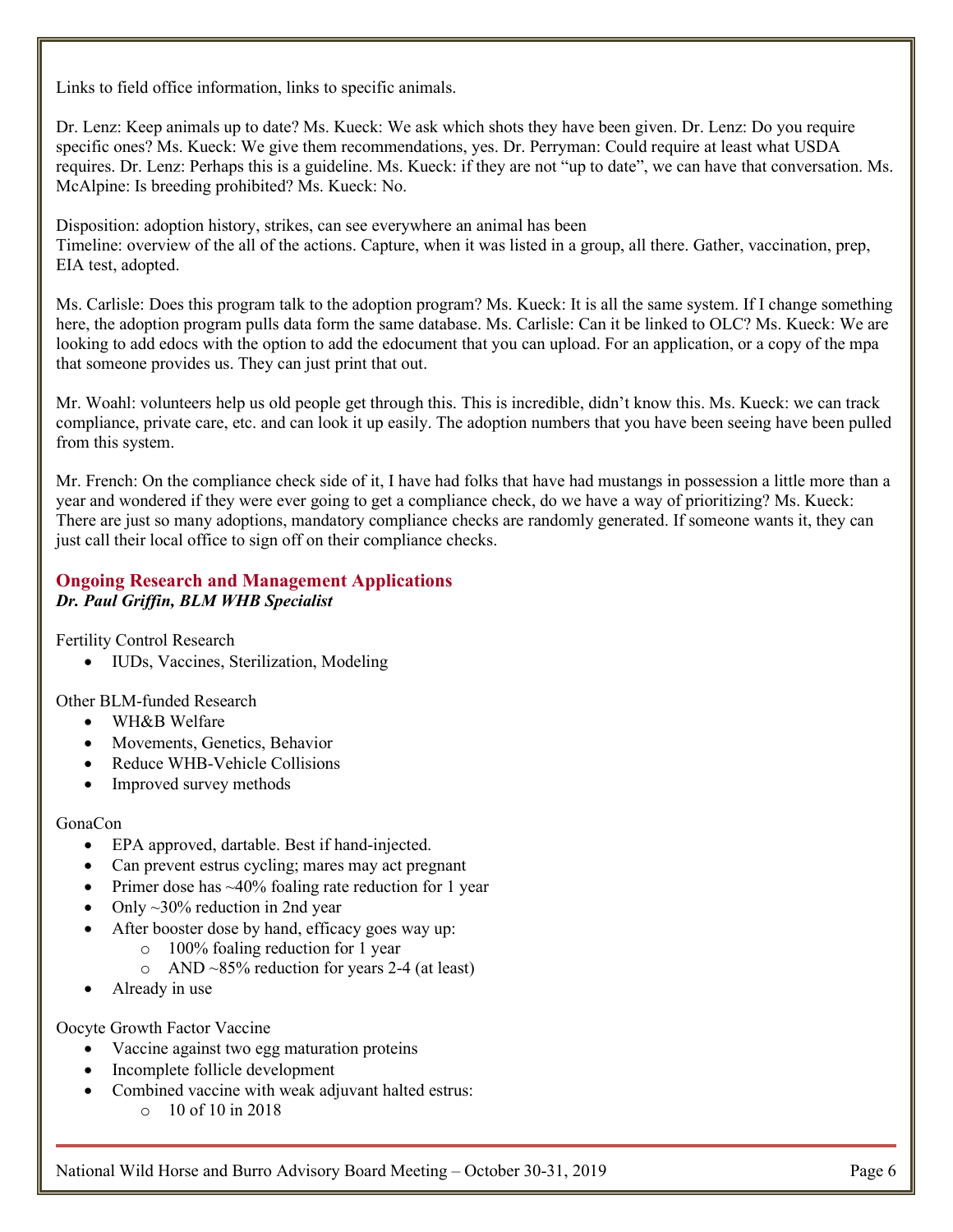Links to field office information, links to specific animals.

Dr. Lenz: Keep animals up to date? Ms. Kueck: We ask which shots they have been given. Dr. Lenz: Do you require specific ones? Ms. Kueck: We give them recommendations, yes. Dr. Perryman: Could require at least what USDA requires. Dr. Lenz: Perhaps this is a guideline. Ms. Kueck: if they are not "up to date", we can have that conversation. Ms. McAlpine: Is breeding prohibited? Ms. Kueck: No.

Disposition: adoption history, strikes, can see everywhere an animal has been
Timeline: overview of the all of the actions. Capture, when it was listed in a group, all there. Gather, vaccination, prep, EIA test, adopted.

Ms. Carlisle: Does this program talk to the adoption program? Ms. Kueck: It is all the same system. If I change something here, the adoption program pulls data form the same database. Ms. Carlisle: Can it be linked to OLC? Ms. Kueck: We are looking to add edocs with the option to add the edocument that you can upload. For an application, or a copy of the mpa that someone provides us. They can just print that out.

Mr. Woahl: volunteers help us old people get through this. This is incredible, didn't know this. Ms. Kueck: we can track compliance, private care, etc. and can look it up easily. The adoption numbers that you have been seeing have been pulled from this system.

Mr. French: On the compliance check side of it, I have had folks that have had mustangs in possession a little more than a year and wondered if they were ever going to get a compliance check, do we have a way of prioritizing? Ms. Kueck: There are just so many adoptions, mandatory compliance checks are randomly generated. If someone wants it, they can just call their local office to sign off on their compliance checks.

## Ongoing Research and Management Applications

***Dr. Paul Griffin, BLM WHB Specialist***

Fertility Control Research

- IUDs, Vaccines, Sterilization, Modeling

Other BLM-funded Research

- WH&B Welfare
- Movements, Genetics, Behavior
- Reduce WHB-Vehicle Collisions
- Improved survey methods

GonaCon

- EPA approved, dartable. Best if hand-injected.
- Can prevent estrus cycling; mares may act pregnant
- Primer dose has ~40% foaling rate reduction for 1 year
- Only ~30% reduction in 2nd year
- After booster dose by hand, efficacy goes way up:
  - 100% foaling reduction for 1 year
  - AND ~85% reduction for years 2-4 (at least)
- Already in use

Oocyte Growth Factor Vaccine

- Vaccine against two egg maturation proteins
- Incomplete follicle development
- Combined vaccine with weak adjuvant halted estrus:
  - 10 of 10 in 2018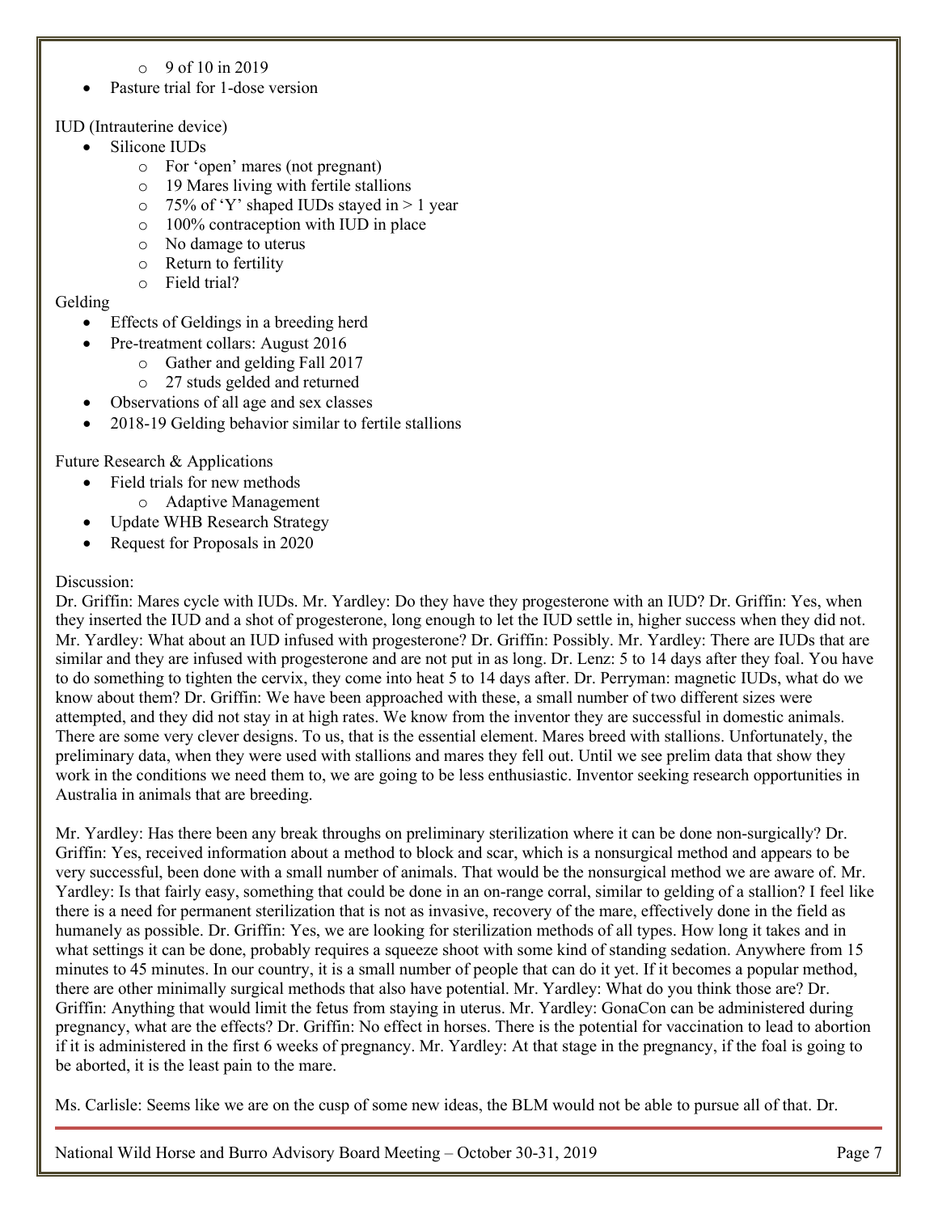- 9 of 10 in 2019
- Pasture trial for 1-dose version

IUD (Intrauterine device)

- Silicone IUDs
    - For 'open' mares (not pregnant)
    - 19 Mares living with fertile stallions
    - 75% of 'Y' shaped IUDs stayed in > 1 year
    - 100% contraception with IUD in place
    - No damage to uterus
    - Return to fertility
    - Field trial?

Gelding

- Effects of Geldings in a breeding herd
- Pre-treatment collars: August 2016
    - Gather and gelding Fall 2017
    - 27 studs gelded and returned
- Observations of all age and sex classes
- 2018-19 Gelding behavior similar to fertile stallions

Future Research & Applications

- Field trials for new methods
    - Adaptive Management
- Update WHB Research Strategy
- Request for Proposals in 2020

Discussion:

Dr. Griffin: Mares cycle with IUDs. Mr. Yardley: Do they have they progesterone with an IUD? Dr. Griffin: Yes, when they inserted the IUD and a shot of progesterone, long enough to let the IUD settle in, higher success when they did not. Mr. Yardley: What about an IUD infused with progesterone? Dr. Griffin: Possibly. Mr. Yardley: There are IUDs that are similar and they are infused with progesterone and are not put in as long. Dr. Lenz: 5 to 14 days after they foal. You have to do something to tighten the cervix, they come into heat 5 to 14 days after. Dr. Perryman: magnetic IUDs, what do we know about them? Dr. Griffin: We have been approached with these, a small number of two different sizes were attempted, and they did not stay in at high rates. We know from the inventor they are successful in domestic animals. There are some very clever designs. To us, that is the essential element. Mares breed with stallions. Unfortunately, the preliminary data, when they were used with stallions and mares they fell out. Until we see prelim data that show they work in the conditions we need them to, we are going to be less enthusiastic. Inventor seeking research opportunities in Australia in animals that are breeding.

Mr. Yardley: Has there been any break throughs on preliminary sterilization where it can be done non-surgically? Dr. Griffin: Yes, received information about a method to block and scar, which is a nonsurgical method and appears to be very successful, been done with a small number of animals. That would be the nonsurgical method we are aware of. Mr. Yardley: Is that fairly easy, something that could be done in an on-range corral, similar to gelding of a stallion? I feel like there is a need for permanent sterilization that is not as invasive, recovery of the mare, effectively done in the field as humanely as possible. Dr. Griffin: Yes, we are looking for sterilization methods of all types. How long it takes and in what settings it can be done, probably requires a squeeze shoot with some kind of standing sedation. Anywhere from 15 minutes to 45 minutes. In our country, it is a small number of people that can do it yet. If it becomes a popular method, there are other minimally surgical methods that also have potential. Mr. Yardley: What do you think those are? Dr. Griffin: Anything that would limit the fetus from staying in uterus. Mr. Yardley: GonaCon can be administered during pregnancy, what are the effects? Dr. Griffin: No effect in horses. There is the potential for vaccination to lead to abortion if it is administered in the first 6 weeks of pregnancy. Mr. Yardley: At that stage in the pregnancy, if the foal is going to be aborted, it is the least pain to the mare.

Ms. Carlisle: Seems like we are on the cusp of some new ideas, the BLM would not be able to pursue all of that. Dr.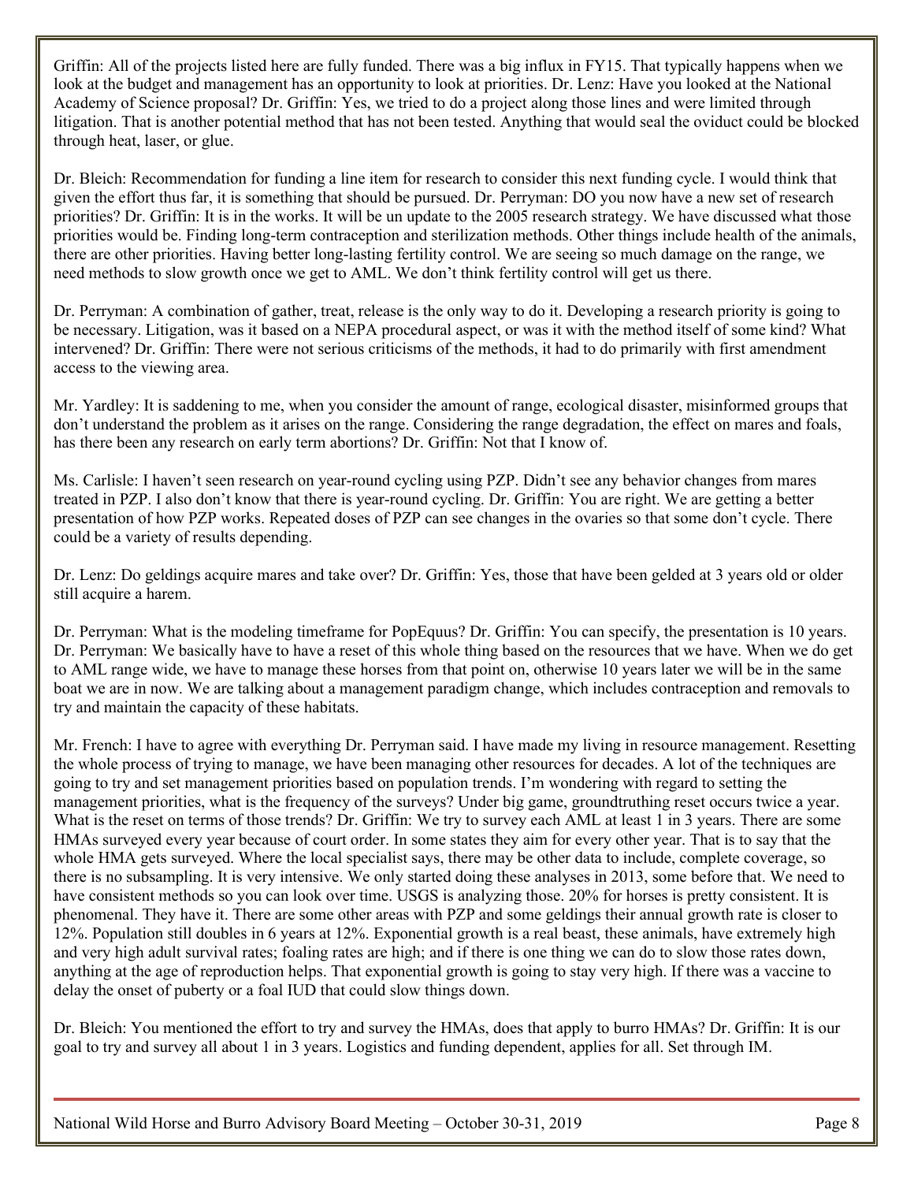Griffin: All of the projects listed here are fully funded. There was a big influx in FY15. That typically happens when we look at the budget and management has an opportunity to look at priorities. Dr. Lenz: Have you looked at the National Academy of Science proposal? Dr. Griffin: Yes, we tried to do a project along those lines and were limited through litigation. That is another potential method that has not been tested. Anything that would seal the oviduct could be blocked through heat, laser, or glue.

Dr. Bleich: Recommendation for funding a line item for research to consider this next funding cycle. I would think that given the effort thus far, it is something that should be pursued. Dr. Perryman: DO you now have a new set of research priorities? Dr. Griffin: It is in the works. It will be un update to the 2005 research strategy. We have discussed what those priorities would be. Finding long-term contraception and sterilization methods. Other things include health of the animals, there are other priorities. Having better long-lasting fertility control. We are seeing so much damage on the range, we need methods to slow growth once we get to AML. We don't think fertility control will get us there.

Dr. Perryman: A combination of gather, treat, release is the only way to do it. Developing a research priority is going to be necessary. Litigation, was it based on a NEPA procedural aspect, or was it with the method itself of some kind? What intervened? Dr. Griffin: There were not serious criticisms of the methods, it had to do primarily with first amendment access to the viewing area.

Mr. Yardley: It is saddening to me, when you consider the amount of range, ecological disaster, misinformed groups that don't understand the problem as it arises on the range. Considering the range degradation, the effect on mares and foals, has there been any research on early term abortions? Dr. Griffin: Not that I know of.

Ms. Carlisle: I haven't seen research on year-round cycling using PZP. Didn't see any behavior changes from mares treated in PZP. I also don't know that there is year-round cycling. Dr. Griffin: You are right. We are getting a better presentation of how PZP works. Repeated doses of PZP can see changes in the ovaries so that some don't cycle. There could be a variety of results depending.

Dr. Lenz: Do geldings acquire mares and take over? Dr. Griffin: Yes, those that have been gelded at 3 years old or older still acquire a harem.

Dr. Perryman: What is the modeling timeframe for PopEquus? Dr. Griffin: You can specify, the presentation is 10 years. Dr. Perryman: We basically have to have a reset of this whole thing based on the resources that we have. When we do get to AML range wide, we have to manage these horses from that point on, otherwise 10 years later we will be in the same boat we are in now. We are talking about a management paradigm change, which includes contraception and removals to try and maintain the capacity of these habitats.

Mr. French: I have to agree with everything Dr. Perryman said. I have made my living in resource management. Resetting the whole process of trying to manage, we have been managing other resources for decades. A lot of the techniques are going to try and set management priorities based on population trends. I'm wondering with regard to setting the management priorities, what is the frequency of the surveys? Under big game, groundtruthing reset occurs twice a year. What is the reset on terms of those trends? Dr. Griffin: We try to survey each AML at least 1 in 3 years. There are some HMAs surveyed every year because of court order. In some states they aim for every other year. That is to say that the whole HMA gets surveyed. Where the local specialist says, there may be other data to include, complete coverage, so there is no subsampling. It is very intensive. We only started doing these analyses in 2013, some before that. We need to have consistent methods so you can look over time. USGS is analyzing those. 20% for horses is pretty consistent. It is phenomenal. They have it. There are some other areas with PZP and some geldings their annual growth rate is closer to 12%. Population still doubles in 6 years at 12%. Exponential growth is a real beast, these animals, have extremely high and very high adult survival rates; foaling rates are high; and if there is one thing we can do to slow those rates down, anything at the age of reproduction helps. That exponential growth is going to stay very high. If there was a vaccine to delay the onset of puberty or a foal IUD that could slow things down.

Dr. Bleich: You mentioned the effort to try and survey the HMAs, does that apply to burro HMAs? Dr. Griffin: It is our goal to try and survey all about 1 in 3 years. Logistics and funding dependent, applies for all. Set through IM.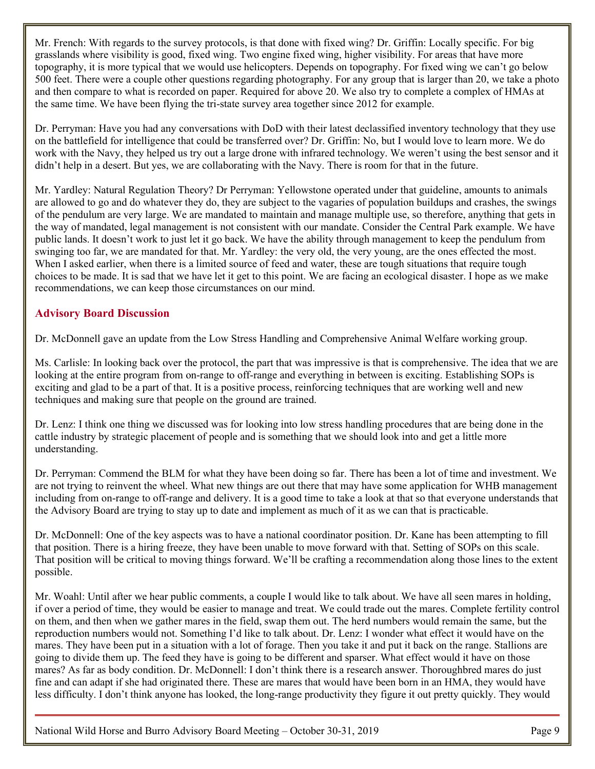Mr. French: With regards to the survey protocols, is that done with fixed wing? Dr. Griffin: Locally specific. For big grasslands where visibility is good, fixed wing. Two engine fixed wing, higher visibility. For areas that have more topography, it is more typical that we would use helicopters. Depends on topography. For fixed wing we can't go below 500 feet. There were a couple other questions regarding photography. For any group that is larger than 20, we take a photo and then compare to what is recorded on paper. Required for above 20. We also try to complete a complex of HMAs at the same time. We have been flying the tri-state survey area together since 2012 for example.

Dr. Perryman: Have you had any conversations with DoD with their latest declassified inventory technology that they use on the battlefield for intelligence that could be transferred over? Dr. Griffin: No, but I would love to learn more. We do work with the Navy, they helped us try out a large drone with infrared technology. We weren't using the best sensor and it didn't help in a desert. But yes, we are collaborating with the Navy. There is room for that in the future.

Mr. Yardley: Natural Regulation Theory? Dr Perryman: Yellowstone operated under that guideline, amounts to animals are allowed to go and do whatever they do, they are subject to the vagaries of population buildups and crashes, the swings of the pendulum are very large. We are mandated to maintain and manage multiple use, so therefore, anything that gets in the way of mandated, legal management is not consistent with our mandate. Consider the Central Park example. We have public lands. It doesn't work to just let it go back. We have the ability through management to keep the pendulum from swinging too far, we are mandated for that. Mr. Yardley: the very old, the very young, are the ones effected the most. When I asked earlier, when there is a limited source of feed and water, these are tough situations that require tough choices to be made. It is sad that we have let it get to this point. We are facing an ecological disaster. I hope as we make recommendations, we can keep those circumstances on our mind.

## Advisory Board Discussion

Dr. McDonnell gave an update from the Low Stress Handling and Comprehensive Animal Welfare working group.

Ms. Carlisle: In looking back over the protocol, the part that was impressive is that is comprehensive. The idea that we are looking at the entire program from on-range to off-range and everything in between is exciting. Establishing SOPs is exciting and glad to be a part of that. It is a positive process, reinforcing techniques that are working well and new techniques and making sure that people on the ground are trained.

Dr. Lenz: I think one thing we discussed was for looking into low stress handling procedures that are being done in the cattle industry by strategic placement of people and is something that we should look into and get a little more understanding.

Dr. Perryman: Commend the BLM for what they have been doing so far. There has been a lot of time and investment. We are not trying to reinvent the wheel. What new things are out there that may have some application for WHB management including from on-range to off-range and delivery. It is a good time to take a look at that so that everyone understands that the Advisory Board are trying to stay up to date and implement as much of it as we can that is practicable.

Dr. McDonnell: One of the key aspects was to have a national coordinator position. Dr. Kane has been attempting to fill that position. There is a hiring freeze, they have been unable to move forward with that. Setting of SOPs on this scale. That position will be critical to moving things forward. We'll be crafting a recommendation along those lines to the extent possible.

Mr. Woahl: Until after we hear public comments, a couple I would like to talk about. We have all seen mares in holding, if over a period of time, they would be easier to manage and treat. We could trade out the mares. Complete fertility control on them, and then when we gather mares in the field, swap them out. The herd numbers would remain the same, but the reproduction numbers would not. Something I'd like to talk about. Dr. Lenz: I wonder what effect it would have on the mares. They have been put in a situation with a lot of forage. Then you take it and put it back on the range. Stallions are going to divide them up. The feed they have is going to be different and sparser. What effect would it have on those mares? As far as body condition. Dr. McDonnell: I don't think there is a research answer. Thoroughbred mares do just fine and can adapt if she had originated there. These are mares that would have been born in an HMA, they would have less difficulty. I don't think anyone has looked, the long-range productivity they figure it out pretty quickly. They would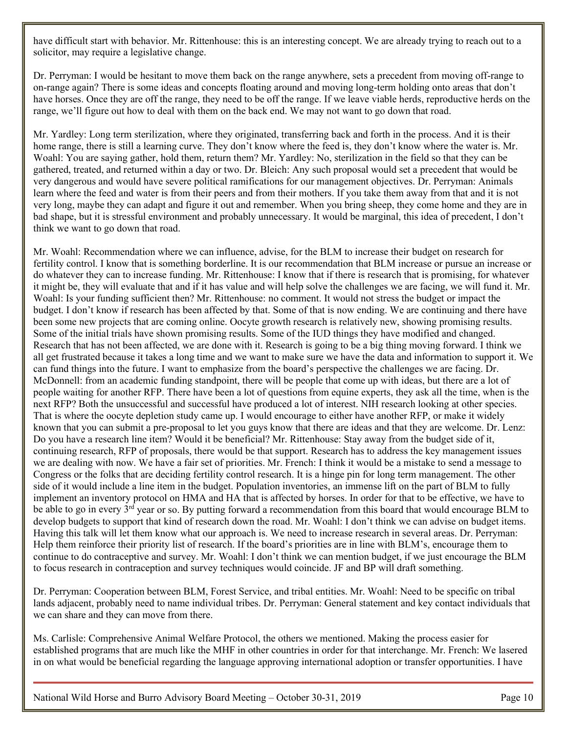have difficult start with behavior. Mr. Rittenhouse: this is an interesting concept. We are already trying to reach out to a solicitor, may require a legislative change.

Dr. Perryman: I would be hesitant to move them back on the range anywhere, sets a precedent from moving off-range to on-range again? There is some ideas and concepts floating around and moving long-term holding onto areas that don't have horses. Once they are off the range, they need to be off the range. If we leave viable herds, reproductive herds on the range, we'll figure out how to deal with them on the back end. We may not want to go down that road.

Mr. Yardley: Long term sterilization, where they originated, transferring back and forth in the process. And it is their home range, there is still a learning curve. They don't know where the feed is, they don't know where the water is. Mr. Woahl: You are saying gather, hold them, return them? Mr. Yardley: No, sterilization in the field so that they can be gathered, treated, and returned within a day or two. Dr. Bleich: Any such proposal would set a precedent that would be very dangerous and would have severe political ramifications for our management objectives. Dr. Perryman: Animals learn where the feed and water is from their peers and from their mothers. If you take them away from that and it is not very long, maybe they can adapt and figure it out and remember. When you bring sheep, they come home and they are in bad shape, but it is stressful environment and probably unnecessary. It would be marginal, this idea of precedent, I don't think we want to go down that road.

Mr. Woahl: Recommendation where we can influence, advise, for the BLM to increase their budget on research for fertility control. I know that is something borderline. It is our recommendation that BLM increase or pursue an increase or do whatever they can to increase funding. Mr. Rittenhouse: I know that if there is research that is promising, for whatever it might be, they will evaluate that and if it has value and will help solve the challenges we are facing, we will fund it. Mr. Woahl: Is your funding sufficient then? Mr. Rittenhouse: no comment. It would not stress the budget or impact the budget. I don't know if research has been affected by that. Some of that is now ending. We are continuing and there have been some new projects that are coming online. Oocyte growth research is relatively new, showing promising results. Some of the initial trials have shown promising results. Some of the IUD things they have modified and changed. Research that has not been affected, we are done with it. Research is going to be a big thing moving forward. I think we all get frustrated because it takes a long time and we want to make sure we have the data and information to support it. We can fund things into the future. I want to emphasize from the board's perspective the challenges we are facing. Dr. McDonnell: from an academic funding standpoint, there will be people that come up with ideas, but there are a lot of people waiting for another RFP. There have been a lot of questions from equine experts, they ask all the time, when is the next RFP? Both the unsuccessful and successful have produced a lot of interest. NIH research looking at other species. That is where the oocyte depletion study came up. I would encourage to either have another RFP, or make it widely known that you can submit a pre-proposal to let you guys know that there are ideas and that they are welcome. Dr. Lenz: Do you have a research line item? Would it be beneficial? Mr. Rittenhouse: Stay away from the budget side of it, continuing research, RFP of proposals, there would be that support. Research has to address the key management issues we are dealing with now. We have a fair set of priorities. Mr. French: I think it would be a mistake to send a message to Congress or the folks that are deciding fertility control research. It is a hinge pin for long term management. The other side of it would include a line item in the budget. Population inventories, an immense lift on the part of BLM to fully implement an inventory protocol on HMA and HA that is affected by horses. In order for that to be effective, we have to be able to go in every 3rd year or so. By putting forward a recommendation from this board that would encourage BLM to develop budgets to support that kind of research down the road. Mr. Woahl: I don't think we can advise on budget items. Having this talk will let them know what our approach is. We need to increase research in several areas. Dr. Perryman: Help them reinforce their priority list of research. If the board's priorities are in line with BLM's, encourage them to continue to do contraceptive and survey. Mr. Woahl: I don't think we can mention budget, if we just encourage the BLM to focus research in contraception and survey techniques would coincide. JF and BP will draft something.

Dr. Perryman: Cooperation between BLM, Forest Service, and tribal entities. Mr. Woahl: Need to be specific on tribal lands adjacent, probably need to name individual tribes. Dr. Perryman: General statement and key contact individuals that we can share and they can move from there.

Ms. Carlisle: Comprehensive Animal Welfare Protocol, the others we mentioned. Making the process easier for established programs that are much like the MHF in other countries in order for that interchange. Mr. French: We lasered in on what would be beneficial regarding the language approving international adoption or transfer opportunities. I have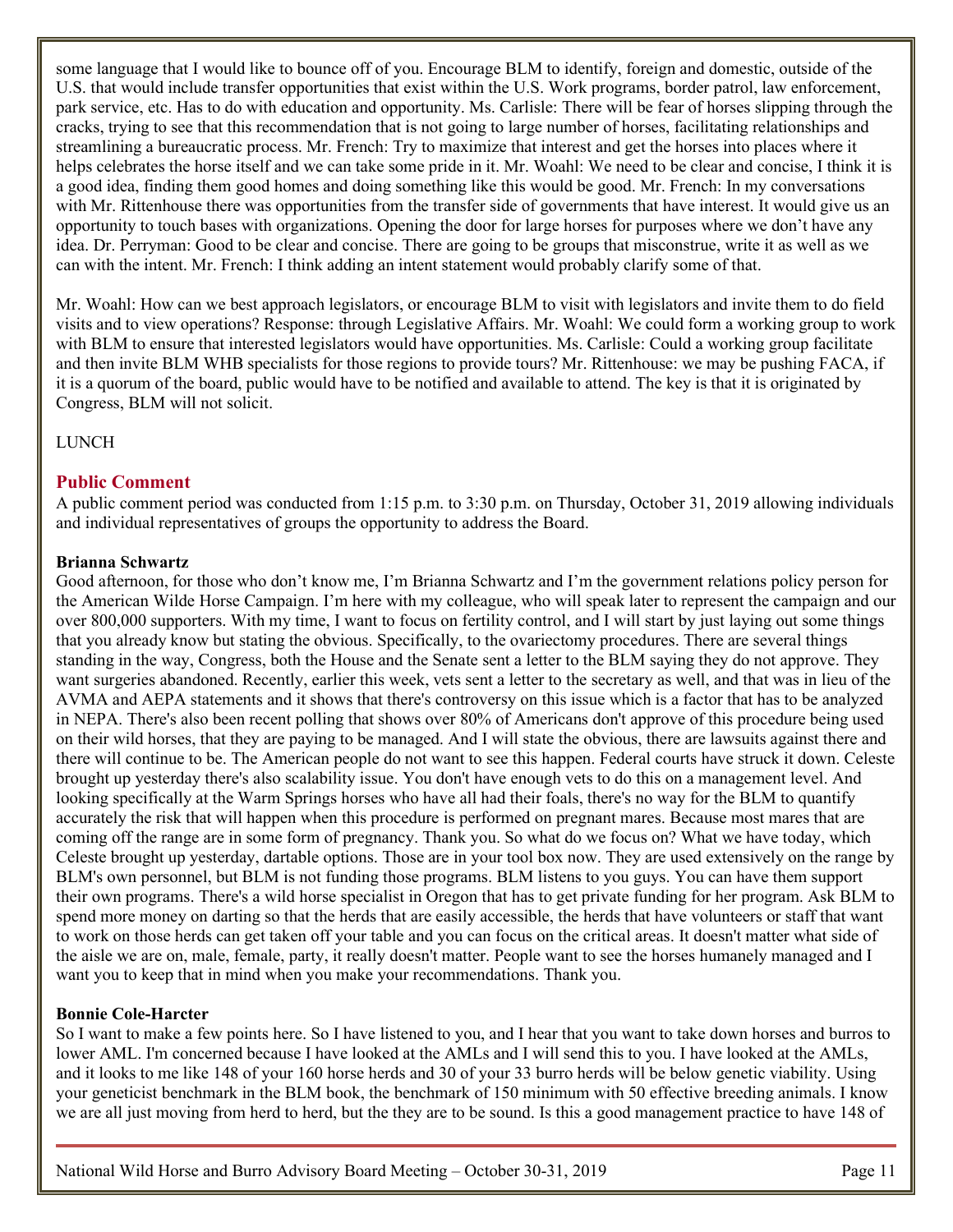some language that I would like to bounce off of you. Encourage BLM to identify, foreign and domestic, outside of the U.S. that would include transfer opportunities that exist within the U.S. Work programs, border patrol, law enforcement, park service, etc. Has to do with education and opportunity. Ms. Carlisle: There will be fear of horses slipping through the cracks, trying to see that this recommendation that is not going to large number of horses, facilitating relationships and streamlining a bureaucratic process. Mr. French: Try to maximize that interest and get the horses into places where it helps celebrates the horse itself and we can take some pride in it. Mr. Woahl: We need to be clear and concise, I think it is a good idea, finding them good homes and doing something like this would be good. Mr. French: In my conversations with Mr. Rittenhouse there was opportunities from the transfer side of governments that have interest. It would give us an opportunity to touch bases with organizations. Opening the door for large horses for purposes where we don't have any idea. Dr. Perryman: Good to be clear and concise. There are going to be groups that misconstrue, write it as well as we can with the intent. Mr. French: I think adding an intent statement would probably clarify some of that.

Mr. Woahl: How can we best approach legislators, or encourage BLM to visit with legislators and invite them to do field visits and to view operations? Response: through Legislative Affairs. Mr. Woahl: We could form a working group to work with BLM to ensure that interested legislators would have opportunities. Ms. Carlisle: Could a working group facilitate and then invite BLM WHB specialists for those regions to provide tours? Mr. Rittenhouse: we may be pushing FACA, if it is a quorum of the board, public would have to be notified and available to attend. The key is that it is originated by Congress, BLM will not solicit.

LUNCH

## Public Comment

A public comment period was conducted from 1:15 p.m. to 3:30 p.m. on Thursday, October 31, 2019 allowing individuals and individual representatives of groups the opportunity to address the Board.

**Brianna Schwartz**

Good afternoon, for those who don't know me, I'm Brianna Schwartz and I'm the government relations policy person for the American Wilde Horse Campaign. I'm here with my colleague, who will speak later to represent the campaign and our over 800,000 supporters. With my time, I want to focus on fertility control, and I will start by just laying out some things that you already know but stating the obvious. Specifically, to the ovariectomy procedures. There are several things standing in the way, Congress, both the House and the Senate sent a letter to the BLM saying they do not approve. They want surgeries abandoned. Recently, earlier this week, vets sent a letter to the secretary as well, and that was in lieu of the AVMA and AEPA statements and it shows that there's controversy on this issue which is a factor that has to be analyzed in NEPA. There's also been recent polling that shows over 80% of Americans don't approve of this procedure being used on their wild horses, that they are paying to be managed. And I will state the obvious, there are lawsuits against there and there will continue to be. The American people do not want to see this happen. Federal courts have struck it down. Celeste brought up yesterday there's also scalability issue. You don't have enough vets to do this on a management level. And looking specifically at the Warm Springs horses who have all had their foals, there's no way for the BLM to quantify accurately the risk that will happen when this procedure is performed on pregnant mares. Because most mares that are coming off the range are in some form of pregnancy. Thank you. So what do we focus on? What we have today, which Celeste brought up yesterday, dartable options. Those are in your tool box now. They are used extensively on the range by BLM's own personnel, but BLM is not funding those programs. BLM listens to you guys. You can have them support their own programs. There's a wild horse specialist in Oregon that has to get private funding for her program. Ask BLM to spend more money on darting so that the herds that are easily accessible, the herds that have volunteers or staff that want to work on those herds can get taken off your table and you can focus on the critical areas. It doesn't matter what side of the aisle we are on, male, female, party, it really doesn't matter. People want to see the horses humanely managed and I want you to keep that in mind when you make your recommendations. Thank you.

**Bonnie Cole-Harcter**

So I want to make a few points here. So I have listened to you, and I hear that you want to take down horses and burros to lower AML. I'm concerned because I have looked at the AMLs and I will send this to you. I have looked at the AMLs, and it looks to me like 148 of your 160 horse herds and 30 of your 33 burro herds will be below genetic viability. Using your geneticist benchmark in the BLM book, the benchmark of 150 minimum with 50 effective breeding animals. I know we are all just moving from herd to herd, but the they are to be sound. Is this a good management practice to have 148 of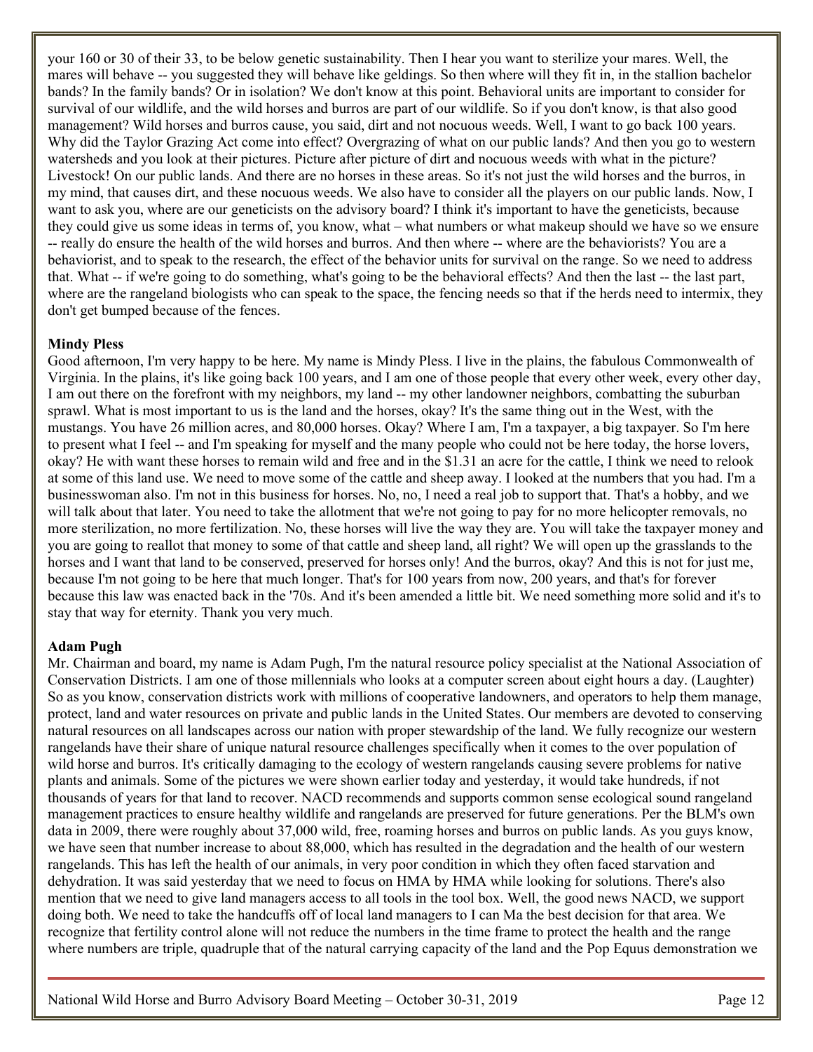your 160 or 30 of their 33, to be below genetic sustainability. Then I hear you want to sterilize your mares. Well, the mares will behave -- you suggested they will behave like geldings. So then where will they fit in, in the stallion bachelor bands? In the family bands? Or in isolation? We don't know at this point. Behavioral units are important to consider for survival of our wildlife, and the wild horses and burros are part of our wildlife. So if you don't know, is that also good management? Wild horses and burros cause, you said, dirt and not nocuous weeds. Well, I want to go back 100 years. Why did the Taylor Grazing Act come into effect? Overgrazing of what on our public lands? And then you go to western watersheds and you look at their pictures. Picture after picture of dirt and nocuous weeds with what in the picture? Livestock! On our public lands. And there are no horses in these areas. So it's not just the wild horses and the burros, in my mind, that causes dirt, and these nocuous weeds. We also have to consider all the players on our public lands. Now, I want to ask you, where are our geneticists on the advisory board? I think it's important to have the geneticists, because they could give us some ideas in terms of, you know, what – what numbers or what makeup should we have so we ensure -- really do ensure the health of the wild horses and burros. And then where -- where are the behaviorists? You are a behaviorist, and to speak to the research, the effect of the behavior units for survival on the range. So we need to address that. What -- if we're going to do something, what's going to be the behavioral effects? And then the last -- the last part, where are the rangeland biologists who can speak to the space, the fencing needs so that if the herds need to intermix, they don't get bumped because of the fences.

**Mindy Pless**

Good afternoon, I'm very happy to be here. My name is Mindy Pless. I live in the plains, the fabulous Commonwealth of Virginia. In the plains, it's like going back 100 years, and I am one of those people that every other week, every other day, I am out there on the forefront with my neighbors, my land -- my other landowner neighbors, combatting the suburban sprawl. What is most important to us is the land and the horses, okay? It's the same thing out in the West, with the mustangs. You have 26 million acres, and 80,000 horses. Okay? Where I am, I'm a taxpayer, a big taxpayer. So I'm here to present what I feel -- and I'm speaking for myself and the many people who could not be here today, the horse lovers, okay? He with want these horses to remain wild and free and in the $1.31 an acre for the cattle, I think we need to relook at some of this land use. We need to move some of the cattle and sheep away. I looked at the numbers that you had. I'm a businesswoman also. I'm not in this business for horses. No, no, I need a real job to support that. That's a hobby, and we will talk about that later. You need to take the allotment that we're not going to pay for no more helicopter removals, no more sterilization, no more fertilization. No, these horses will live the way they are. You will take the taxpayer money and you are going to reallot that money to some of that cattle and sheep land, all right? We will open up the grasslands to the horses and I want that land to be conserved, preserved for horses only! And the burros, okay? And this is not for just me, because I'm not going to be here that much longer. That's for 100 years from now, 200 years, and that's for forever because this law was enacted back in the '70s. And it's been amended a little bit. We need something more solid and it's to stay that way for eternity. Thank you very much.

**Adam Pugh**

Mr. Chairman and board, my name is Adam Pugh, I'm the natural resource policy specialist at the National Association of Conservation Districts. I am one of those millennials who looks at a computer screen about eight hours a day. (Laughter) So as you know, conservation districts work with millions of cooperative landowners, and operators to help them manage, protect, land and water resources on private and public lands in the United States. Our members are devoted to conserving natural resources on all landscapes across our nation with proper stewardship of the land. We fully recognize our western rangelands have their share of unique natural resource challenges specifically when it comes to the over population of wild horse and burros. It's critically damaging to the ecology of western rangelands causing severe problems for native plants and animals. Some of the pictures we were shown earlier today and yesterday, it would take hundreds, if not thousands of years for that land to recover. NACD recommends and supports common sense ecological sound rangeland management practices to ensure healthy wildlife and rangelands are preserved for future generations. Per the BLM's own data in 2009, there were roughly about 37,000 wild, free, roaming horses and burros on public lands. As you guys know, we have seen that number increase to about 88,000, which has resulted in the degradation and the health of our western rangelands. This has left the health of our animals, in very poor condition in which they often faced starvation and dehydration. It was said yesterday that we need to focus on HMA by HMA while looking for solutions. There's also mention that we need to give land managers access to all tools in the tool box. Well, the good news NACD, we support doing both. We need to take the handcuffs off of local land managers to I can Ma the best decision for that area. We recognize that fertility control alone will not reduce the numbers in the time frame to protect the health and the range where numbers are triple, quadruple that of the natural carrying capacity of the land and the Pop Equus demonstration we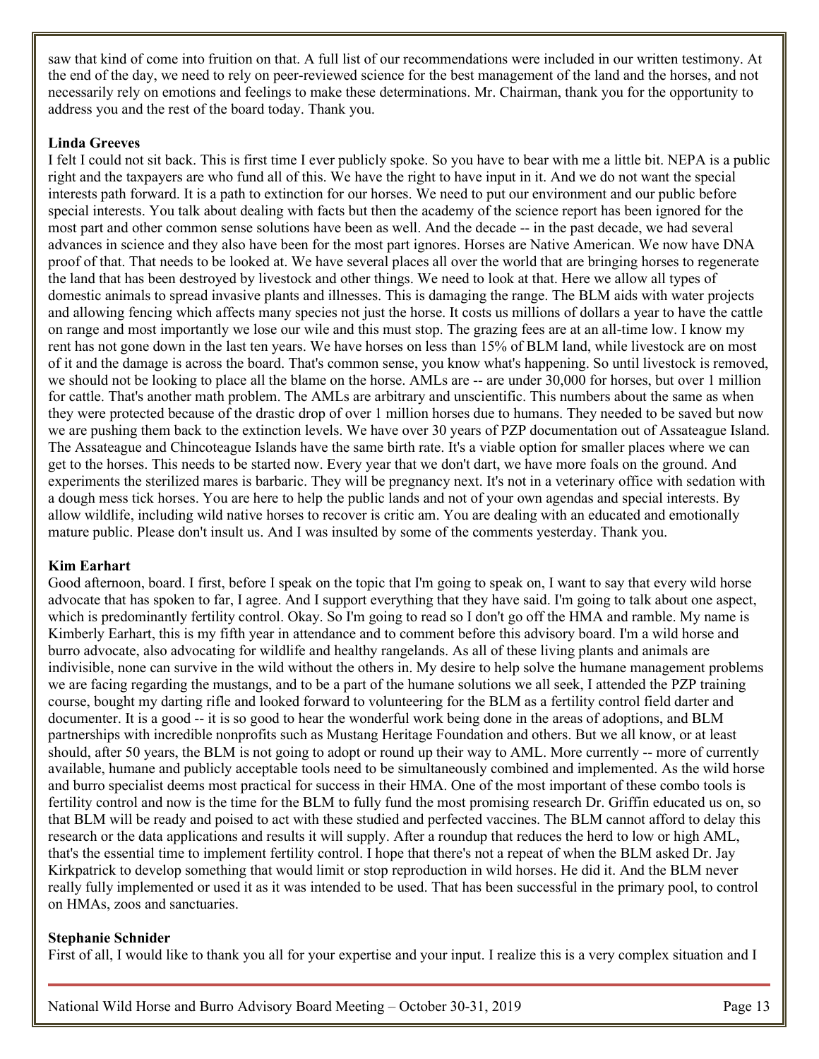saw that kind of come into fruition on that. A full list of our recommendations were included in our written testimony. At the end of the day, we need to rely on peer-reviewed science for the best management of the land and the horses, and not necessarily rely on emotions and feelings to make these determinations. Mr. Chairman, thank you for the opportunity to address you and the rest of the board today. Thank you.

**Linda Greeves**

I felt I could not sit back. This is first time I ever publicly spoke. So you have to bear with me a little bit. NEPA is a public right and the taxpayers are who fund all of this. We have the right to have input in it. And we do not want the special interests path forward. It is a path to extinction for our horses. We need to put our environment and our public before special interests. You talk about dealing with facts but then the academy of the science report has been ignored for the most part and other common sense solutions have been as well. And the decade -- in the past decade, we had several advances in science and they also have been for the most part ignores. Horses are Native American. We now have DNA proof of that. That needs to be looked at. We have several places all over the world that are bringing horses to regenerate the land that has been destroyed by livestock and other things. We need to look at that. Here we allow all types of domestic animals to spread invasive plants and illnesses. This is damaging the range. The BLM aids with water projects and allowing fencing which affects many species not just the horse. It costs us millions of dollars a year to have the cattle on range and most importantly we lose our wile and this must stop. The grazing fees are at an all-time low. I know my rent has not gone down in the last ten years. We have horses on less than 15% of BLM land, while livestock are on most of it and the damage is across the board. That's common sense, you know what's happening. So until livestock is removed, we should not be looking to place all the blame on the horse. AMLs are -- are under 30,000 for horses, but over 1 million for cattle. That's another math problem. The AMLs are arbitrary and unscientific. This numbers about the same as when they were protected because of the drastic drop of over 1 million horses due to humans. They needed to be saved but now we are pushing them back to the extinction levels. We have over 30 years of PZP documentation out of Assateague Island. The Assateague and Chincoteague Islands have the same birth rate. It's a viable option for smaller places where we can get to the horses. This needs to be started now. Every year that we don't dart, we have more foals on the ground. And experiments the sterilized mares is barbaric. They will be pregnancy next. It's not in a veterinary office with sedation with a dough mess tick horses. You are here to help the public lands and not of your own agendas and special interests. By allow wildlife, including wild native horses to recover is critic am. You are dealing with an educated and emotionally mature public. Please don't insult us. And I was insulted by some of the comments yesterday. Thank you.

**Kim Earhart**

Good afternoon, board. I first, before I speak on the topic that I'm going to speak on, I want to say that every wild horse advocate that has spoken to far, I agree. And I support everything that they have said. I'm going to talk about one aspect, which is predominantly fertility control. Okay. So I'm going to read so I don't go off the HMA and ramble. My name is Kimberly Earhart, this is my fifth year in attendance and to comment before this advisory board. I'm a wild horse and burro advocate, also advocating for wildlife and healthy rangelands. As all of these living plants and animals are indivisible, none can survive in the wild without the others in. My desire to help solve the humane management problems we are facing regarding the mustangs, and to be a part of the humane solutions we all seek, I attended the PZP training course, bought my darting rifle and looked forward to volunteering for the BLM as a fertility control field darter and documenter. It is a good -- it is so good to hear the wonderful work being done in the areas of adoptions, and BLM partnerships with incredible nonprofits such as Mustang Heritage Foundation and others. But we all know, or at least should, after 50 years, the BLM is not going to adopt or round up their way to AML. More currently -- more of currently available, humane and publicly acceptable tools need to be simultaneously combined and implemented. As the wild horse and burro specialist deems most practical for success in their HMA. One of the most important of these combo tools is fertility control and now is the time for the BLM to fully fund the most promising research Dr. Griffin educated us on, so that BLM will be ready and poised to act with these studied and perfected vaccines. The BLM cannot afford to delay this research or the data applications and results it will supply. After a roundup that reduces the herd to low or high AML, that's the essential time to implement fertility control. I hope that there's not a repeat of when the BLM asked Dr. Jay Kirkpatrick to develop something that would limit or stop reproduction in wild horses. He did it. And the BLM never really fully implemented or used it as it was intended to be used. That has been successful in the primary pool, to control on HMAs, zoos and sanctuaries.

**Stephanie Schnider**

First of all, I would like to thank you all for your expertise and your input. I realize this is a very complex situation and I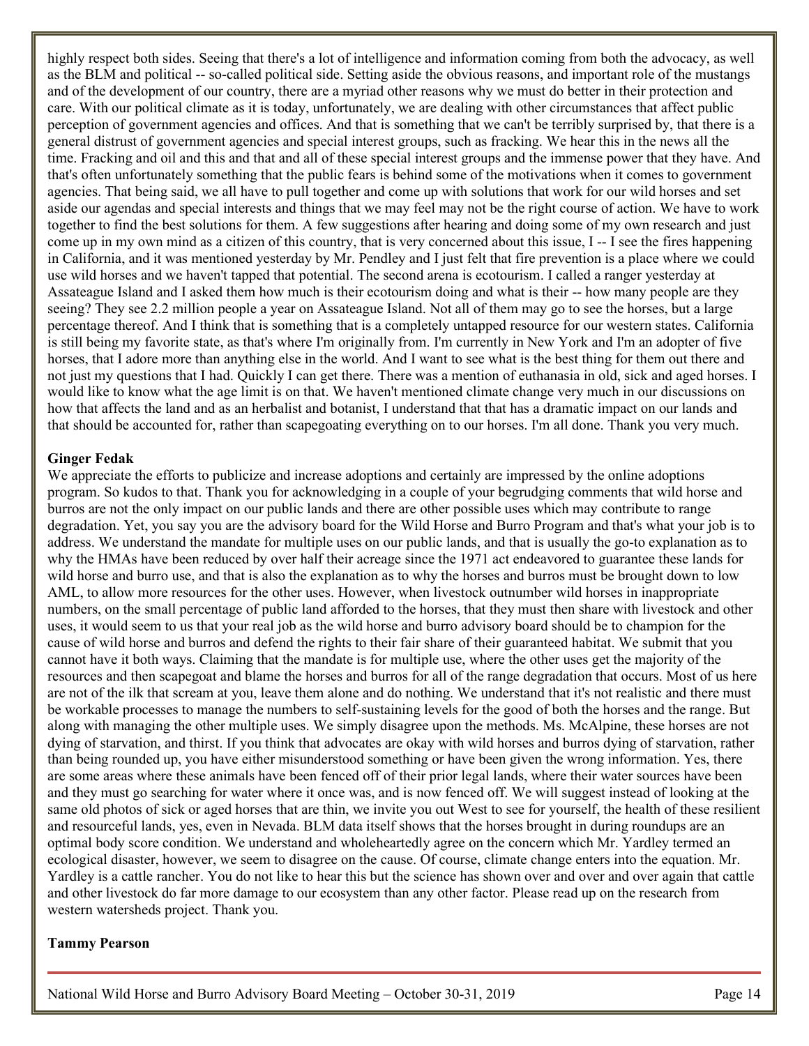highly respect both sides. Seeing that there's a lot of intelligence and information coming from both the advocacy, as well as the BLM and political -- so-called political side. Setting aside the obvious reasons, and important role of the mustangs and of the development of our country, there are a myriad other reasons why we must do better in their protection and care. With our political climate as it is today, unfortunately, we are dealing with other circumstances that affect public perception of government agencies and offices. And that is something that we can't be terribly surprised by, that there is a general distrust of government agencies and special interest groups, such as fracking. We hear this in the news all the time. Fracking and oil and this and that and all of these special interest groups and the immense power that they have. And that's often unfortunately something that the public fears is behind some of the motivations when it comes to government agencies. That being said, we all have to pull together and come up with solutions that work for our wild horses and set aside our agendas and special interests and things that we may feel may not be the right course of action. We have to work together to find the best solutions for them. A few suggestions after hearing and doing some of my own research and just come up in my own mind as a citizen of this country, that is very concerned about this issue, I -- I see the fires happening in California, and it was mentioned yesterday by Mr. Pendley and I just felt that fire prevention is a place where we could use wild horses and we haven't tapped that potential. The second arena is ecotourism. I called a ranger yesterday at Assateague Island and I asked them how much is their ecotourism doing and what is their -- how many people are they seeing? They see 2.2 million people a year on Assateague Island. Not all of them may go to see the horses, but a large percentage thereof. And I think that is something that is a completely untapped resource for our western states. California is still being my favorite state, as that's where I'm originally from. I'm currently in New York and I'm an adopter of five horses, that I adore more than anything else in the world. And I want to see what is the best thing for them out there and not just my questions that I had. Quickly I can get there. There was a mention of euthanasia in old, sick and aged horses. I would like to know what the age limit is on that. We haven't mentioned climate change very much in our discussions on how that affects the land and as an herbalist and botanist, I understand that that has a dramatic impact on our lands and that should be accounted for, rather than scapegoating everything on to our horses. I'm all done. Thank you very much.

**Ginger Fedak**

We appreciate the efforts to publicize and increase adoptions and certainly are impressed by the online adoptions program. So kudos to that. Thank you for acknowledging in a couple of your begrudging comments that wild horse and burros are not the only impact on our public lands and there are other possible uses which may contribute to range degradation. Yet, you say you are the advisory board for the Wild Horse and Burro Program and that's what your job is to address. We understand the mandate for multiple uses on our public lands, and that is usually the go-to explanation as to why the HMAs have been reduced by over half their acreage since the 1971 act endeavored to guarantee these lands for wild horse and burro use, and that is also the explanation as to why the horses and burros must be brought down to low AML, to allow more resources for the other uses. However, when livestock outnumber wild horses in inappropriate numbers, on the small percentage of public land afforded to the horses, that they must then share with livestock and other uses, it would seem to us that your real job as the wild horse and burro advisory board should be to champion for the cause of wild horse and burros and defend the rights to their fair share of their guaranteed habitat. We submit that you cannot have it both ways. Claiming that the mandate is for multiple use, where the other uses get the majority of the resources and then scapegoat and blame the horses and burros for all of the range degradation that occurs. Most of us here are not of the ilk that scream at you, leave them alone and do nothing. We understand that it's not realistic and there must be workable processes to manage the numbers to self-sustaining levels for the good of both the horses and the range. But along with managing the other multiple uses. We simply disagree upon the methods. Ms. McAlpine, these horses are not dying of starvation, and thirst. If you think that advocates are okay with wild horses and burros dying of starvation, rather than being rounded up, you have either misunderstood something or have been given the wrong information. Yes, there are some areas where these animals have been fenced off of their prior legal lands, where their water sources have been and they must go searching for water where it once was, and is now fenced off. We will suggest instead of looking at the same old photos of sick or aged horses that are thin, we invite you out West to see for yourself, the health of these resilient and resourceful lands, yes, even in Nevada. BLM data itself shows that the horses brought in during roundups are an optimal body score condition. We understand and wholeheartedly agree on the concern which Mr. Yardley termed an ecological disaster, however, we seem to disagree on the cause. Of course, climate change enters into the equation. Mr. Yardley is a cattle rancher. You do not like to hear this but the science has shown over and over and over again that cattle and other livestock do far more damage to our ecosystem than any other factor. Please read up on the research from western watersheds project. Thank you.

**Tammy Pearson**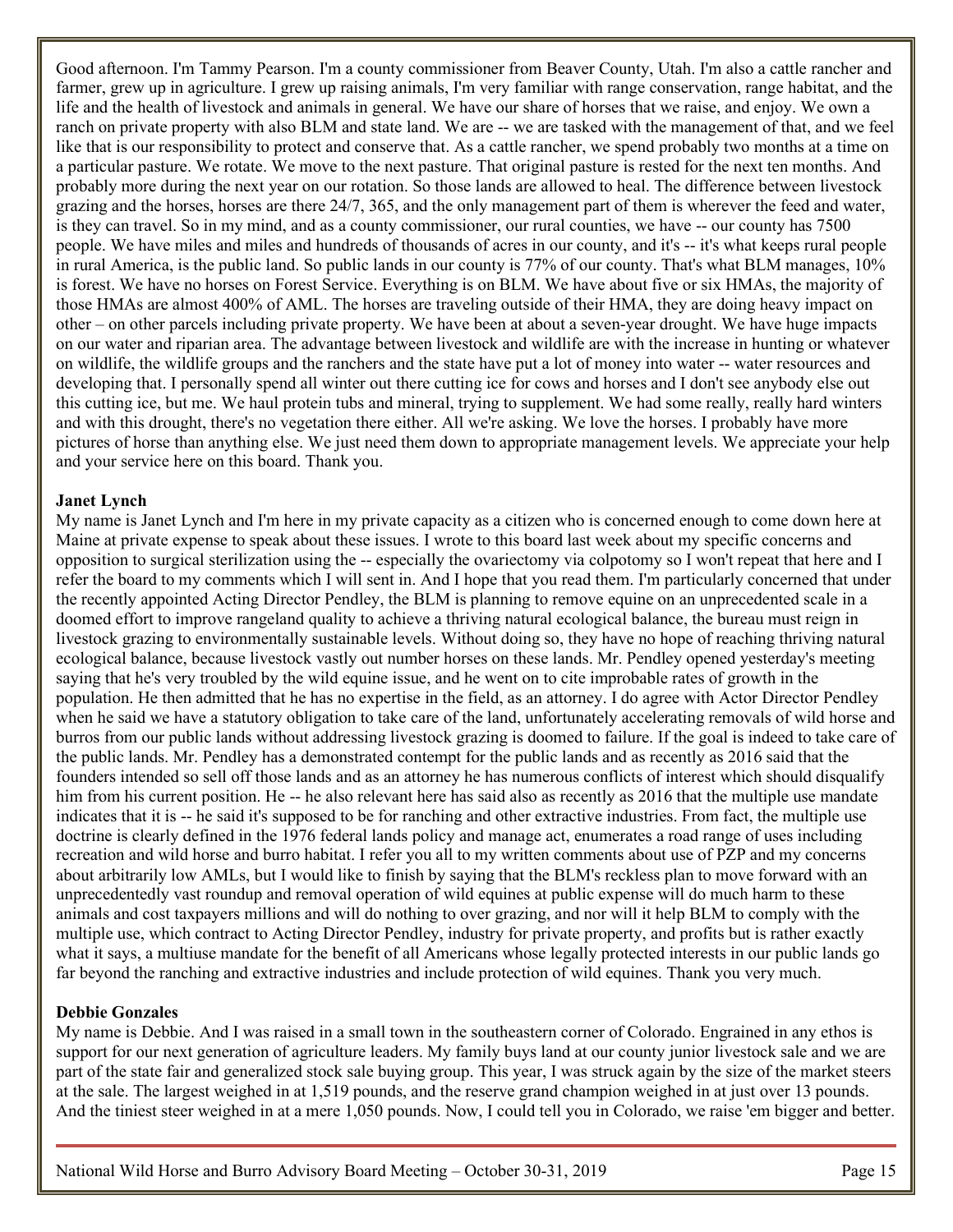Good afternoon. I'm Tammy Pearson. I'm a county commissioner from Beaver County, Utah. I'm also a cattle rancher and farmer, grew up in agriculture. I grew up raising animals, I'm very familiar with range conservation, range habitat, and the life and the health of livestock and animals in general. We have our share of horses that we raise, and enjoy. We own a ranch on private property with also BLM and state land. We are -- we are tasked with the management of that, and we feel like that is our responsibility to protect and conserve that. As a cattle rancher, we spend probably two months at a time on a particular pasture. We rotate. We move to the next pasture. That original pasture is rested for the next ten months. And probably more during the next year on our rotation. So those lands are allowed to heal. The difference between livestock grazing and the horses, horses are there 24/7, 365, and the only management part of them is wherever the feed and water, is they can travel. So in my mind, and as a county commissioner, our rural counties, we have -- our county has 7500 people. We have miles and miles and hundreds of thousands of acres in our county, and it's -- it's what keeps rural people in rural America, is the public land. So public lands in our county is 77% of our county. That's what BLM manages, 10% is forest. We have no horses on Forest Service. Everything is on BLM. We have about five or six HMAs, the majority of those HMAs are almost 400% of AML. The horses are traveling outside of their HMA, they are doing heavy impact on other – on other parcels including private property. We have been at about a seven-year drought. We have huge impacts on our water and riparian area. The advantage between livestock and wildlife are with the increase in hunting or whatever on wildlife, the wildlife groups and the ranchers and the state have put a lot of money into water -- water resources and developing that. I personally spend all winter out there cutting ice for cows and horses and I don't see anybody else out this cutting ice, but me. We haul protein tubs and mineral, trying to supplement. We had some really, really hard winters and with this drought, there's no vegetation there either. All we're asking. We love the horses. I probably have more pictures of horse than anything else. We just need them down to appropriate management levels. We appreciate your help and your service here on this board. Thank you.

**Janet Lynch**

My name is Janet Lynch and I'm here in my private capacity as a citizen who is concerned enough to come down here at Maine at private expense to speak about these issues. I wrote to this board last week about my specific concerns and opposition to surgical sterilization using the -- especially the ovariectomy via colpotomy so I won't repeat that here and I refer the board to my comments which I will sent in. And I hope that you read them. I'm particularly concerned that under the recently appointed Acting Director Pendley, the BLM is planning to remove equine on an unprecedented scale in a doomed effort to improve rangeland quality to achieve a thriving natural ecological balance, the bureau must reign in livestock grazing to environmentally sustainable levels. Without doing so, they have no hope of reaching thriving natural ecological balance, because livestock vastly out number horses on these lands. Mr. Pendley opened yesterday's meeting saying that he's very troubled by the wild equine issue, and he went on to cite improbable rates of growth in the population. He then admitted that he has no expertise in the field, as an attorney. I do agree with Actor Director Pendley when he said we have a statutory obligation to take care of the land, unfortunately accelerating removals of wild horse and burros from our public lands without addressing livestock grazing is doomed to failure. If the goal is indeed to take care of the public lands. Mr. Pendley has a demonstrated contempt for the public lands and as recently as 2016 said that the founders intended so sell off those lands and as an attorney he has numerous conflicts of interest which should disqualify him from his current position. He -- he also relevant here has said also as recently as 2016 that the multiple use mandate indicates that it is -- he said it's supposed to be for ranching and other extractive industries. From fact, the multiple use doctrine is clearly defined in the 1976 federal lands policy and manage act, enumerates a road range of uses including recreation and wild horse and burro habitat. I refer you all to my written comments about use of PZP and my concerns about arbitrarily low AMLs, but I would like to finish by saying that the BLM's reckless plan to move forward with an unprecedentedly vast roundup and removal operation of wild equines at public expense will do much harm to these animals and cost taxpayers millions and will do nothing to over grazing, and nor will it help BLM to comply with the multiple use, which contract to Acting Director Pendley, industry for private property, and profits but is rather exactly what it says, a multiuse mandate for the benefit of all Americans whose legally protected interests in our public lands go far beyond the ranching and extractive industries and include protection of wild equines. Thank you very much.

**Debbie Gonzales**

My name is Debbie. And I was raised in a small town in the southeastern corner of Colorado. Engrained in any ethos is support for our next generation of agriculture leaders. My family buys land at our county junior livestock sale and we are part of the state fair and generalized stock sale buying group. This year, I was struck again by the size of the market steers at the sale. The largest weighed in at 1,519 pounds, and the reserve grand champion weighed in at just over 13 pounds. And the tiniest steer weighed in at a mere 1,050 pounds. Now, I could tell you in Colorado, we raise 'em bigger and better.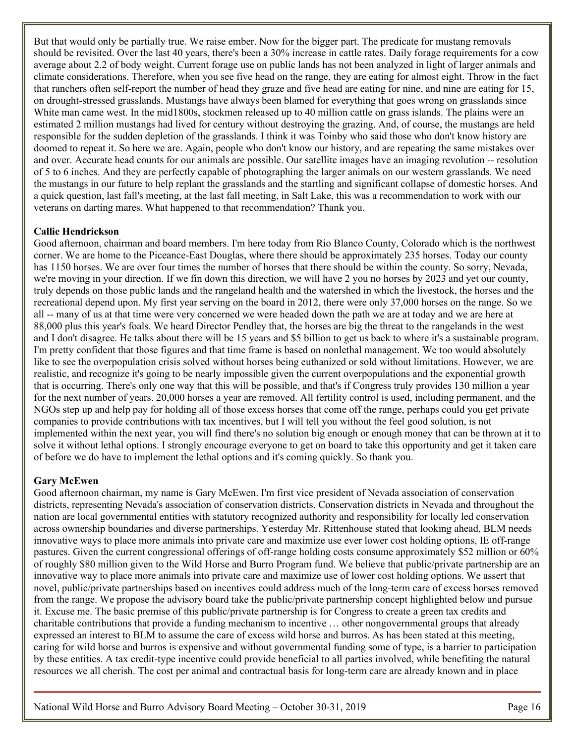But that would only be partially true. We raise ember. Now for the bigger part. The predicate for mustang removals should be revisited. Over the last 40 years, there's been a 30% increase in cattle rates. Daily forage requirements for a cow average about 2.2 of body weight. Current forage use on public lands has not been analyzed in light of larger animals and climate considerations. Therefore, when you see five head on the range, they are eating for almost eight. Throw in the fact that ranchers often self-report the number of head they graze and five head are eating for nine, and nine are eating for 15, on drought-stressed grasslands. Mustangs have always been blamed for everything that goes wrong on grasslands since White man came west. In the mid1800s, stockmen released up to 40 million cattle on grass islands. The plains were an estimated 2 million mustangs had lived for century without destroying the grazing. And, of course, the mustangs are held responsible for the sudden depletion of the grasslands. I think it was Toinby who said those who don't know history are doomed to repeat it. So here we are. Again, people who don't know our history, and are repeating the same mistakes over and over. Accurate head counts for our animals are possible. Our satellite images have an imaging revolution -- resolution of 5 to 6 inches. And they are perfectly capable of photographing the larger animals on our western grasslands. We need the mustangs in our future to help replant the grasslands and the startling and significant collapse of domestic horses. And a quick question, last fall's meeting, at the last fall meeting, in Salt Lake, this was a recommendation to work with our veterans on darting mares. What happened to that recommendation? Thank you.

**Callie Hendrickson**

Good afternoon, chairman and board members. I'm here today from Rio Blanco County, Colorado which is the northwest corner. We are home to the Piceance-East Douglas, where there should be approximately 235 horses. Today our county has 1150 horses. We are over four times the number of horses that there should be within the county. So sorry, Nevada, we're moving in your direction. If we fin down this direction, we will have 2 you no horses by 2023 and yet our county, truly depends on those public lands and the rangeland health and the watershed in which the livestock, the horses and the recreational depend upon. My first year serving on the board in 2012, there were only 37,000 horses on the range. So we all -- many of us at that time were very concerned we were headed down the path we are at today and we are here at 88,000 plus this year's foals. We heard Director Pendley that, the horses are big the threat to the rangelands in the west and I don't disagree. He talks about there will be 15 years and $5 billion to get us back to where it's a sustainable program. I'm pretty confident that those figures and that time frame is based on nonlethal management. We too would absolutely like to see the overpopulation crisis solved without horses being euthanized or sold without limitations. However, we are realistic, and recognize it's going to be nearly impossible given the current overpopulations and the exponential growth that is occurring. There's only one way that this will be possible, and that's if Congress truly provides 130 million a year for the next number of years. 20,000 horses a year are removed. All fertility control is used, including permanent, and the NGOs step up and help pay for holding all of those excess horses that come off the range, perhaps could you get private companies to provide contributions with tax incentives, but I will tell you without the feel good solution, is not implemented within the next year, you will find there's no solution big enough or enough money that can be thrown at it to solve it without lethal options. I strongly encourage everyone to get on board to take this opportunity and get it taken care of before we do have to implement the lethal options and it's coming quickly. So thank you.

**Gary McEwen**

Good afternoon chairman, my name is Gary McEwen. I'm first vice president of Nevada association of conservation districts, representing Nevada's association of conservation districts. Conservation districts in Nevada and throughout the nation are local governmental entities with statutory recognized authority and responsibility for locally led conservation across ownership boundaries and diverse partnerships. Yesterday Mr. Rittenhouse stated that looking ahead, BLM needs innovative ways to place more animals into private care and maximize use ever lower cost holding options, IE off-range pastures. Given the current congressional offerings of off-range holding costs consume approximately $52 million or 60% of roughly $80 million given to the Wild Horse and Burro Program fund. We believe that public/private partnership are an innovative way to place more animals into private care and maximize use of lower cost holding options. We assert that novel, public/private partnerships based on incentives could address much of the long-term care of excess horses removed from the range. We propose the advisory board take the public/private partnership concept highlighted below and pursue it. Excuse me. The basic premise of this public/private partnership is for Congress to create a green tax credits and charitable contributions that provide a funding mechanism to incentive … other nongovernmental groups that already expressed an interest to BLM to assume the care of excess wild horse and burros. As has been stated at this meeting, caring for wild horse and burros is expensive and without governmental funding some of type, is a barrier to participation by these entities. A tax credit-type incentive could provide beneficial to all parties involved, while benefiting the natural resources we all cherish. The cost per animal and contractual basis for long-term care are already known and in place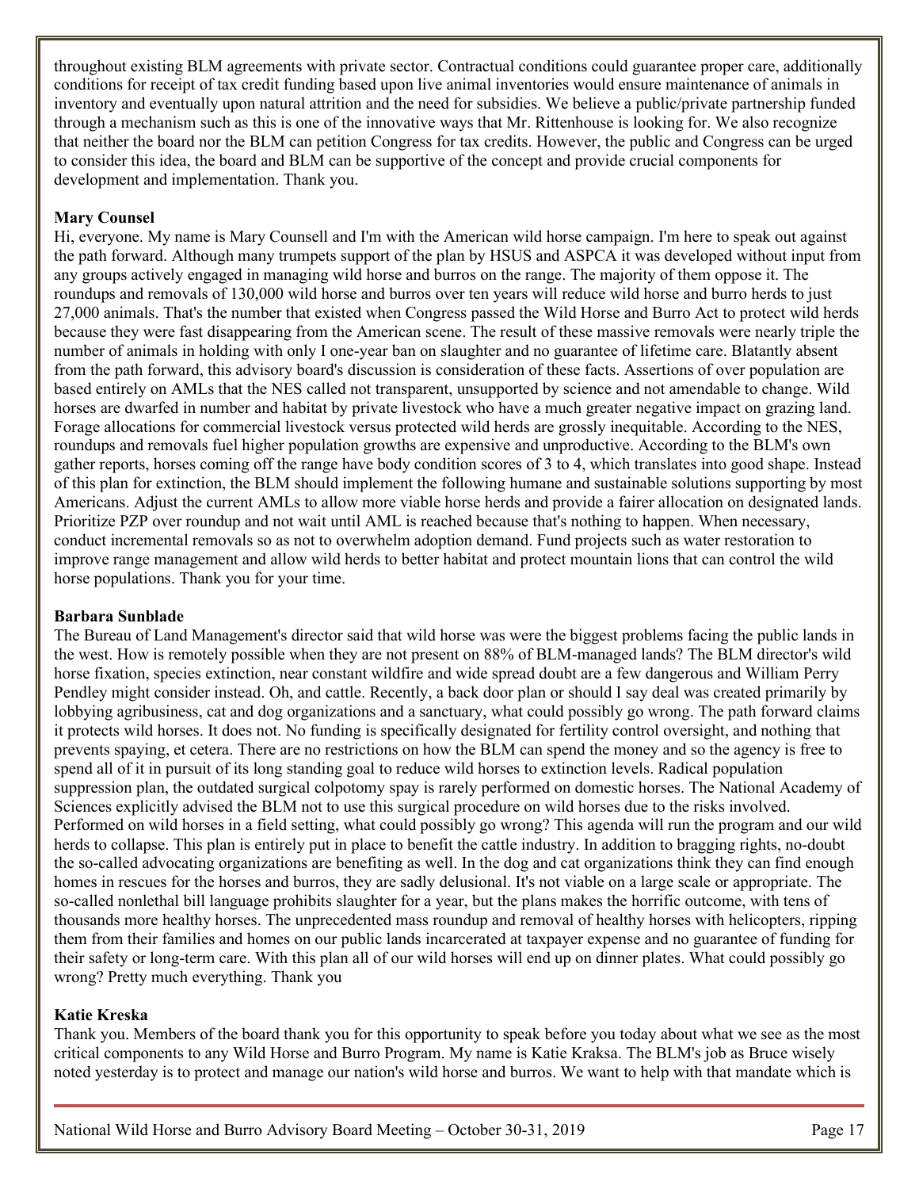throughout existing BLM agreements with private sector. Contractual conditions could guarantee proper care, additionally conditions for receipt of tax credit funding based upon live animal inventories would ensure maintenance of animals in inventory and eventually upon natural attrition and the need for subsidies. We believe a public/private partnership funded through a mechanism such as this is one of the innovative ways that Mr. Rittenhouse is looking for. We also recognize that neither the board nor the BLM can petition Congress for tax credits. However, the public and Congress can be urged to consider this idea, the board and BLM can be supportive of the concept and provide crucial components for development and implementation. Thank you.

**Mary Counsel**

Hi, everyone. My name is Mary Counsell and I'm with the American wild horse campaign. I'm here to speak out against the path forward. Although many trumpets support of the plan by HSUS and ASPCA it was developed without input from any groups actively engaged in managing wild horse and burros on the range. The majority of them oppose it. The roundups and removals of 130,000 wild horse and burros over ten years will reduce wild horse and burro herds to just 27,000 animals. That's the number that existed when Congress passed the Wild Horse and Burro Act to protect wild herds because they were fast disappearing from the American scene. The result of these massive removals were nearly triple the number of animals in holding with only I one-year ban on slaughter and no guarantee of lifetime care. Blatantly absent from the path forward, this advisory board's discussion is consideration of these facts. Assertions of over population are based entirely on AMLs that the NES called not transparent, unsupported by science and not amendable to change. Wild horses are dwarfed in number and habitat by private livestock who have a much greater negative impact on grazing land. Forage allocations for commercial livestock versus protected wild herds are grossly inequitable. According to the NES, roundups and removals fuel higher population growths are expensive and unproductive. According to the BLM's own gather reports, horses coming off the range have body condition scores of 3 to 4, which translates into good shape. Instead of this plan for extinction, the BLM should implement the following humane and sustainable solutions supporting by most Americans. Adjust the current AMLs to allow more viable horse herds and provide a fairer allocation on designated lands. Prioritize PZP over roundup and not wait until AML is reached because that's nothing to happen. When necessary, conduct incremental removals so as not to overwhelm adoption demand. Fund projects such as water restoration to improve range management and allow wild herds to better habitat and protect mountain lions that can control the wild horse populations. Thank you for your time.

**Barbara Sunblade**

The Bureau of Land Management's director said that wild horse was were the biggest problems facing the public lands in the west. How is remotely possible when they are not present on 88% of BLM-managed lands? The BLM director's wild horse fixation, species extinction, near constant wildfire and wide spread doubt are a few dangerous and William Perry Pendley might consider instead. Oh, and cattle. Recently, a back door plan or should I say deal was created primarily by lobbying agribusiness, cat and dog organizations and a sanctuary, what could possibly go wrong. The path forward claims it protects wild horses. It does not. No funding is specifically designated for fertility control oversight, and nothing that prevents spaying, et cetera. There are no restrictions on how the BLM can spend the money and so the agency is free to spend all of it in pursuit of its long standing goal to reduce wild horses to extinction levels. Radical population suppression plan, the outdated surgical colpotomy spay is rarely performed on domestic horses. The National Academy of Sciences explicitly advised the BLM not to use this surgical procedure on wild horses due to the risks involved. Performed on wild horses in a field setting, what could possibly go wrong? This agenda will run the program and our wild herds to collapse. This plan is entirely put in place to benefit the cattle industry. In addition to bragging rights, no-doubt the so-called advocating organizations are benefiting as well. In the dog and cat organizations think they can find enough homes in rescues for the horses and burros, they are sadly delusional. It's not viable on a large scale or appropriate. The so-called nonlethal bill language prohibits slaughter for a year, but the plans makes the horrific outcome, with tens of thousands more healthy horses. The unprecedented mass roundup and removal of healthy horses with helicopters, ripping them from their families and homes on our public lands incarcerated at taxpayer expense and no guarantee of funding for their safety or long-term care. With this plan all of our wild horses will end up on dinner plates. What could possibly go wrong? Pretty much everything. Thank you

**Katie Kreska**

Thank you. Members of the board thank you for this opportunity to speak before you today about what we see as the most critical components to any Wild Horse and Burro Program. My name is Katie Kraksa. The BLM's job as Bruce wisely noted yesterday is to protect and manage our nation's wild horse and burros. We want to help with that mandate which is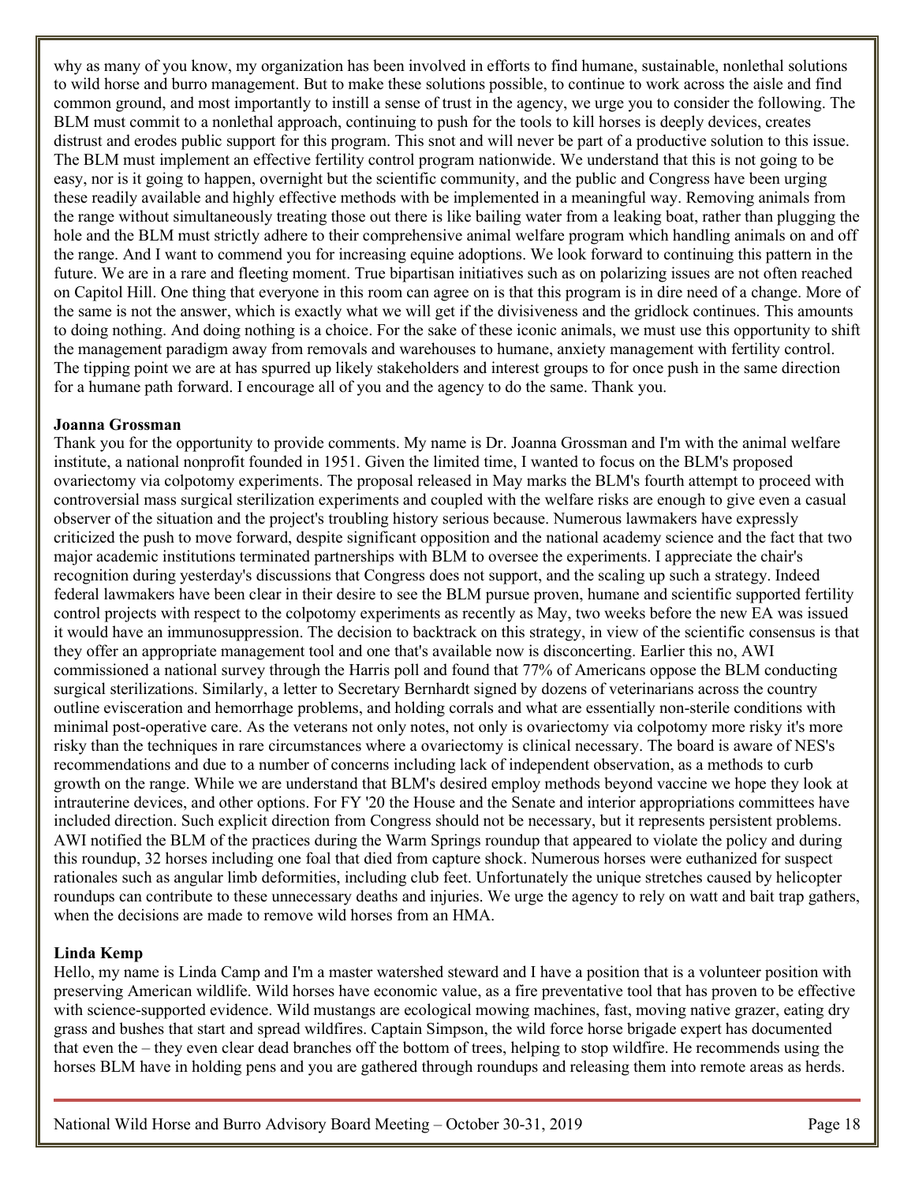why as many of you know, my organization has been involved in efforts to find humane, sustainable, nonlethal solutions to wild horse and burro management. But to make these solutions possible, to continue to work across the aisle and find common ground, and most importantly to instill a sense of trust in the agency, we urge you to consider the following. The BLM must commit to a nonlethal approach, continuing to push for the tools to kill horses is deeply devices, creates distrust and erodes public support for this program. This snot and will never be part of a productive solution to this issue. The BLM must implement an effective fertility control program nationwide. We understand that this is not going to be easy, nor is it going to happen, overnight but the scientific community, and the public and Congress have been urging these readily available and highly effective methods with be implemented in a meaningful way. Removing animals from the range without simultaneously treating those out there is like bailing water from a leaking boat, rather than plugging the hole and the BLM must strictly adhere to their comprehensive animal welfare program which handling animals on and off the range. And I want to commend you for increasing equine adoptions. We look forward to continuing this pattern in the future. We are in a rare and fleeting moment. True bipartisan initiatives such as on polarizing issues are not often reached on Capitol Hill. One thing that everyone in this room can agree on is that this program is in dire need of a change. More of the same is not the answer, which is exactly what we will get if the divisiveness and the gridlock continues. This amounts to doing nothing. And doing nothing is a choice. For the sake of these iconic animals, we must use this opportunity to shift the management paradigm away from removals and warehouses to humane, anxiety management with fertility control. The tipping point we are at has spurred up likely stakeholders and interest groups to for once push in the same direction for a humane path forward. I encourage all of you and the agency to do the same. Thank you.

**Joanna Grossman**

Thank you for the opportunity to provide comments. My name is Dr. Joanna Grossman and I'm with the animal welfare institute, a national nonprofit founded in 1951. Given the limited time, I wanted to focus on the BLM's proposed ovariectomy via colpotomy experiments. The proposal released in May marks the BLM's fourth attempt to proceed with controversial mass surgical sterilization experiments and coupled with the welfare risks are enough to give even a casual observer of the situation and the project's troubling history serious because. Numerous lawmakers have expressly criticized the push to move forward, despite significant opposition and the national academy science and the fact that two major academic institutions terminated partnerships with BLM to oversee the experiments. I appreciate the chair's recognition during yesterday's discussions that Congress does not support, and the scaling up such a strategy. Indeed federal lawmakers have been clear in their desire to see the BLM pursue proven, humane and scientific supported fertility control projects with respect to the colpotomy experiments as recently as May, two weeks before the new EA was issued it would have an immunosuppression. The decision to backtrack on this strategy, in view of the scientific consensus is that they offer an appropriate management tool and one that's available now is disconcerting. Earlier this no, AWI commissioned a national survey through the Harris poll and found that 77% of Americans oppose the BLM conducting surgical sterilizations. Similarly, a letter to Secretary Bernhardt signed by dozens of veterinarians across the country outline evisceration and hemorrhage problems, and holding corrals and what are essentially non-sterile conditions with minimal post-operative care. As the veterans not only notes, not only is ovariectomy via colpotomy more risky it's more risky than the techniques in rare circumstances where a ovariectomy is clinical necessary. The board is aware of NES's recommendations and due to a number of concerns including lack of independent observation, as a methods to curb growth on the range. While we are understand that BLM's desired employ methods beyond vaccine we hope they look at intrauterine devices, and other options. For FY '20 the House and the Senate and interior appropriations committees have included direction. Such explicit direction from Congress should not be necessary, but it represents persistent problems. AWI notified the BLM of the practices during the Warm Springs roundup that appeared to violate the policy and during this roundup, 32 horses including one foal that died from capture shock. Numerous horses were euthanized for suspect rationales such as angular limb deformities, including club feet. Unfortunately the unique stretches caused by helicopter roundups can contribute to these unnecessary deaths and injuries. We urge the agency to rely on watt and bait trap gathers, when the decisions are made to remove wild horses from an HMA.

**Linda Kemp**

Hello, my name is Linda Camp and I'm a master watershed steward and I have a position that is a volunteer position with preserving American wildlife. Wild horses have economic value, as a fire preventative tool that has proven to be effective with science-supported evidence. Wild mustangs are ecological mowing machines, fast, moving native grazer, eating dry grass and bushes that start and spread wildfires. Captain Simpson, the wild force horse brigade expert has documented that even the – they even clear dead branches off the bottom of trees, helping to stop wildfire. He recommends using the horses BLM have in holding pens and you are gathered through roundups and releasing them into remote areas as herds.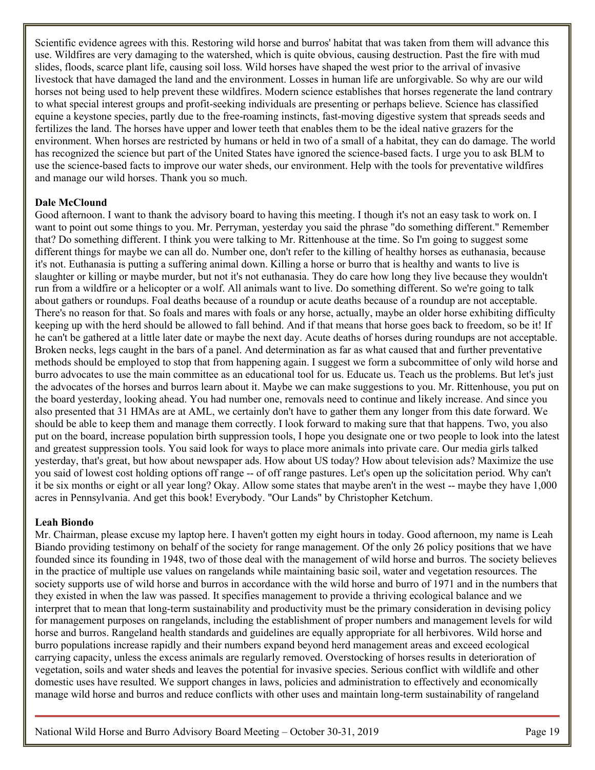Scientific evidence agrees with this. Restoring wild horse and burros' habitat that was taken from them will advance this use. Wildfires are very damaging to the watershed, which is quite obvious, causing destruction. Past the fire with mud slides, floods, scarce plant life, causing soil loss. Wild horses have shaped the west prior to the arrival of invasive livestock that have damaged the land and the environment. Losses in human life are unforgivable. So why are our wild horses not being used to help prevent these wildfires. Modern science establishes that horses regenerate the land contrary to what special interest groups and profit-seeking individuals are presenting or perhaps believe. Science has classified equine a keystone species, partly due to the free-roaming instincts, fast-moving digestive system that spreads seeds and fertilizes the land. The horses have upper and lower teeth that enables them to be the ideal native grazers for the environment. When horses are restricted by humans or held in two of a small of a habitat, they can do damage. The world has recognized the science but part of the United States have ignored the science-based facts. I urge you to ask BLM to use the science-based facts to improve our water sheds, our environment. Help with the tools for preventative wildfires and manage our wild horses. Thank you so much.

**Dale McClound**

Good afternoon. I want to thank the advisory board to having this meeting. I though it's not an easy task to work on. I want to point out some things to you. Mr. Perryman, yesterday you said the phrase "do something different." Remember that? Do something different. I think you were talking to Mr. Rittenhouse at the time. So I'm going to suggest some different things for maybe we can all do. Number one, don't refer to the killing of healthy horses as euthanasia, because it's not. Euthanasia is putting a suffering animal down. Killing a horse or burro that is healthy and wants to live is slaughter or killing or maybe murder, but not it's not euthanasia. They do care how long they live because they wouldn't run from a wildfire or a helicopter or a wolf. All animals want to live. Do something different. So we're going to talk about gathers or roundups. Foal deaths because of a roundup or acute deaths because of a roundup are not acceptable. There's no reason for that. So foals and mares with foals or any horse, actually, maybe an older horse exhibiting difficulty keeping up with the herd should be allowed to fall behind. And if that means that horse goes back to freedom, so be it! If he can't be gathered at a little later date or maybe the next day. Acute deaths of horses during roundups are not acceptable. Broken necks, legs caught in the bars of a panel. And determination as far as what caused that and further preventative methods should be employed to stop that from happening again. I suggest we form a subcommittee of only wild horse and burro advocates to use the main committee as an educational tool for us. Educate us. Teach us the problems. But let's just the advocates of the horses and burros learn about it. Maybe we can make suggestions to you. Mr. Rittenhouse, you put on the board yesterday, looking ahead. You had number one, removals need to continue and likely increase. And since you also presented that 31 HMAs are at AML, we certainly don't have to gather them any longer from this date forward. We should be able to keep them and manage them correctly. I look forward to making sure that that happens. Two, you also put on the board, increase population birth suppression tools, I hope you designate one or two people to look into the latest and greatest suppression tools. You said look for ways to place more animals into private care. Our media girls talked yesterday, that's great, but how about newspaper ads. How about US today? How about television ads? Maximize the use you said of lowest cost holding options off range -- of off range pastures. Let's open up the solicitation period. Why can't it be six months or eight or all year long? Okay. Allow some states that maybe aren't in the west -- maybe they have 1,000 acres in Pennsylvania. And get this book! Everybody. "Our Lands" by Christopher Ketchum.

**Leah Biondo**

Mr. Chairman, please excuse my laptop here. I haven't gotten my eight hours in today. Good afternoon, my name is Leah Biando providing testimony on behalf of the society for range management. Of the only 26 policy positions that we have founded since its founding in 1948, two of those deal with the management of wild horse and burros. The society believes in the practice of multiple use values on rangelands while maintaining basic soil, water and vegetation resources. The society supports use of wild horse and burros in accordance with the wild horse and burro of 1971 and in the numbers that they existed in when the law was passed. It specifies management to provide a thriving ecological balance and we interpret that to mean that long-term sustainability and productivity must be the primary consideration in devising policy for management purposes on rangelands, including the establishment of proper numbers and management levels for wild horse and burros. Rangeland health standards and guidelines are equally appropriate for all herbivores. Wild horse and burro populations increase rapidly and their numbers expand beyond herd management areas and exceed ecological carrying capacity, unless the excess animals are regularly removed. Overstocking of horses results in deterioration of vegetation, soils and water sheds and leaves the potential for invasive species. Serious conflict with wildlife and other domestic uses have resulted. We support changes in laws, policies and administration to effectively and economically manage wild horse and burros and reduce conflicts with other uses and maintain long-term sustainability of rangeland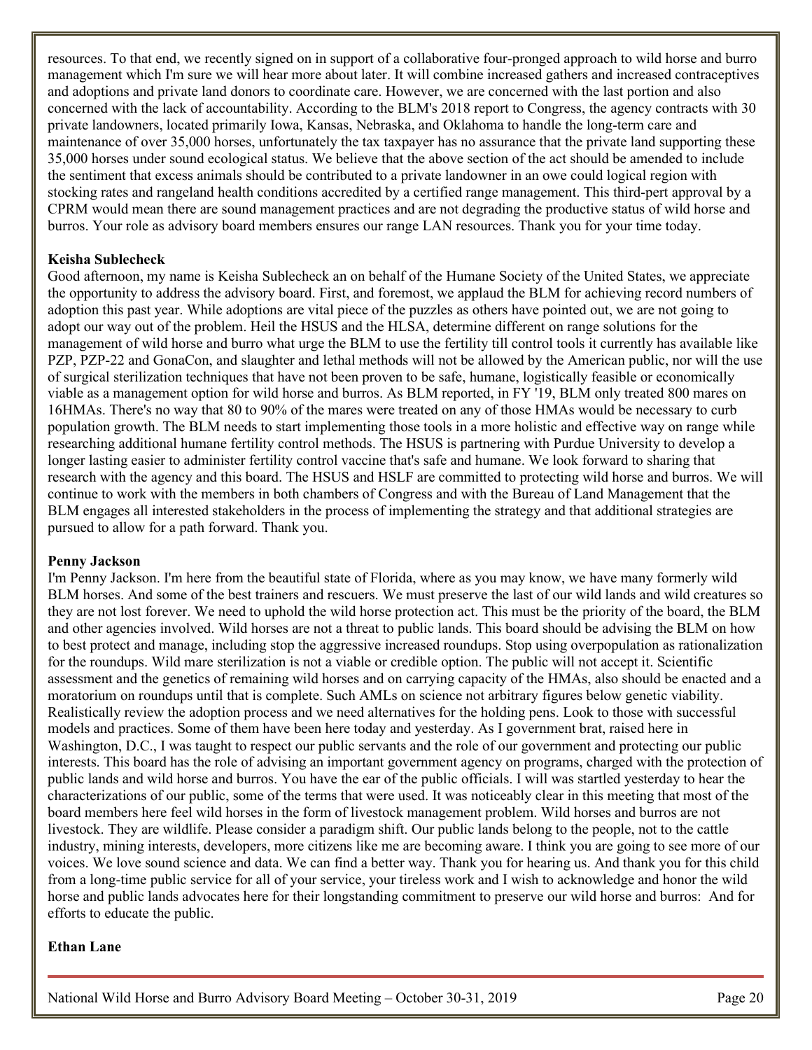resources. To that end, we recently signed on in support of a collaborative four-pronged approach to wild horse and burro management which I'm sure we will hear more about later. It will combine increased gathers and increased contraceptives and adoptions and private land donors to coordinate care. However, we are concerned with the last portion and also concerned with the lack of accountability. According to the BLM's 2018 report to Congress, the agency contracts with 30 private landowners, located primarily Iowa, Kansas, Nebraska, and Oklahoma to handle the long-term care and maintenance of over 35,000 horses, unfortunately the tax taxpayer has no assurance that the private land supporting these 35,000 horses under sound ecological status. We believe that the above section of the act should be amended to include the sentiment that excess animals should be contributed to a private landowner in an owe could logical region with stocking rates and rangeland health conditions accredited by a certified range management. This third-pert approval by a CPRM would mean there are sound management practices and are not degrading the productive status of wild horse and burros. Your role as advisory board members ensures our range LAN resources. Thank you for your time today.

**Keisha Sublecheck**

Good afternoon, my name is Keisha Sublecheck an on behalf of the Humane Society of the United States, we appreciate the opportunity to address the advisory board. First, and foremost, we applaud the BLM for achieving record numbers of adoption this past year. While adoptions are vital piece of the puzzles as others have pointed out, we are not going to adopt our way out of the problem. Heil the HSUS and the HLSA, determine different on range solutions for the management of wild horse and burro what urge the BLM to use the fertility till control tools it currently has available like PZP, PZP-22 and GonaCon, and slaughter and lethal methods will not be allowed by the American public, nor will the use of surgical sterilization techniques that have not been proven to be safe, humane, logistically feasible or economically viable as a management option for wild horse and burros. As BLM reported, in FY '19, BLM only treated 800 mares on 16HMAs. There's no way that 80 to 90% of the mares were treated on any of those HMAs would be necessary to curb population growth. The BLM needs to start implementing those tools in a more holistic and effective way on range while researching additional humane fertility control methods. The HSUS is partnering with Purdue University to develop a longer lasting easier to administer fertility control vaccine that's safe and humane. We look forward to sharing that research with the agency and this board. The HSUS and HSLF are committed to protecting wild horse and burros. We will continue to work with the members in both chambers of Congress and with the Bureau of Land Management that the BLM engages all interested stakeholders in the process of implementing the strategy and that additional strategies are pursued to allow for a path forward. Thank you.

**Penny Jackson**

I'm Penny Jackson. I'm here from the beautiful state of Florida, where as you may know, we have many formerly wild BLM horses. And some of the best trainers and rescuers. We must preserve the last of our wild lands and wild creatures so they are not lost forever. We need to uphold the wild horse protection act. This must be the priority of the board, the BLM and other agencies involved. Wild horses are not a threat to public lands. This board should be advising the BLM on how to best protect and manage, including stop the aggressive increased roundups. Stop using overpopulation as rationalization for the roundups. Wild mare sterilization is not a viable or credible option. The public will not accept it. Scientific assessment and the genetics of remaining wild horses and on carrying capacity of the HMAs, also should be enacted and a moratorium on roundups until that is complete. Such AMLs on science not arbitrary figures below genetic viability. Realistically review the adoption process and we need alternatives for the holding pens. Look to those with successful models and practices. Some of them have been here today and yesterday. As I government brat, raised here in Washington, D.C., I was taught to respect our public servants and the role of our government and protecting our public interests. This board has the role of advising an important government agency on programs, charged with the protection of public lands and wild horse and burros. You have the ear of the public officials. I will was startled yesterday to hear the characterizations of our public, some of the terms that were used. It was noticeably clear in this meeting that most of the board members here feel wild horses in the form of livestock management problem. Wild horses and burros are not livestock. They are wildlife. Please consider a paradigm shift. Our public lands belong to the people, not to the cattle industry, mining interests, developers, more citizens like me are becoming aware. I think you are going to see more of our voices. We love sound science and data. We can find a better way. Thank you for hearing us. And thank you for this child from a long-time public service for all of your service, your tireless work and I wish to acknowledge and honor the wild horse and public lands advocates here for their longstanding commitment to preserve our wild horse and burros: And for efforts to educate the public.

**Ethan Lane**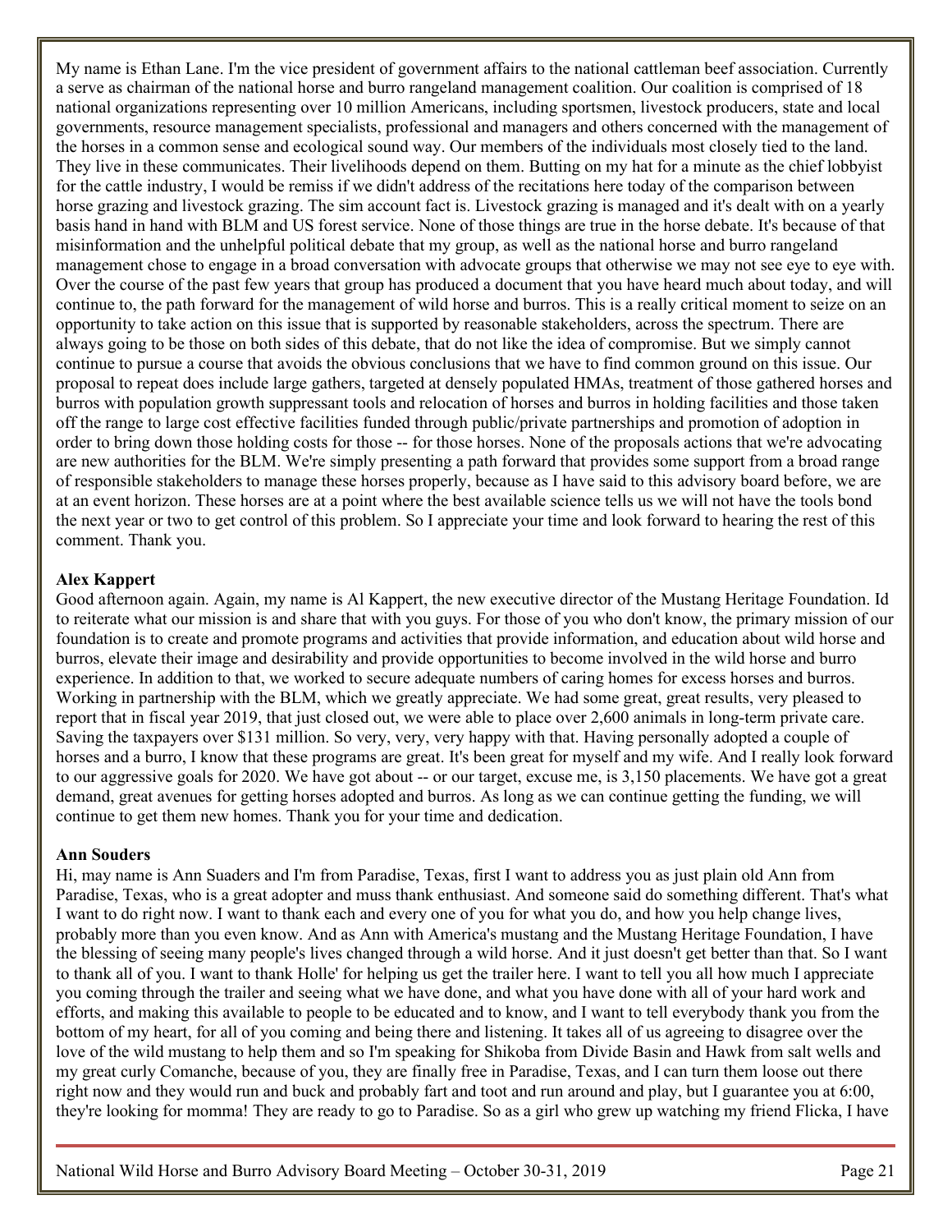My name is Ethan Lane. I'm the vice president of government affairs to the national cattleman beef association. Currently a serve as chairman of the national horse and burro rangeland management coalition. Our coalition is comprised of 18 national organizations representing over 10 million Americans, including sportsmen, livestock producers, state and local governments, resource management specialists, professional and managers and others concerned with the management of the horses in a common sense and ecological sound way. Our members of the individuals most closely tied to the land. They live in these communicates. Their livelihoods depend on them. Butting on my hat for a minute as the chief lobbyist for the cattle industry, I would be remiss if we didn't address of the recitations here today of the comparison between horse grazing and livestock grazing. The sim account fact is. Livestock grazing is managed and it's dealt with on a yearly basis hand in hand with BLM and US forest service. None of those things are true in the horse debate. It's because of that misinformation and the unhelpful political debate that my group, as well as the national horse and burro rangeland management chose to engage in a broad conversation with advocate groups that otherwise we may not see eye to eye with. Over the course of the past few years that group has produced a document that you have heard much about today, and will continue to, the path forward for the management of wild horse and burros. This is a really critical moment to seize on an opportunity to take action on this issue that is supported by reasonable stakeholders, across the spectrum. There are always going to be those on both sides of this debate, that do not like the idea of compromise. But we simply cannot continue to pursue a course that avoids the obvious conclusions that we have to find common ground on this issue. Our proposal to repeat does include large gathers, targeted at densely populated HMAs, treatment of those gathered horses and burros with population growth suppressant tools and relocation of horses and burros in holding facilities and those taken off the range to large cost effective facilities funded through public/private partnerships and promotion of adoption in order to bring down those holding costs for those -- for those horses. None of the proposals actions that we're advocating are new authorities for the BLM. We're simply presenting a path forward that provides some support from a broad range of responsible stakeholders to manage these horses properly, because as I have said to this advisory board before, we are at an event horizon. These horses are at a point where the best available science tells us we will not have the tools bond the next year or two to get control of this problem. So I appreciate your time and look forward to hearing the rest of this comment. Thank you.

**Alex Kappert**

Good afternoon again. Again, my name is Al Kappert, the new executive director of the Mustang Heritage Foundation. Id to reiterate what our mission is and share that with you guys. For those of you who don't know, the primary mission of our foundation is to create and promote programs and activities that provide information, and education about wild horse and burros, elevate their image and desirability and provide opportunities to become involved in the wild horse and burro experience. In addition to that, we worked to secure adequate numbers of caring homes for excess horses and burros. Working in partnership with the BLM, which we greatly appreciate. We had some great, great results, very pleased to report that in fiscal year 2019, that just closed out, we were able to place over 2,600 animals in long-term private care. Saving the taxpayers over $131 million. So very, very, very happy with that. Having personally adopted a couple of horses and a burro, I know that these programs are great. It's been great for myself and my wife. And I really look forward to our aggressive goals for 2020. We have got about -- or our target, excuse me, is 3,150 placements. We have got a great demand, great avenues for getting horses adopted and burros. As long as we can continue getting the funding, we will continue to get them new homes. Thank you for your time and dedication.

**Ann Souders**

Hi, may name is Ann Suaders and I'm from Paradise, Texas, first I want to address you as just plain old Ann from Paradise, Texas, who is a great adopter and muss thank enthusiast. And someone said do something different. That's what I want to do right now. I want to thank each and every one of you for what you do, and how you help change lives, probably more than you even know. And as Ann with America's mustang and the Mustang Heritage Foundation, I have the blessing of seeing many people's lives changed through a wild horse. And it just doesn't get better than that. So I want to thank all of you. I want to thank Holle' for helping us get the trailer here. I want to tell you all how much I appreciate you coming through the trailer and seeing what we have done, and what you have done with all of your hard work and efforts, and making this available to people to be educated and to know, and I want to tell everybody thank you from the bottom of my heart, for all of you coming and being there and listening. It takes all of us agreeing to disagree over the love of the wild mustang to help them and so I'm speaking for Shikoba from Divide Basin and Hawk from salt wells and my great curly Comanche, because of you, they are finally free in Paradise, Texas, and I can turn them loose out there right now and they would run and buck and probably fart and toot and run around and play, but I guarantee you at 6:00, they're looking for momma! They are ready to go to Paradise. So as a girl who grew up watching my friend Flicka, I have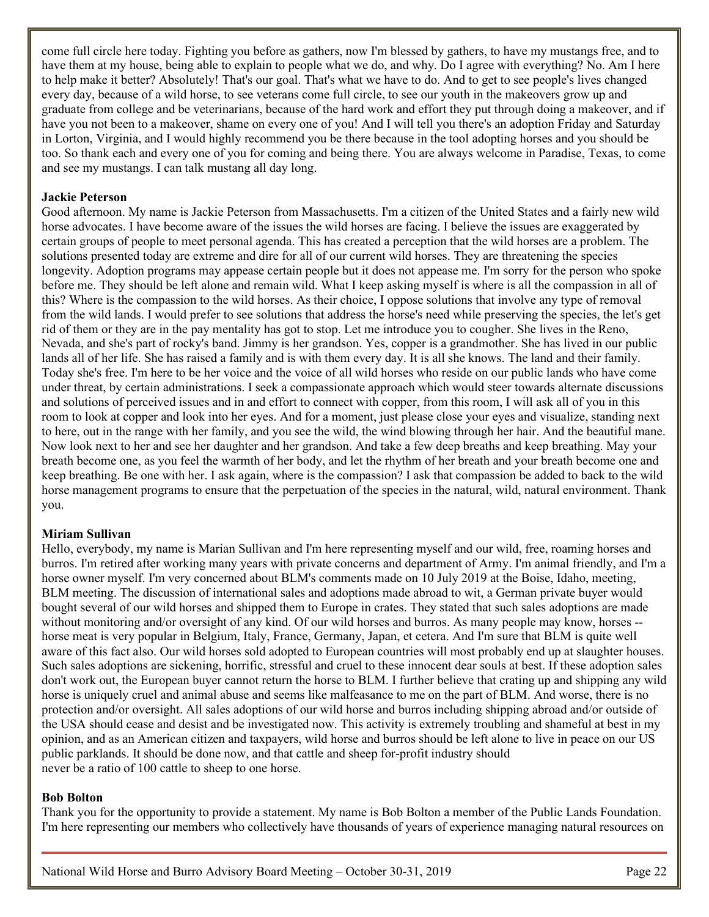come full circle here today. Fighting you before as gathers, now I'm blessed by gathers, to have my mustangs free, and to have them at my house, being able to explain to people what we do, and why. Do I agree with everything? No. Am I here to help make it better? Absolutely! That's our goal. That's what we have to do. And to get to see people's lives changed every day, because of a wild horse, to see veterans come full circle, to see our youth in the makeovers grow up and graduate from college and be veterinarians, because of the hard work and effort they put through doing a makeover, and if have you not been to a makeover, shame on every one of you! And I will tell you there's an adoption Friday and Saturday in Lorton, Virginia, and I would highly recommend you be there because in the tool adopting horses and you should be too. So thank each and every one of you for coming and being there. You are always welcome in Paradise, Texas, to come and see my mustangs. I can talk mustang all day long.

**Jackie Peterson**

Good afternoon. My name is Jackie Peterson from Massachusetts. I'm a citizen of the United States and a fairly new wild horse advocates. I have become aware of the issues the wild horses are facing. I believe the issues are exaggerated by certain groups of people to meet personal agenda. This has created a perception that the wild horses are a problem. The solutions presented today are extreme and dire for all of our current wild horses. They are threatening the species longevity. Adoption programs may appease certain people but it does not appease me. I'm sorry for the person who spoke before me. They should be left alone and remain wild. What I keep asking myself is where is all the compassion in all of this? Where is the compassion to the wild horses. As their choice, I oppose solutions that involve any type of removal from the wild lands. I would prefer to see solutions that address the horse's need while preserving the species, the let's get rid of them or they are in the pay mentality has got to stop. Let me introduce you to cougher. She lives in the Reno, Nevada, and she's part of rocky's band. Jimmy is her grandson. Yes, copper is a grandmother. She has lived in our public lands all of her life. She has raised a family and is with them every day. It is all she knows. The land and their family. Today she's free. I'm here to be her voice and the voice of all wild horses who reside on our public lands who have come under threat, by certain administrations. I seek a compassionate approach which would steer towards alternate discussions and solutions of perceived issues and in and effort to connect with copper, from this room, I will ask all of you in this room to look at copper and look into her eyes. And for a moment, just please close your eyes and visualize, standing next to here, out in the range with her family, and you see the wild, the wind blowing through her hair. And the beautiful mane. Now look next to her and see her daughter and her grandson. And take a few deep breaths and keep breathing. May your breath become one, as you feel the warmth of her body, and let the rhythm of her breath and your breath become one and keep breathing. Be one with her. I ask again, where is the compassion? I ask that compassion be added to back to the wild horse management programs to ensure that the perpetuation of the species in the natural, wild, natural environment. Thank you.

**Miriam Sullivan**

Hello, everybody, my name is Marian Sullivan and I'm here representing myself and our wild, free, roaming horses and burros. I'm retired after working many years with private concerns and department of Army. I'm animal friendly, and I'm a horse owner myself. I'm very concerned about BLM's comments made on 10 July 2019 at the Boise, Idaho, meeting, BLM meeting. The discussion of international sales and adoptions made abroad to wit, a German private buyer would bought several of our wild horses and shipped them to Europe in crates. They stated that such sales adoptions are made without monitoring and/or oversight of any kind. Of our wild horses and burros. As many people may know, horses -- horse meat is very popular in Belgium, Italy, France, Germany, Japan, et cetera. And I'm sure that BLM is quite well aware of this fact also. Our wild horses sold adopted to European countries will most probably end up at slaughter houses. Such sales adoptions are sickening, horrific, stressful and cruel to these innocent dear souls at best. If these adoption sales don't work out, the European buyer cannot return the horse to BLM. I further believe that crating up and shipping any wild horse is uniquely cruel and animal abuse and seems like malfeasance to me on the part of BLM. And worse, there is no protection and/or oversight. All sales adoptions of our wild horse and burros including shipping abroad and/or outside of the USA should cease and desist and be investigated now. This activity is extremely troubling and shameful at best in my opinion, and as an American citizen and taxpayers, wild horse and burros should be left alone to live in peace on our US public parklands. It should be done now, and that cattle and sheep for-profit industry should never be a ratio of 100 cattle to sheep to one horse.

**Bob Bolton**

Thank you for the opportunity to provide a statement. My name is Bob Bolton a member of the Public Lands Foundation. I'm here representing our members who collectively have thousands of years of experience managing natural resources on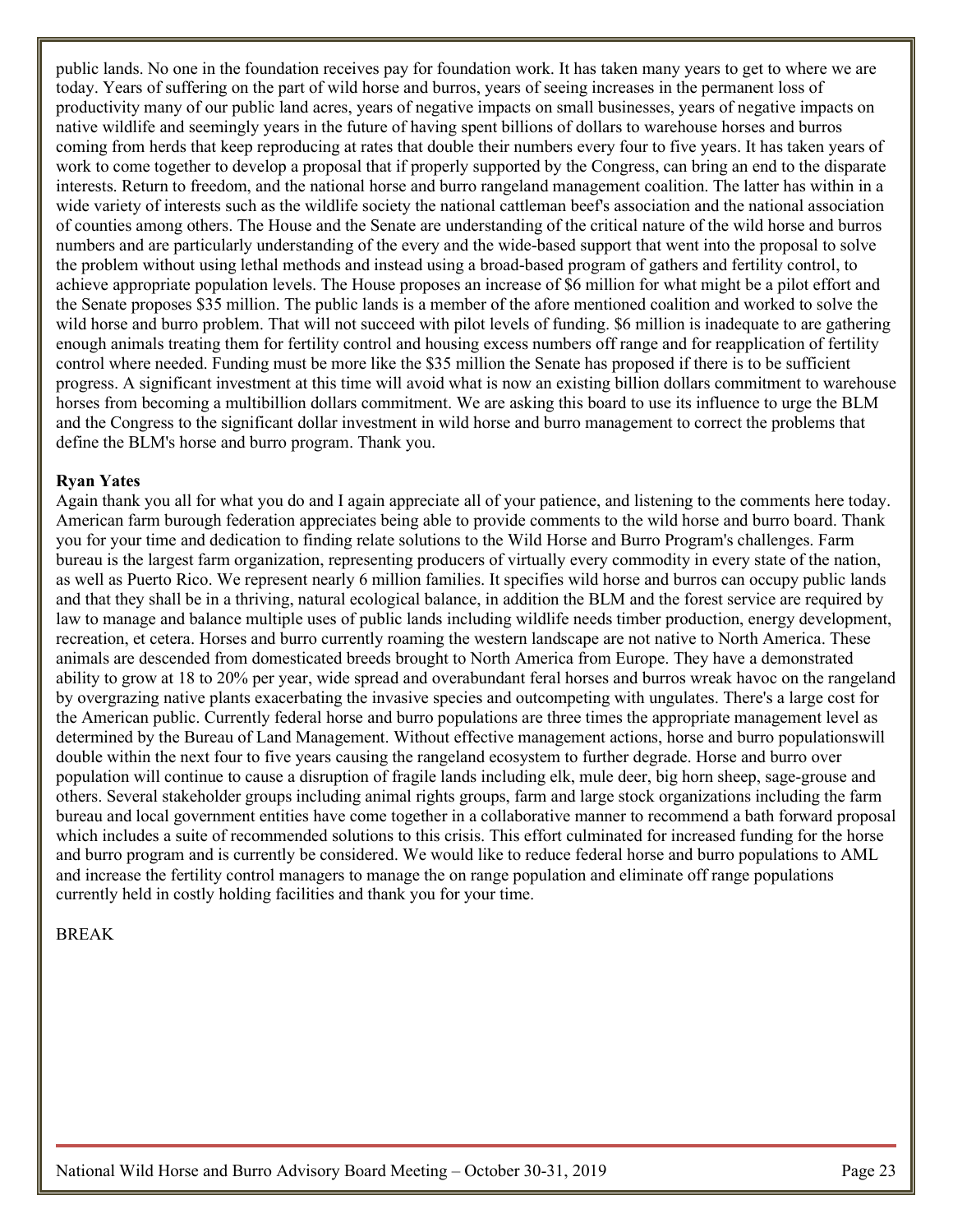public lands. No one in the foundation receives pay for foundation work. It has taken many years to get to where we are today. Years of suffering on the part of wild horse and burros, years of seeing increases in the permanent loss of productivity many of our public land acres, years of negative impacts on small businesses, years of negative impacts on native wildlife and seemingly years in the future of having spent billions of dollars to warehouse horses and burros coming from herds that keep reproducing at rates that double their numbers every four to five years. It has taken years of work to come together to develop a proposal that if properly supported by the Congress, can bring an end to the disparate interests. Return to freedom, and the national horse and burro rangeland management coalition. The latter has within in a wide variety of interests such as the wildlife society the national cattleman beef's association and the national association of counties among others. The House and the Senate are understanding of the critical nature of the wild horse and burros numbers and are particularly understanding of the every and the wide-based support that went into the proposal to solve the problem without using lethal methods and instead using a broad-based program of gathers and fertility control, to achieve appropriate population levels. The House proposes an increase of $6 million for what might be a pilot effort and the Senate proposes $35 million. The public lands is a member of the afore mentioned coalition and worked to solve the wild horse and burro problem. That will not succeed with pilot levels of funding. $6 million is inadequate to are gathering enough animals treating them for fertility control and housing excess numbers off range and for reapplication of fertility control where needed. Funding must be more like the $35 million the Senate has proposed if there is to be sufficient progress. A significant investment at this time will avoid what is now an existing billion dollars commitment to warehouse horses from becoming a multibillion dollars commitment. We are asking this board to use its influence to urge the BLM and the Congress to the significant dollar investment in wild horse and burro management to correct the problems that define the BLM's horse and burro program. Thank you.

**Ryan Yates**

Again thank you all for what you do and I again appreciate all of your patience, and listening to the comments here today. American farm burough federation appreciates being able to provide comments to the wild horse and burro board. Thank you for your time and dedication to finding relate solutions to the Wild Horse and Burro Program's challenges. Farm bureau is the largest farm organization, representing producers of virtually every commodity in every state of the nation, as well as Puerto Rico. We represent nearly 6 million families. It specifies wild horse and burros can occupy public lands and that they shall be in a thriving, natural ecological balance, in addition the BLM and the forest service are required by law to manage and balance multiple uses of public lands including wildlife needs timber production, energy development, recreation, et cetera. Horses and burro currently roaming the western landscape are not native to North America. These animals are descended from domesticated breeds brought to North America from Europe. They have a demonstrated ability to grow at 18 to 20% per year, wide spread and overabundant feral horses and burros wreak havoc on the rangeland by overgrazing native plants exacerbating the invasive species and outcompeting with ungulates. There's a large cost for the American public. Currently federal horse and burro populations are three times the appropriate management level as determined by the Bureau of Land Management. Without effective management actions, horse and burro populationswill double within the next four to five years causing the rangeland ecosystem to further degrade. Horse and burro over population will continue to cause a disruption of fragile lands including elk, mule deer, big horn sheep, sage-grouse and others. Several stakeholder groups including animal rights groups, farm and large stock organizations including the farm bureau and local government entities have come together in a collaborative manner to recommend a bath forward proposal which includes a suite of recommended solutions to this crisis. This effort culminated for increased funding for the horse and burro program and is currently be considered. We would like to reduce federal horse and burro populations to AML and increase the fertility control managers to manage the on range population and eliminate off range populations currently held in costly holding facilities and thank you for your time.

BREAK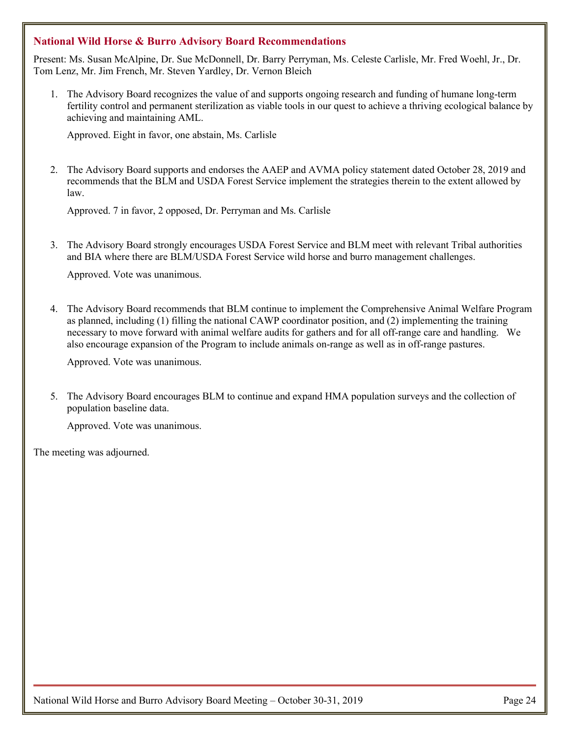## National Wild Horse & Burro Advisory Board Recommendations

Present: Ms. Susan McAlpine, Dr. Sue McDonnell, Dr. Barry Perryman, Ms. Celeste Carlisle, Mr. Fred Woehl, Jr., Dr. Tom Lenz, Mr. Jim French, Mr. Steven Yardley, Dr. Vernon Bleich

1. The Advisory Board recognizes the value of and supports ongoing research and funding of humane long-term fertility control and permanent sterilization as viable tools in our quest to achieve a thriving ecological balance by achieving and maintaining AML.

   Approved. Eight in favor, one abstain, Ms. Carlisle

2. The Advisory Board supports and endorses the AAEP and AVMA policy statement dated October 28, 2019 and recommends that the BLM and USDA Forest Service implement the strategies therein to the extent allowed by law.

   Approved. 7 in favor, 2 opposed, Dr. Perryman and Ms. Carlisle

3. The Advisory Board strongly encourages USDA Forest Service and BLM meet with relevant Tribal authorities and BIA where there are BLM/USDA Forest Service wild horse and burro management challenges.

   Approved. Vote was unanimous.

4. The Advisory Board recommends that BLM continue to implement the Comprehensive Animal Welfare Program as planned, including (1) filling the national CAWP coordinator position, and (2) implementing the training necessary to move forward with animal welfare audits for gathers and for all off-range care and handling. We also encourage expansion of the Program to include animals on-range as well as in off-range pastures.

   Approved. Vote was unanimous.

5. The Advisory Board encourages BLM to continue and expand HMA population surveys and the collection of population baseline data.

   Approved. Vote was unanimous.

The meeting was adjourned.